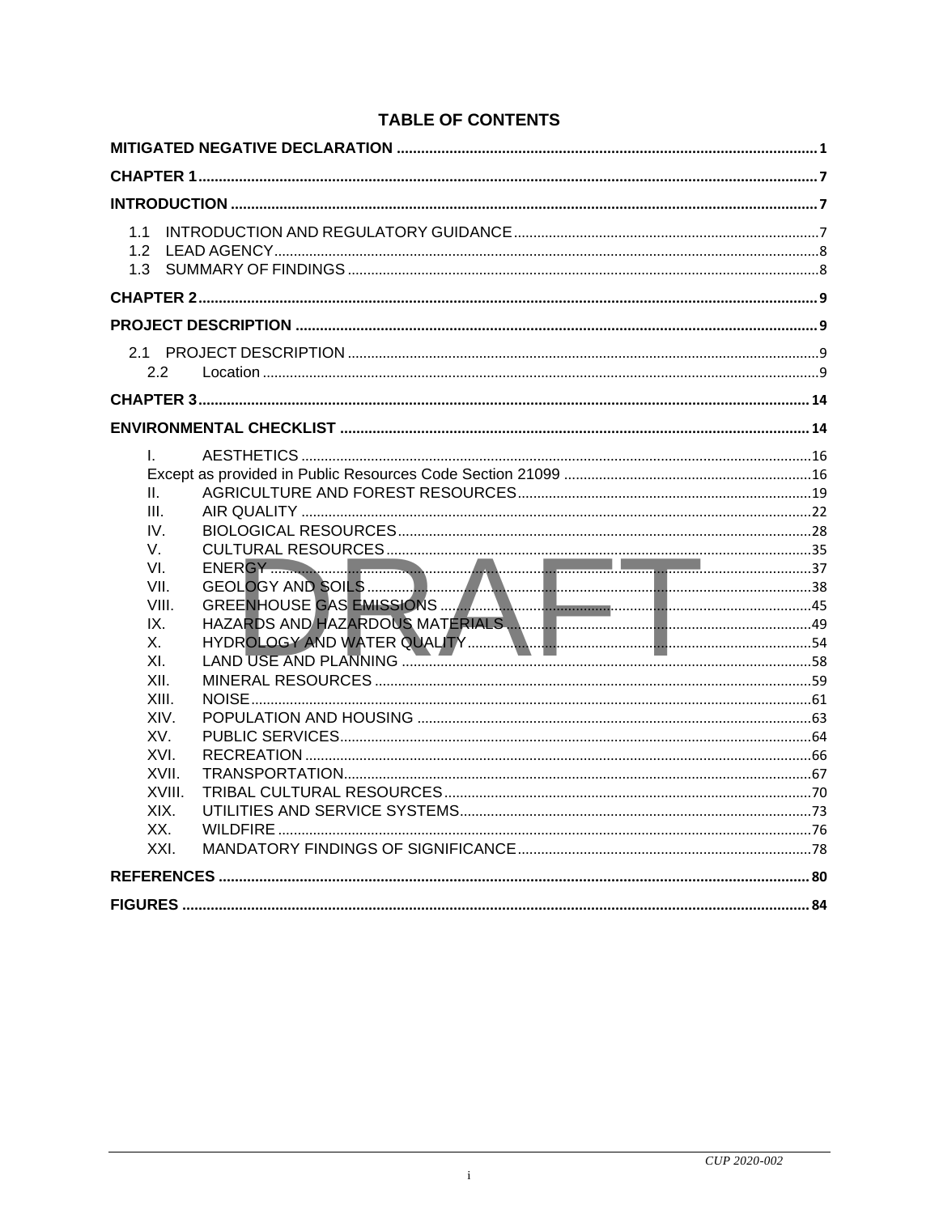# TABLE OF CONTENTS

**MITIGATED NEGATIVE DECLARATION** .......... 1

**CHAPTER 1** .......... 7

**INTRODUCTION** .......... 7

- 1.1 INTRODUCTION AND REGULATORY GUIDANCE .......... 7
- 1.2 LEAD AGENCY .......... 8
- 1.3 SUMMARY OF FINDINGS .......... 8

**CHAPTER 2** .......... 9

**PROJECT DESCRIPTION** .......... 9

- 2.1 PROJECT DESCRIPTION .......... 9
  - 2.2 Location .......... 9

**CHAPTER 3** .......... 14

**ENVIRONMENTAL CHECKLIST** .......... 14

- I. AESTHETICS .......... 16
- Except as provided in Public Resources Code Section 21099 .......... 16
- II. AGRICULTURE AND FOREST RESOURCES .......... 19
- III. AIR QUALITY .......... 22
- IV. BIOLOGICAL RESOURCES .......... 28
- V. CULTURAL RESOURCES .......... 35
- VI. ENERGY .......... 37
- VII. GEOLOGY AND SOILS .......... 38
- VIII. GREENHOUSE GAS EMISSIONS .......... 45
- IX. HAZARDS AND HAZARDOUS MATERIALS .......... 49
- X. HYDROLOGY AND WATER QUALITY .......... 54
- XI. LAND USE AND PLANNING .......... 58
- XII. MINERAL RESOURCES .......... 59
- XIII. NOISE .......... 61
- XIV. POPULATION AND HOUSING .......... 63
- XV. PUBLIC SERVICES .......... 64
- XVI. RECREATION .......... 66
- XVII. TRANSPORTATION .......... 67
- XVIII. TRIBAL CULTURAL RESOURCES .......... 70
- XIX. UTILITIES AND SERVICE SYSTEMS .......... 73
- XX. WILDFIRE .......... 76
- XXI. MANDATORY FINDINGS OF SIGNIFICANCE .......... 78

**REFERENCES** .......... 80

**FIGURES** .......... 84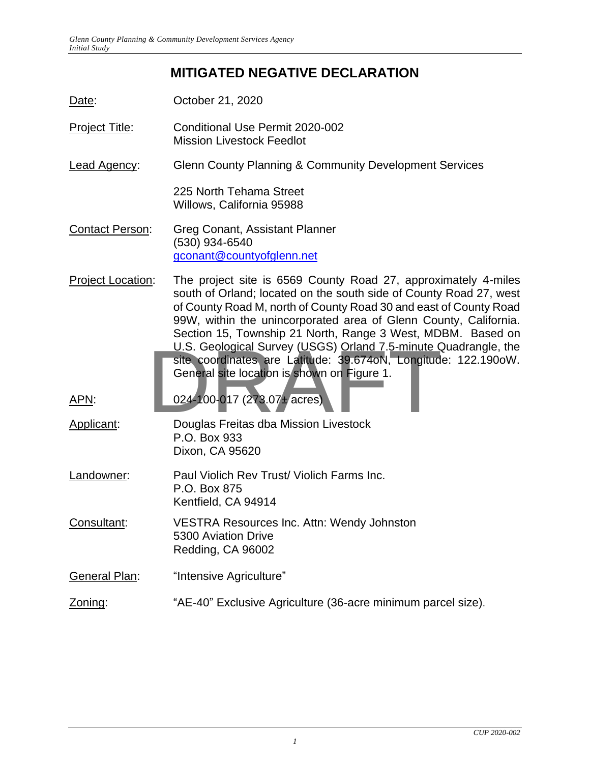# MITIGATED NEGATIVE DECLARATION

Date: October 21, 2020

Project Title: Conditional Use Permit 2020-002
Mission Livestock Feedlot

Lead Agency: Glenn County Planning & Community Development Services

225 North Tehama Street
Willows, California 95988

Contact Person: Greg Conant, Assistant Planner
(530) 934-6540
gconant@countyofglenn.net

Project Location: The project site is 6569 County Road 27, approximately 4-miles south of Orland; located on the south side of County Road 27, west of County Road M, north of County Road 30 and east of County Road 99W, within the unincorporated area of Glenn County, California. Section 15, Township 21 North, Range 3 West, MDBM. Based on U.S. Geological Survey (USGS) Orland 7.5-minute Quadrangle, the site coordinates are Latitude: 39.674oN, Longitude: 122.190oW. General site location is shown on Figure 1.

APN: 024-100-017 (273.07± acres)

Applicant: Douglas Freitas dba Mission Livestock
P.O. Box 933
Dixon, CA 95620

Landowner: Paul Violich Rev Trust/ Violich Farms Inc.
P.O. Box 875
Kentfield, CA 94914

Consultant: VESTRA Resources Inc. Attn: Wendy Johnston
5300 Aviation Drive
Redding, CA 96002

General Plan: "Intensive Agriculture"

Zoning: "AE-40" Exclusive Agriculture (36-acre minimum parcel size).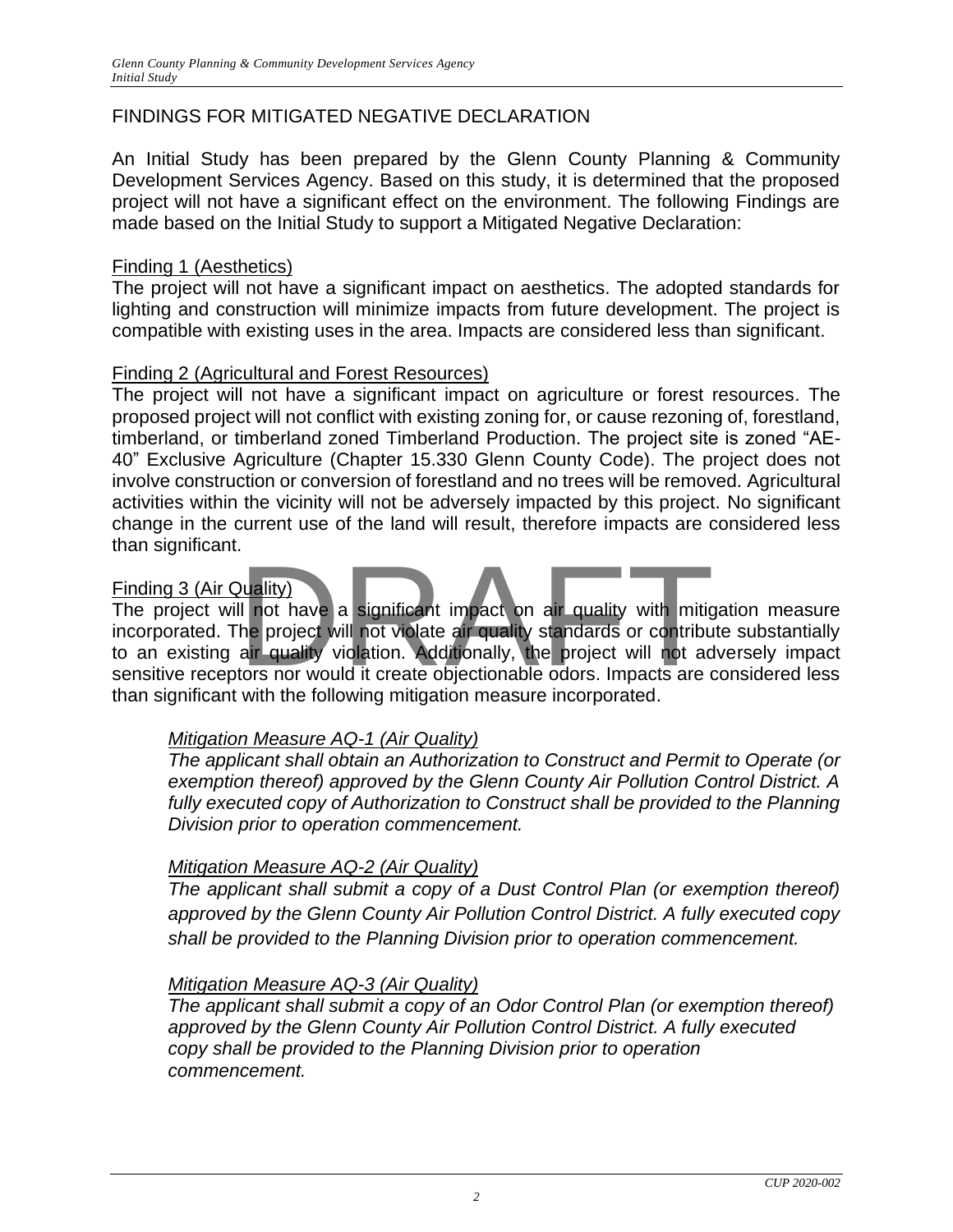## FINDINGS FOR MITIGATED NEGATIVE DECLARATION

An Initial Study has been prepared by the Glenn County Planning & Community Development Services Agency. Based on this study, it is determined that the proposed project will not have a significant effect on the environment. The following Findings are made based on the Initial Study to support a Mitigated Negative Declaration:

### Finding 1 (Aesthetics)

The project will not have a significant impact on aesthetics. The adopted standards for lighting and construction will minimize impacts from future development. The project is compatible with existing uses in the area. Impacts are considered less than significant.

### Finding 2 (Agricultural and Forest Resources)

The project will not have a significant impact on agriculture or forest resources. The proposed project will not conflict with existing zoning for, or cause rezoning of, forestland, timberland, or timberland zoned Timberland Production. The project site is zoned "AE-40" Exclusive Agriculture (Chapter 15.330 Glenn County Code). The project does not involve construction or conversion of forestland and no trees will be removed. Agricultural activities within the vicinity will not be adversely impacted by this project. No significant change in the current use of the land will result, therefore impacts are considered less than significant.

### Finding 3 (Air Quality)

The project will not have a significant impact on air quality with mitigation measure incorporated. The project will not violate air quality standards or contribute substantially to an existing air quality violation. Additionally, the project will not adversely impact sensitive receptors nor would it create objectionable odors. Impacts are considered less than significant with the following mitigation measure incorporated.

*Mitigation Measure AQ-1 (Air Quality)*

*The applicant shall obtain an Authorization to Construct and Permit to Operate (or exemption thereof) approved by the Glenn County Air Pollution Control District. A fully executed copy of Authorization to Construct shall be provided to the Planning Division prior to operation commencement.*

*Mitigation Measure AQ-2 (Air Quality)*

*The applicant shall submit a copy of a Dust Control Plan (or exemption thereof) approved by the Glenn County Air Pollution Control District. A fully executed copy shall be provided to the Planning Division prior to operation commencement.*

*Mitigation Measure AQ-3 (Air Quality)*

*The applicant shall submit a copy of an Odor Control Plan (or exemption thereof) approved by the Glenn County Air Pollution Control District. A fully executed copy shall be provided to the Planning Division prior to operation commencement.*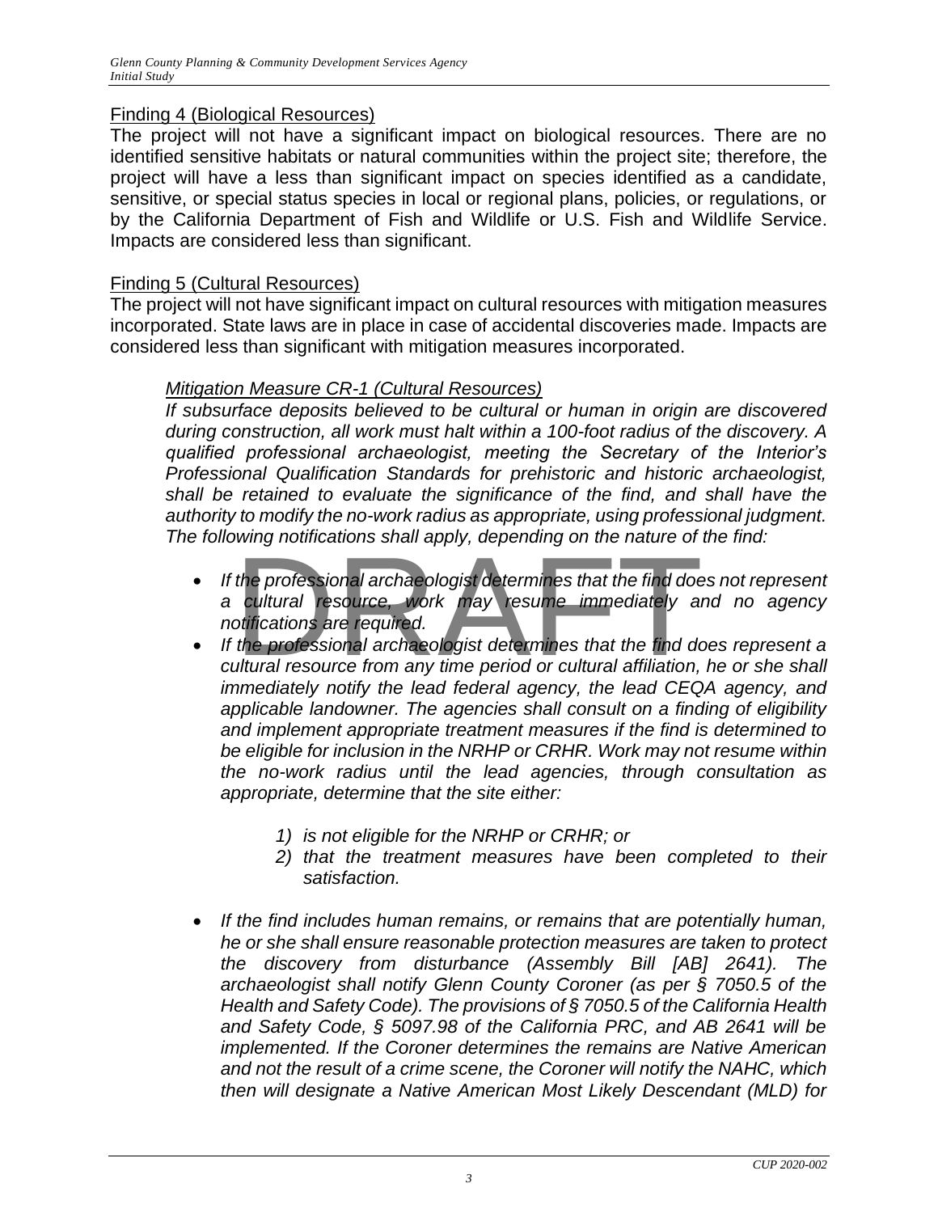Finding 4 (Biological Resources)

The project will not have a significant impact on biological resources. There are no identified sensitive habitats or natural communities within the project site; therefore, the project will have a less than significant impact on species identified as a candidate, sensitive, or special status species in local or regional plans, policies, or regulations, or by the California Department of Fish and Wildlife or U.S. Fish and Wildlife Service. Impacts are considered less than significant.

Finding 5 (Cultural Resources)

The project will not have significant impact on cultural resources with mitigation measures incorporated. State laws are in place in case of accidental discoveries made. Impacts are considered less than significant with mitigation measures incorporated.

*Mitigation Measure CR-1 (Cultural Resources)*

*If subsurface deposits believed to be cultural or human in origin are discovered during construction, all work must halt within a 100-foot radius of the discovery. A qualified professional archaeologist, meeting the Secretary of the Interior's Professional Qualification Standards for prehistoric and historic archaeologist, shall be retained to evaluate the significance of the find, and shall have the authority to modify the no-work radius as appropriate, using professional judgment. The following notifications shall apply, depending on the nature of the find:*

- *If the professional archaeologist determines that the find does not represent a cultural resource, work may resume immediately and no agency notifications are required.*
- *If the professional archaeologist determines that the find does represent a cultural resource from any time period or cultural affiliation, he or she shall immediately notify the lead federal agency, the lead CEQA agency, and applicable landowner. The agencies shall consult on a finding of eligibility and implement appropriate treatment measures if the find is determined to be eligible for inclusion in the NRHP or CRHR. Work may not resume within the no-work radius until the lead agencies, through consultation as appropriate, determine that the site either:*

    1) *is not eligible for the NRHP or CRHR; or*
    2) *that the treatment measures have been completed to their satisfaction.*

- *If the find includes human remains, or remains that are potentially human, he or she shall ensure reasonable protection measures are taken to protect the discovery from disturbance (Assembly Bill [AB] 2641). The archaeologist shall notify Glenn County Coroner (as per § 7050.5 of the Health and Safety Code). The provisions of § 7050.5 of the California Health and Safety Code, § 5097.98 of the California PRC, and AB 2641 will be implemented. If the Coroner determines the remains are Native American and not the result of a crime scene, the Coroner will notify the NAHC, which then will designate a Native American Most Likely Descendant (MLD) for*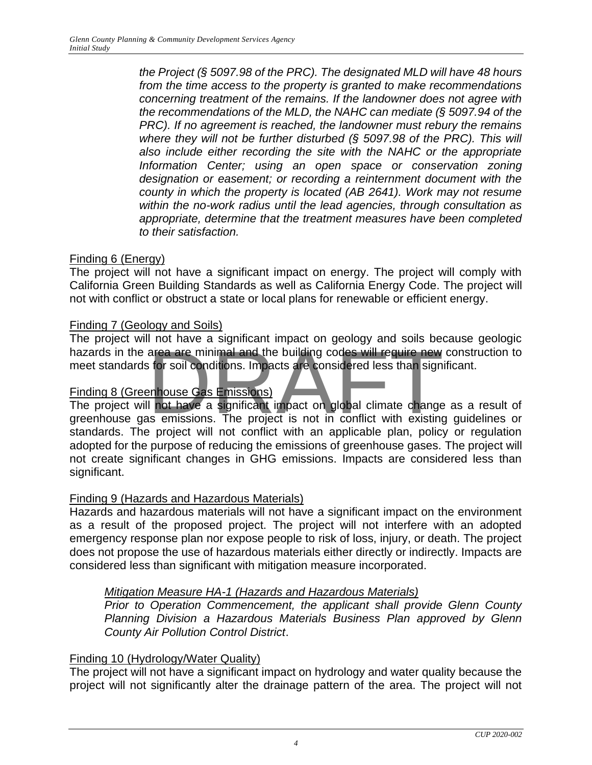*the Project (§ 5097.98 of the PRC). The designated MLD will have 48 hours from the time access to the property is granted to make recommendations concerning treatment of the remains. If the landowner does not agree with the recommendations of the MLD, the NAHC can mediate (§ 5097.94 of the PRC). If no agreement is reached, the landowner must rebury the remains where they will not be further disturbed (§ 5097.98 of the PRC). This will also include either recording the site with the NAHC or the appropriate Information Center; using an open space or conservation zoning designation or easement; or recording a reinternment document with the county in which the property is located (AB 2641). Work may not resume within the no-work radius until the lead agencies, through consultation as appropriate, determine that the treatment measures have been completed to their satisfaction.*

Finding 6 (Energy)

The project will not have a significant impact on energy. The project will comply with California Green Building Standards as well as California Energy Code. The project will not with conflict or obstruct a state or local plans for renewable or efficient energy.

Finding 7 (Geology and Soils)

The project will not have a significant impact on geology and soils because geologic hazards in the area are minimal and the building codes will require new construction to meet standards for soil conditions. Impacts are considered less than significant.

Finding 8 (Greenhouse Gas Emissions)

The project will not have a significant impact on global climate change as a result of greenhouse gas emissions. The project is not in conflict with existing guidelines or standards. The project will not conflict with an applicable plan, policy or regulation adopted for the purpose of reducing the emissions of greenhouse gases. The project will not create significant changes in GHG emissions. Impacts are considered less than significant.

Finding 9 (Hazards and Hazardous Materials)

Hazards and hazardous materials will not have a significant impact on the environment as a result of the proposed project. The project will not interfere with an adopted emergency response plan nor expose people to risk of loss, injury, or death. The project does not propose the use of hazardous materials either directly or indirectly. Impacts are considered less than significant with mitigation measure incorporated.

*Mitigation Measure HA-1 (Hazards and Hazardous Materials)*

*Prior to Operation Commencement, the applicant shall provide Glenn County Planning Division a Hazardous Materials Business Plan approved by Glenn County Air Pollution Control District*.

Finding 10 (Hydrology/Water Quality)

The project will not have a significant impact on hydrology and water quality because the project will not significantly alter the drainage pattern of the area. The project will not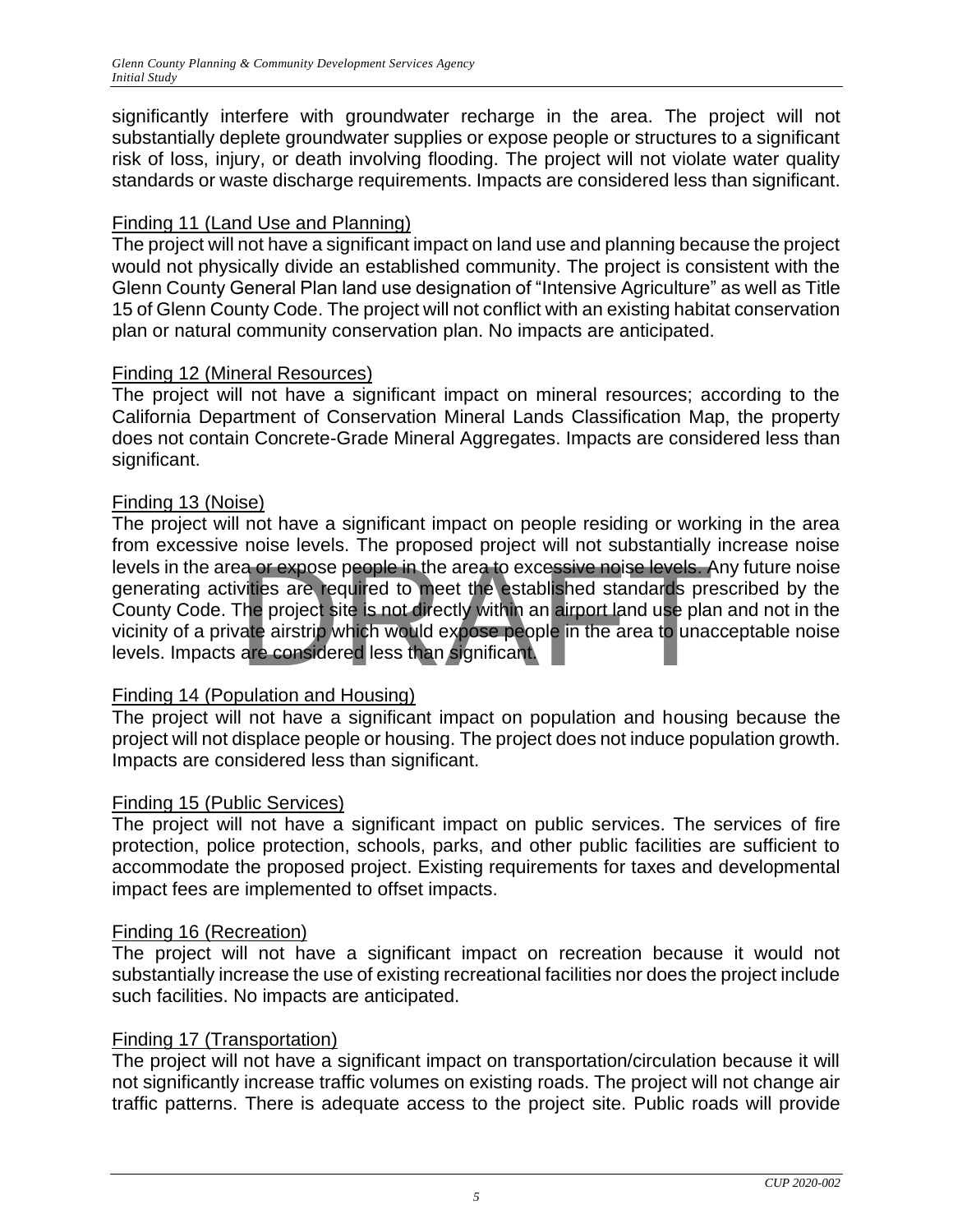significantly interfere with groundwater recharge in the area. The project will not substantially deplete groundwater supplies or expose people or structures to a significant risk of loss, injury, or death involving flooding. The project will not violate water quality standards or waste discharge requirements. Impacts are considered less than significant.

Finding 11 (Land Use and Planning)
The project will not have a significant impact on land use and planning because the project would not physically divide an established community. The project is consistent with the Glenn County General Plan land use designation of "Intensive Agriculture" as well as Title 15 of Glenn County Code. The project will not conflict with an existing habitat conservation plan or natural community conservation plan. No impacts are anticipated.

Finding 12 (Mineral Resources)
The project will not have a significant impact on mineral resources; according to the California Department of Conservation Mineral Lands Classification Map, the property does not contain Concrete-Grade Mineral Aggregates. Impacts are considered less than significant.

Finding 13 (Noise)
The project will not have a significant impact on people residing or working in the area from excessive noise levels. The proposed project will not substantially increase noise levels in the area or expose people in the area to excessive noise levels. Any future noise generating activities are required to meet the established standards prescribed by the County Code. The project site is not directly within an airport land use plan and not in the vicinity of a private airstrip which would expose people in the area to unacceptable noise levels. Impacts are considered less than significant.

Finding 14 (Population and Housing)
The project will not have a significant impact on population and housing because the project will not displace people or housing. The project does not induce population growth. Impacts are considered less than significant.

Finding 15 (Public Services)
The project will not have a significant impact on public services. The services of fire protection, police protection, schools, parks, and other public facilities are sufficient to accommodate the proposed project. Existing requirements for taxes and developmental impact fees are implemented to offset impacts.

Finding 16 (Recreation)
The project will not have a significant impact on recreation because it would not substantially increase the use of existing recreational facilities nor does the project include such facilities. No impacts are anticipated.

Finding 17 (Transportation)
The project will not have a significant impact on transportation/circulation because it will not significantly increase traffic volumes on existing roads. The project will not change air traffic patterns. There is adequate access to the project site. Public roads will provide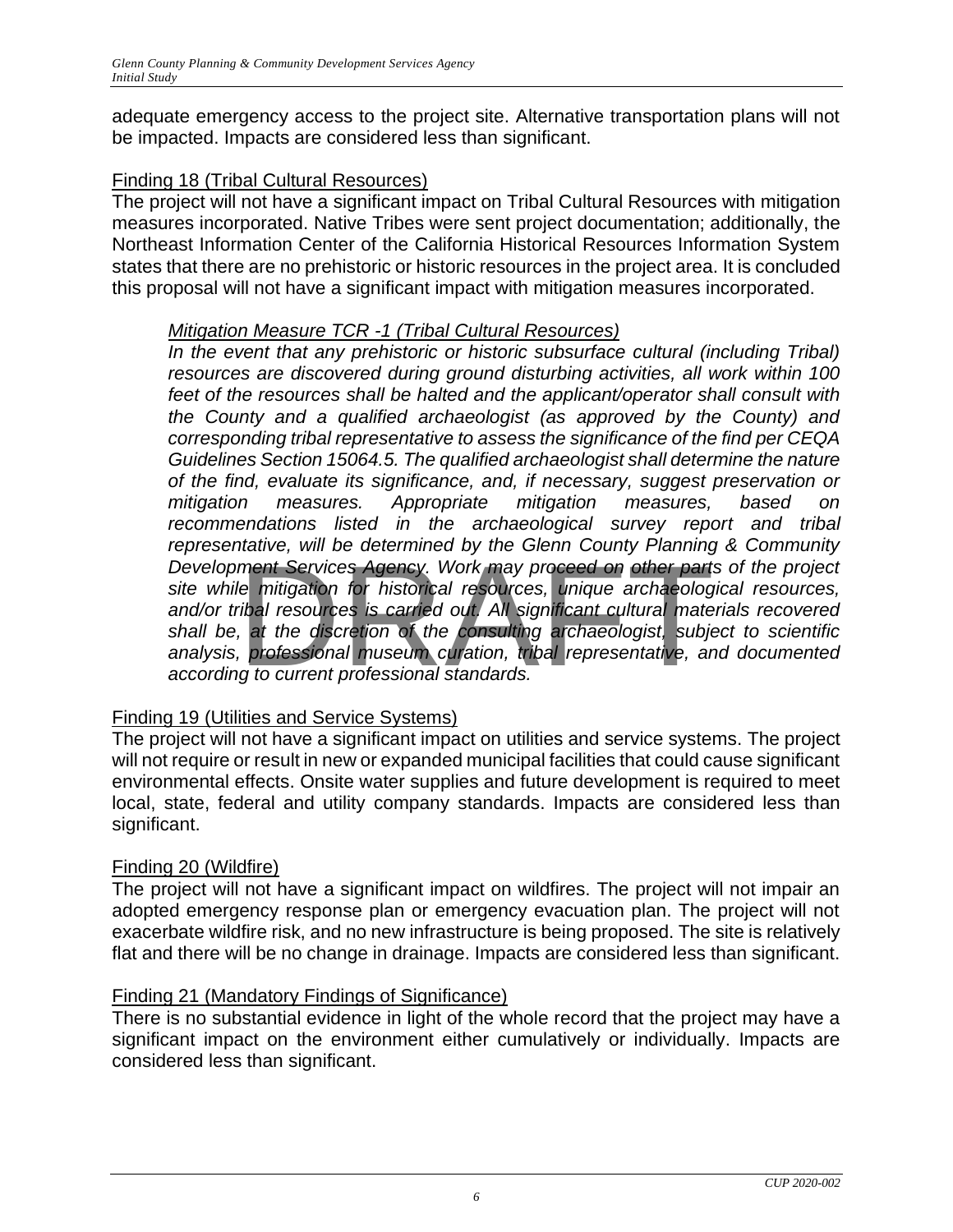adequate emergency access to the project site. Alternative transportation plans will not be impacted. Impacts are considered less than significant.

Finding 18 (Tribal Cultural Resources)

The project will not have a significant impact on Tribal Cultural Resources with mitigation measures incorporated. Native Tribes were sent project documentation; additionally, the Northeast Information Center of the California Historical Resources Information System states that there are no prehistoric or historic resources in the project area. It is concluded this proposal will not have a significant impact with mitigation measures incorporated.

*Mitigation Measure TCR -1 (Tribal Cultural Resources)*

*In the event that any prehistoric or historic subsurface cultural (including Tribal) resources are discovered during ground disturbing activities, all work within 100 feet of the resources shall be halted and the applicant/operator shall consult with the County and a qualified archaeologist (as approved by the County) and corresponding tribal representative to assess the significance of the find per CEQA Guidelines Section 15064.5. The qualified archaeologist shall determine the nature of the find, evaluate its significance, and, if necessary, suggest preservation or mitigation measures. Appropriate mitigation measures, based on recommendations listed in the archaeological survey report and tribal representative, will be determined by the Glenn County Planning & Community Development Services Agency. Work may proceed on other parts of the project site while mitigation for historical resources, unique archaeological resources, and/or tribal resources is carried out. All significant cultural materials recovered shall be, at the discretion of the consulting archaeologist, subject to scientific analysis, professional museum curation, tribal representative, and documented according to current professional standards.*

Finding 19 (Utilities and Service Systems)

The project will not have a significant impact on utilities and service systems. The project will not require or result in new or expanded municipal facilities that could cause significant environmental effects. Onsite water supplies and future development is required to meet local, state, federal and utility company standards. Impacts are considered less than significant.

Finding 20 (Wildfire)

The project will not have a significant impact on wildfires. The project will not impair an adopted emergency response plan or emergency evacuation plan. The project will not exacerbate wildfire risk, and no new infrastructure is being proposed. The site is relatively flat and there will be no change in drainage. Impacts are considered less than significant.

Finding 21 (Mandatory Findings of Significance)

There is no substantial evidence in light of the whole record that the project may have a significant impact on the environment either cumulatively or individually. Impacts are considered less than significant.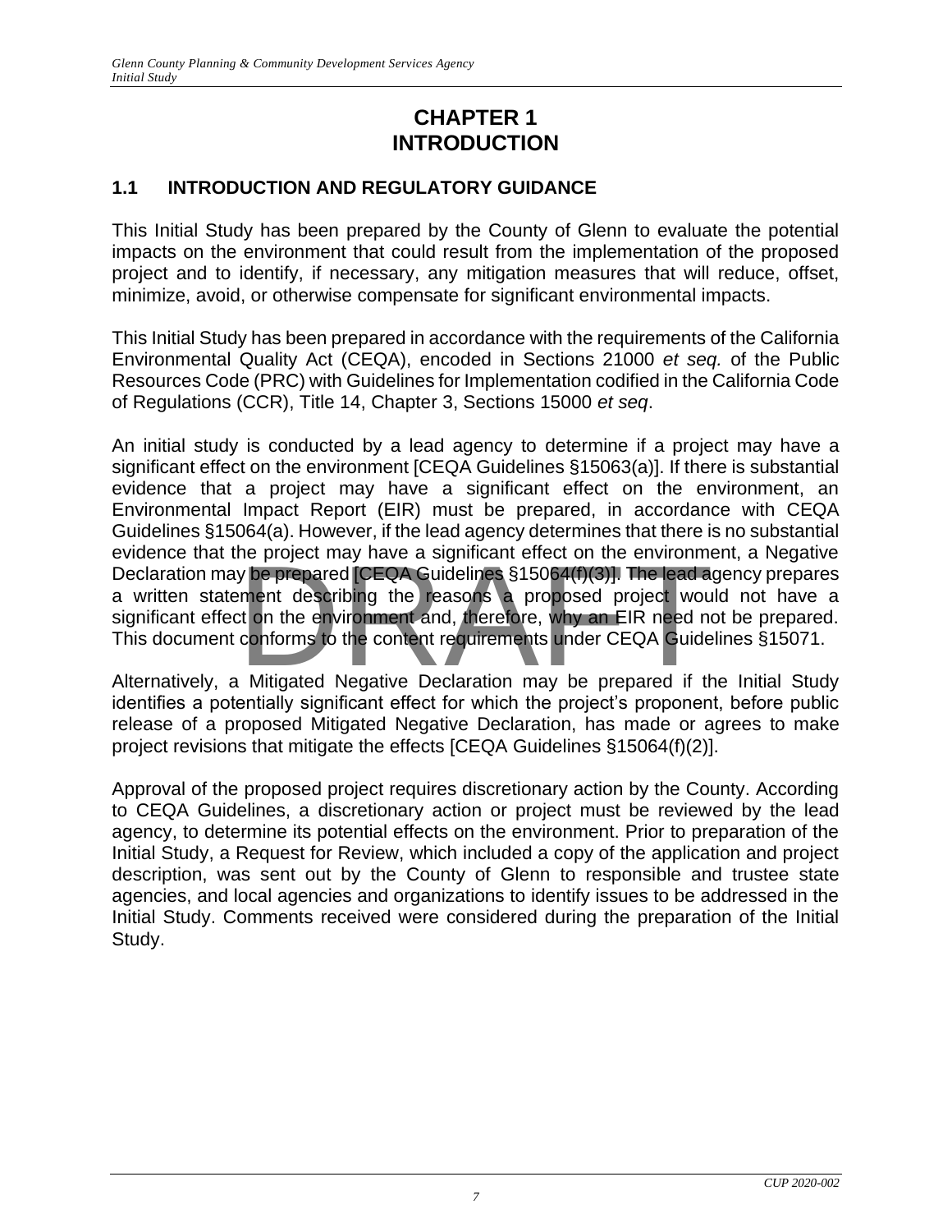# CHAPTER 1
# INTRODUCTION

## 1.1 INTRODUCTION AND REGULATORY GUIDANCE

This Initial Study has been prepared by the County of Glenn to evaluate the potential impacts on the environment that could result from the implementation of the proposed project and to identify, if necessary, any mitigation measures that will reduce, offset, minimize, avoid, or otherwise compensate for significant environmental impacts.

This Initial Study has been prepared in accordance with the requirements of the California Environmental Quality Act (CEQA), encoded in Sections 21000 *et seq.* of the Public Resources Code (PRC) with Guidelines for Implementation codified in the California Code of Regulations (CCR), Title 14, Chapter 3, Sections 15000 *et seq*.

An initial study is conducted by a lead agency to determine if a project may have a significant effect on the environment [CEQA Guidelines §15063(a)]. If there is substantial evidence that a project may have a significant effect on the environment, an Environmental Impact Report (EIR) must be prepared, in accordance with CEQA Guidelines §15064(a). However, if the lead agency determines that there is no substantial evidence that the project may have a significant effect on the environment, a Negative Declaration may be prepared [CEQA Guidelines §15064(f)(3)]. The lead agency prepares a written statement describing the reasons a proposed project would not have a significant effect on the environment and, therefore, why an EIR need not be prepared. This document conforms to the content requirements under CEQA Guidelines §15071.

Alternatively, a Mitigated Negative Declaration may be prepared if the Initial Study identifies a potentially significant effect for which the project's proponent, before public release of a proposed Mitigated Negative Declaration, has made or agrees to make project revisions that mitigate the effects [CEQA Guidelines §15064(f)(2)].

Approval of the proposed project requires discretionary action by the County. According to CEQA Guidelines, a discretionary action or project must be reviewed by the lead agency, to determine its potential effects on the environment. Prior to preparation of the Initial Study, a Request for Review, which included a copy of the application and project description, was sent out by the County of Glenn to responsible and trustee state agencies, and local agencies and organizations to identify issues to be addressed in the Initial Study. Comments received were considered during the preparation of the Initial Study.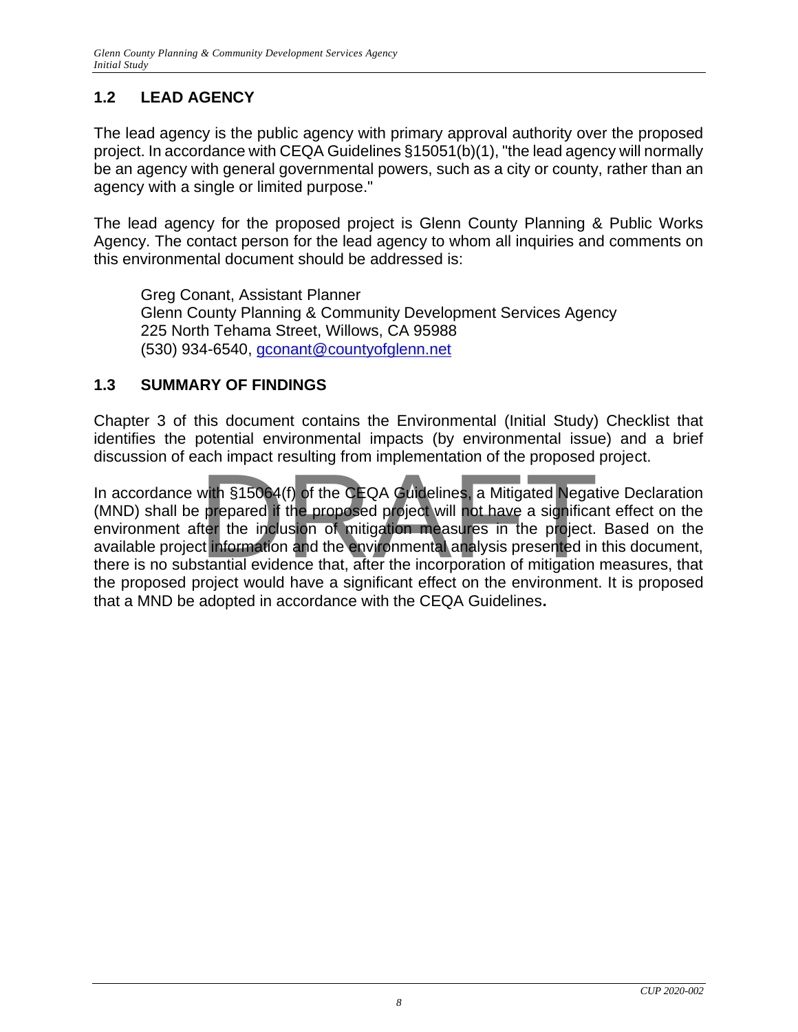## 1.2 LEAD AGENCY

The lead agency is the public agency with primary approval authority over the proposed project. In accordance with CEQA Guidelines §15051(b)(1), "the lead agency will normally be an agency with general governmental powers, such as a city or county, rather than an agency with a single or limited purpose."

The lead agency for the proposed project is Glenn County Planning & Public Works Agency. The contact person for the lead agency to whom all inquiries and comments on this environmental document should be addressed is:

Greg Conant, Assistant Planner
Glenn County Planning & Community Development Services Agency
225 North Tehama Street, Willows, CA 95988
(530) 934-6540, gconant@countyofglenn.net

## 1.3 SUMMARY OF FINDINGS

Chapter 3 of this document contains the Environmental (Initial Study) Checklist that identifies the potential environmental impacts (by environmental issue) and a brief discussion of each impact resulting from implementation of the proposed project.

In accordance with §15064(f) of the CEQA Guidelines, a Mitigated Negative Declaration (MND) shall be prepared if the proposed project will not have a significant effect on the environment after the inclusion of mitigation measures in the project. Based on the available project information and the environmental analysis presented in this document, there is no substantial evidence that, after the incorporation of mitigation measures, that the proposed project would have a significant effect on the environment. It is proposed that a MND be adopted in accordance with the CEQA Guidelines**.**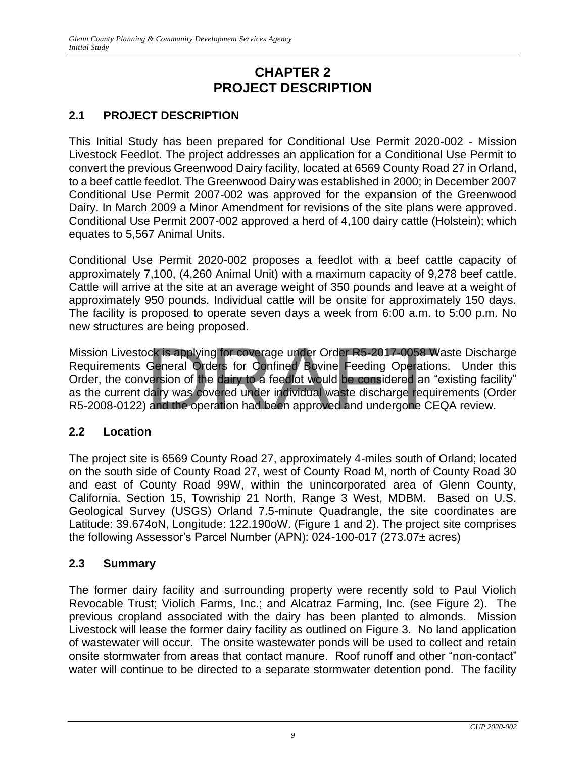# CHAPTER 2
# PROJECT DESCRIPTION

## 2.1 PROJECT DESCRIPTION

This Initial Study has been prepared for Conditional Use Permit 2020-002 - Mission Livestock Feedlot. The project addresses an application for a Conditional Use Permit to convert the previous Greenwood Dairy facility, located at 6569 County Road 27 in Orland, to a beef cattle feedlot. The Greenwood Dairy was established in 2000; in December 2007 Conditional Use Permit 2007-002 was approved for the expansion of the Greenwood Dairy. In March 2009 a Minor Amendment for revisions of the site plans were approved. Conditional Use Permit 2007-002 approved a herd of 4,100 dairy cattle (Holstein); which equates to 5,567 Animal Units.

Conditional Use Permit 2020-002 proposes a feedlot with a beef cattle capacity of approximately 7,100, (4,260 Animal Unit) with a maximum capacity of 9,278 beef cattle. Cattle will arrive at the site at an average weight of 350 pounds and leave at a weight of approximately 950 pounds. Individual cattle will be onsite for approximately 150 days. The facility is proposed to operate seven days a week from 6:00 a.m. to 5:00 p.m. No new structures are being proposed.

Mission Livestock is applying for coverage under Order R5-2017-0058 Waste Discharge Requirements General Orders for Confined Bovine Feeding Operations. Under this Order, the conversion of the dairy to a feedlot would be considered an "existing facility" as the current dairy was covered under individual waste discharge requirements (Order R5-2008-0122) and the operation had been approved and undergone CEQA review.

## 2.2 Location

The project site is 6569 County Road 27, approximately 4-miles south of Orland; located on the south side of County Road 27, west of County Road M, north of County Road 30 and east of County Road 99W, within the unincorporated area of Glenn County, California. Section 15, Township 21 North, Range 3 West, MDBM. Based on U.S. Geological Survey (USGS) Orland 7.5-minute Quadrangle, the site coordinates are Latitude: 39.674oN, Longitude: 122.190oW. (Figure 1 and 2). The project site comprises the following Assessor's Parcel Number (APN): 024-100-017 (273.07± acres)

## 2.3 Summary

The former dairy facility and surrounding property were recently sold to Paul Violich Revocable Trust; Violich Farms, Inc.; and Alcatraz Farming, Inc. (see Figure 2). The previous cropland associated with the dairy has been planted to almonds. Mission Livestock will lease the former dairy facility as outlined on Figure 3. No land application of wastewater will occur. The onsite wastewater ponds will be used to collect and retain onsite stormwater from areas that contact manure. Roof runoff and other "non-contact" water will continue to be directed to a separate stormwater detention pond. The facility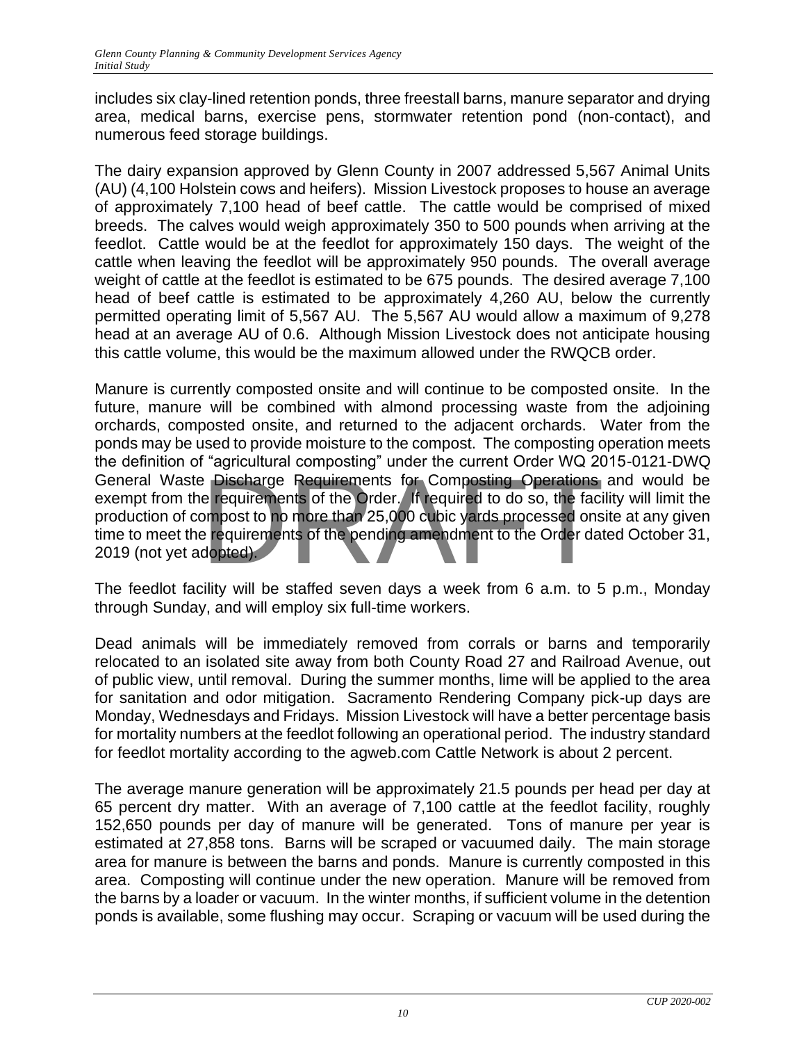includes six clay-lined retention ponds, three freestall barns, manure separator and drying area, medical barns, exercise pens, stormwater retention pond (non-contact), and numerous feed storage buildings.

The dairy expansion approved by Glenn County in 2007 addressed 5,567 Animal Units (AU) (4,100 Holstein cows and heifers). Mission Livestock proposes to house an average of approximately 7,100 head of beef cattle. The cattle would be comprised of mixed breeds. The calves would weigh approximately 350 to 500 pounds when arriving at the feedlot. Cattle would be at the feedlot for approximately 150 days. The weight of the cattle when leaving the feedlot will be approximately 950 pounds. The overall average weight of cattle at the feedlot is estimated to be 675 pounds. The desired average 7,100 head of beef cattle is estimated to be approximately 4,260 AU, below the currently permitted operating limit of 5,567 AU. The 5,567 AU would allow a maximum of 9,278 head at an average AU of 0.6. Although Mission Livestock does not anticipate housing this cattle volume, this would be the maximum allowed under the RWQCB order.

Manure is currently composted onsite and will continue to be composted onsite. In the future, manure will be combined with almond processing waste from the adjoining orchards, composted onsite, and returned to the adjacent orchards. Water from the ponds may be used to provide moisture to the compost. The composting operation meets the definition of "agricultural composting" under the current Order WQ 2015-0121-DWQ General Waste Discharge Requirements for Composting Operations and would be exempt from the requirements of the Order. If required to do so, the facility will limit the production of compost to no more than 25,000 cubic yards processed onsite at any given time to meet the requirements of the pending amendment to the Order dated October 31, 2019 (not yet adopted).

The feedlot facility will be staffed seven days a week from 6 a.m. to 5 p.m., Monday through Sunday, and will employ six full-time workers.

Dead animals will be immediately removed from corrals or barns and temporarily relocated to an isolated site away from both County Road 27 and Railroad Avenue, out of public view, until removal. During the summer months, lime will be applied to the area for sanitation and odor mitigation. Sacramento Rendering Company pick-up days are Monday, Wednesdays and Fridays. Mission Livestock will have a better percentage basis for mortality numbers at the feedlot following an operational period. The industry standard for feedlot mortality according to the agweb.com Cattle Network is about 2 percent.

The average manure generation will be approximately 21.5 pounds per head per day at 65 percent dry matter. With an average of 7,100 cattle at the feedlot facility, roughly 152,650 pounds per day of manure will be generated. Tons of manure per year is estimated at 27,858 tons. Barns will be scraped or vacuumed daily. The main storage area for manure is between the barns and ponds. Manure is currently composted in this area. Composting will continue under the new operation. Manure will be removed from the barns by a loader or vacuum. In the winter months, if sufficient volume in the detention ponds is available, some flushing may occur. Scraping or vacuum will be used during the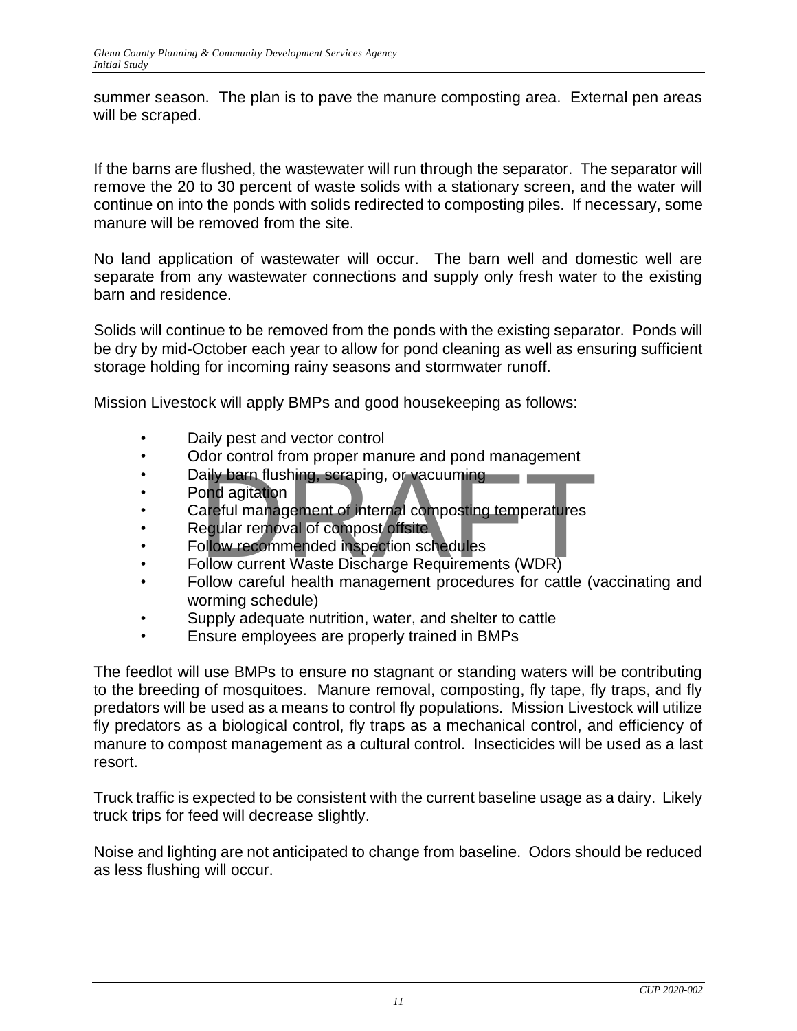summer season. The plan is to pave the manure composting area. External pen areas will be scraped.

If the barns are flushed, the wastewater will run through the separator. The separator will remove the 20 to 30 percent of waste solids with a stationary screen, and the water will continue on into the ponds with solids redirected to composting piles. If necessary, some manure will be removed from the site.

No land application of wastewater will occur. The barn well and domestic well are separate from any wastewater connections and supply only fresh water to the existing barn and residence.

Solids will continue to be removed from the ponds with the existing separator. Ponds will be dry by mid-October each year to allow for pond cleaning as well as ensuring sufficient storage holding for incoming rainy seasons and stormwater runoff.

Mission Livestock will apply BMPs and good housekeeping as follows:

- Daily pest and vector control
- Odor control from proper manure and pond management
- Daily barn flushing, scraping, or vacuuming
- Pond agitation
- Careful management of internal composting temperatures
- Regular removal of compost offsite
- Follow recommended inspection schedules
- Follow current Waste Discharge Requirements (WDR)
- Follow careful health management procedures for cattle (vaccinating and worming schedule)
- Supply adequate nutrition, water, and shelter to cattle
- Ensure employees are properly trained in BMPs

The feedlot will use BMPs to ensure no stagnant or standing waters will be contributing to the breeding of mosquitoes. Manure removal, composting, fly tape, fly traps, and fly predators will be used as a means to control fly populations. Mission Livestock will utilize fly predators as a biological control, fly traps as a mechanical control, and efficiency of manure to compost management as a cultural control. Insecticides will be used as a last resort.

Truck traffic is expected to be consistent with the current baseline usage as a dairy. Likely truck trips for feed will decrease slightly.

Noise and lighting are not anticipated to change from baseline. Odors should be reduced as less flushing will occur.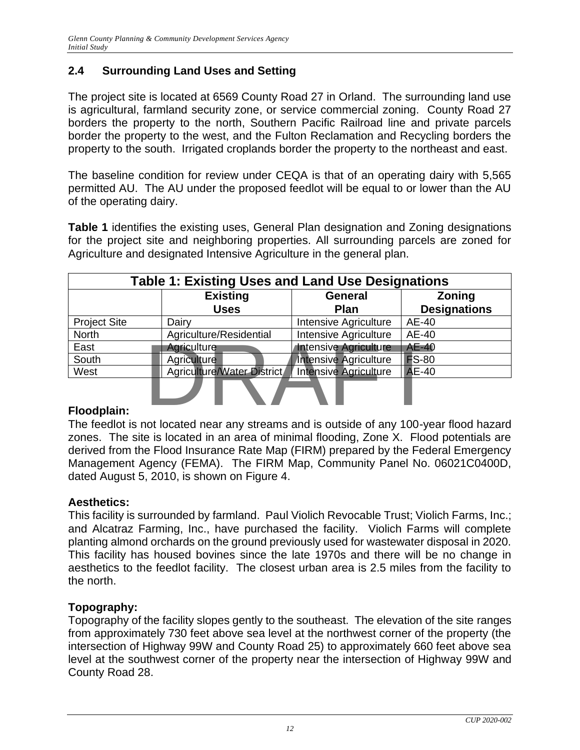## 2.4 Surrounding Land Uses and Setting

The project site is located at 6569 County Road 27 in Orland. The surrounding land use is agricultural, farmland security zone, or service commercial zoning. County Road 27 borders the property to the north, Southern Pacific Railroad line and private parcels border the property to the west, and the Fulton Reclamation and Recycling borders the property to the south. Irrigated croplands border the property to the northeast and east.

The baseline condition for review under CEQA is that of an operating dairy with 5,565 permitted AU. The AU under the proposed feedlot will be equal to or lower than the AU of the operating dairy.

**Table 1** identifies the existing uses, General Plan designation and Zoning designations for the project site and neighboring properties. All surrounding parcels are zoned for Agriculture and designated Intensive Agriculture in the general plan.

**Table 1: Existing Uses and Land Use Designations**

| | Existing Uses | General Plan | Zoning Designations |
|---|---|---|---|
| Project Site | Dairy | Intensive Agriculture | AE-40 |
| North | Agriculture/Residential | Intensive Agriculture | AE-40 |
| East | Agriculture | Intensive Agriculture | AE-40 |
| South | Agriculture | Intensive Agriculture | FS-80 |
| West | Agriculture/Water District | Intensive Agriculture | AE-40 |

DRAFT

### Floodplain:

The feedlot is not located near any streams and is outside of any 100-year flood hazard zones. The site is located in an area of minimal flooding, Zone X. Flood potentials are derived from the Flood Insurance Rate Map (FIRM) prepared by the Federal Emergency Management Agency (FEMA). The FIRM Map, Community Panel No. 06021C0400D, dated August 5, 2010, is shown on Figure 4.

### Aesthetics:

This facility is surrounded by farmland. Paul Violich Revocable Trust; Violich Farms, Inc.; and Alcatraz Farming, Inc., have purchased the facility. Violich Farms will complete planting almond orchards on the ground previously used for wastewater disposal in 2020. This facility has housed bovines since the late 1970s and there will be no change in aesthetics to the feedlot facility. The closest urban area is 2.5 miles from the facility to the north.

### Topography:

Topography of the facility slopes gently to the southeast. The elevation of the site ranges from approximately 730 feet above sea level at the northwest corner of the property (the intersection of Highway 99W and County Road 25) to approximately 660 feet above sea level at the southwest corner of the property near the intersection of Highway 99W and County Road 28.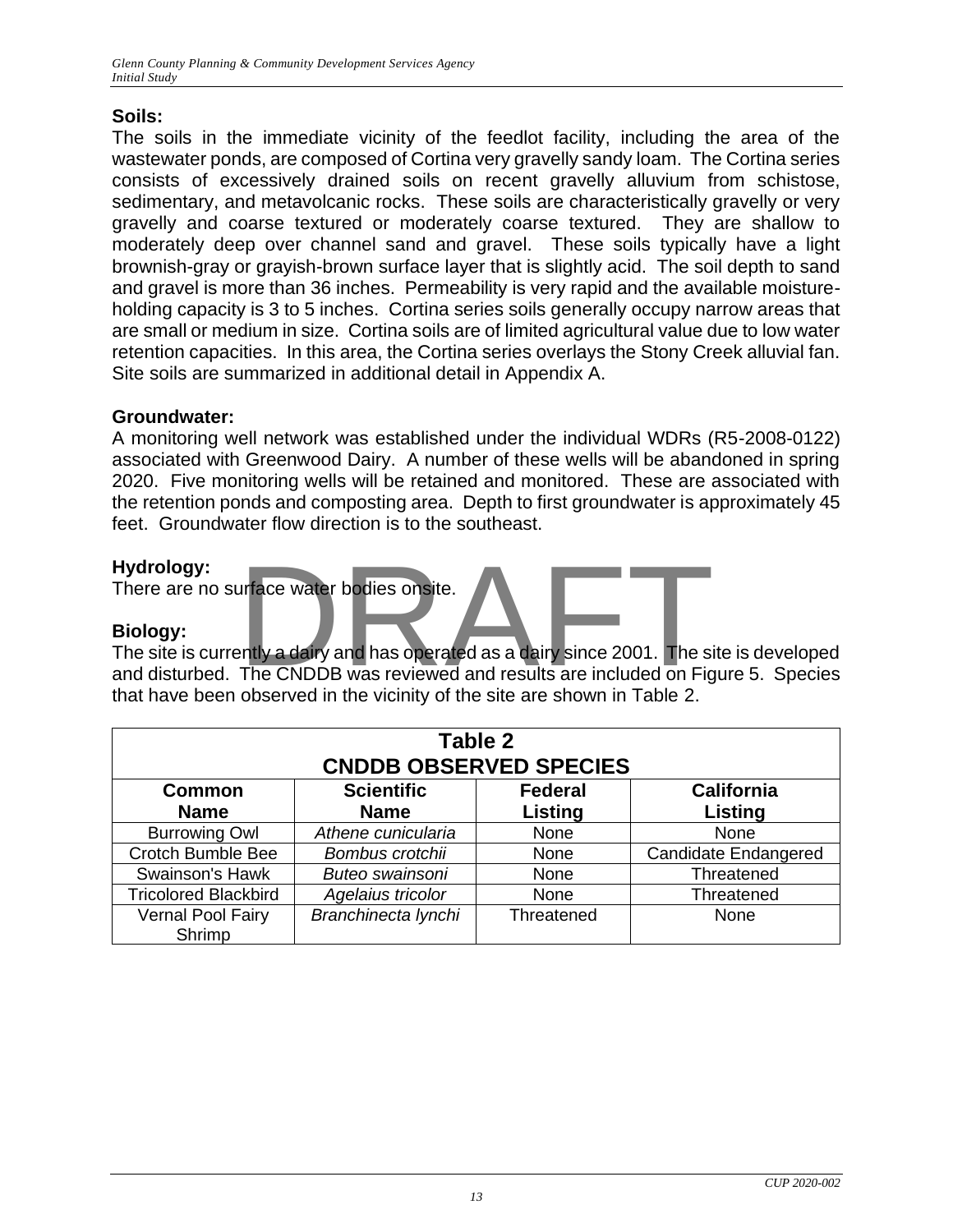**Soils:**

The soils in the immediate vicinity of the feedlot facility, including the area of the wastewater ponds, are composed of Cortina very gravelly sandy loam. The Cortina series consists of excessively drained soils on recent gravelly alluvium from schistose, sedimentary, and metavolcanic rocks. These soils are characteristically gravelly or very gravelly and coarse textured or moderately coarse textured. They are shallow to moderately deep over channel sand and gravel. These soils typically have a light brownish-gray or grayish-brown surface layer that is slightly acid. The soil depth to sand and gravel is more than 36 inches. Permeability is very rapid and the available moisture-holding capacity is 3 to 5 inches. Cortina series soils generally occupy narrow areas that are small or medium in size. Cortina soils are of limited agricultural value due to low water retention capacities. In this area, the Cortina series overlays the Stony Creek alluvial fan. Site soils are summarized in additional detail in Appendix A.

**Groundwater:**

A monitoring well network was established under the individual WDRs (R5-2008-0122) associated with Greenwood Dairy. A number of these wells will be abandoned in spring 2020. Five monitoring wells will be retained and monitored. These are associated with the retention ponds and composting area. Depth to first groundwater is approximately 45 feet. Groundwater flow direction is to the southeast.

**Hydrology:**

There are no surface water bodies onsite.

**Biology:**

The site is currently a dairy and has operated as a dairy since 2001. The site is developed and disturbed. The CNDDB was reviewed and results are included on Figure 5. Species that have been observed in the vicinity of the site are shown in Table 2.

**Table 2**
**CNDDB OBSERVED SPECIES**

| Common Name | Scientific Name | Federal Listing | California Listing |
|---|---|---|---|
| Burrowing Owl | *Athene cunicularia* | None | None |
| Crotch Bumble Bee | *Bombus crotchii* | None | Candidate Endangered |
| Swainson's Hawk | *Buteo swainsoni* | None | Threatened |
| Tricolored Blackbird | *Agelaius tricolor* | None | Threatened |
| Vernal Pool Fairy Shrimp | *Branchinecta lynchi* | Threatened | None |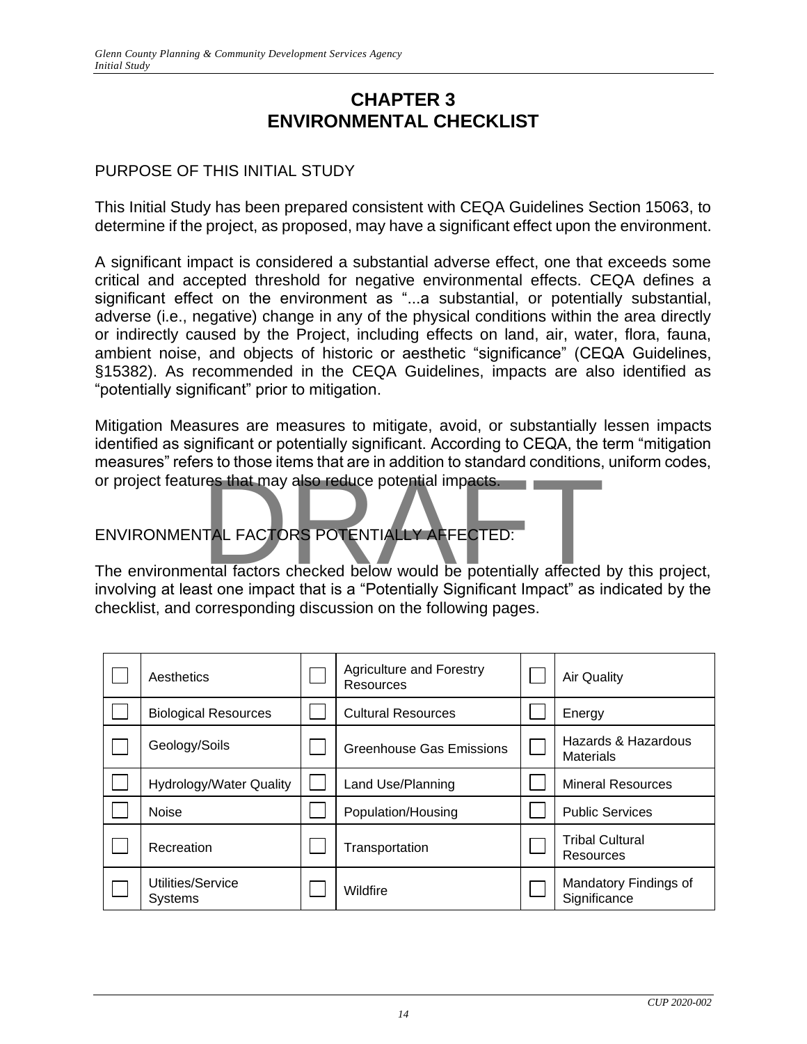# CHAPTER 3
# ENVIRONMENTAL CHECKLIST

## PURPOSE OF THIS INITIAL STUDY

This Initial Study has been prepared consistent with CEQA Guidelines Section 15063, to determine if the project, as proposed, may have a significant effect upon the environment.

A significant impact is considered a substantial adverse effect, one that exceeds some critical and accepted threshold for negative environmental effects. CEQA defines a significant effect on the environment as "...a substantial, or potentially substantial, adverse (i.e., negative) change in any of the physical conditions within the area directly or indirectly caused by the Project, including effects on land, air, water, flora, fauna, ambient noise, and objects of historic or aesthetic "significance" (CEQA Guidelines, §15382). As recommended in the CEQA Guidelines, impacts are also identified as "potentially significant" prior to mitigation.

Mitigation Measures are measures to mitigate, avoid, or substantially lessen impacts identified as significant or potentially significant. According to CEQA, the term "mitigation measures" refers to those items that are in addition to standard conditions, uniform codes, or project features that may also reduce potential impacts.

## ENVIRONMENTAL FACTORS POTENTIALLY AFFECTED:

The environmental factors checked below would be potentially affected by this project, involving at least one impact that is a "Potentially Significant Impact" as indicated by the checklist, and corresponding discussion on the following pages.

| | | | | | |
|---|---|---|---|---|---|
| ☐ | Aesthetics | ☐ | Agriculture and Forestry Resources | ☐ | Air Quality |
| ☐ | Biological Resources | ☐ | Cultural Resources | ☐ | Energy |
| ☐ | Geology/Soils | ☐ | Greenhouse Gas Emissions | ☐ | Hazards & Hazardous Materials |
| ☐ | Hydrology/Water Quality | ☐ | Land Use/Planning | ☐ | Mineral Resources |
| ☐ | Noise | ☐ | Population/Housing | ☐ | Public Services |
| ☐ | Recreation | ☐ | Transportation | ☐ | Tribal Cultural Resources |
| ☐ | Utilities/Service Systems | ☐ | Wildfire | ☐ | Mandatory Findings of Significance |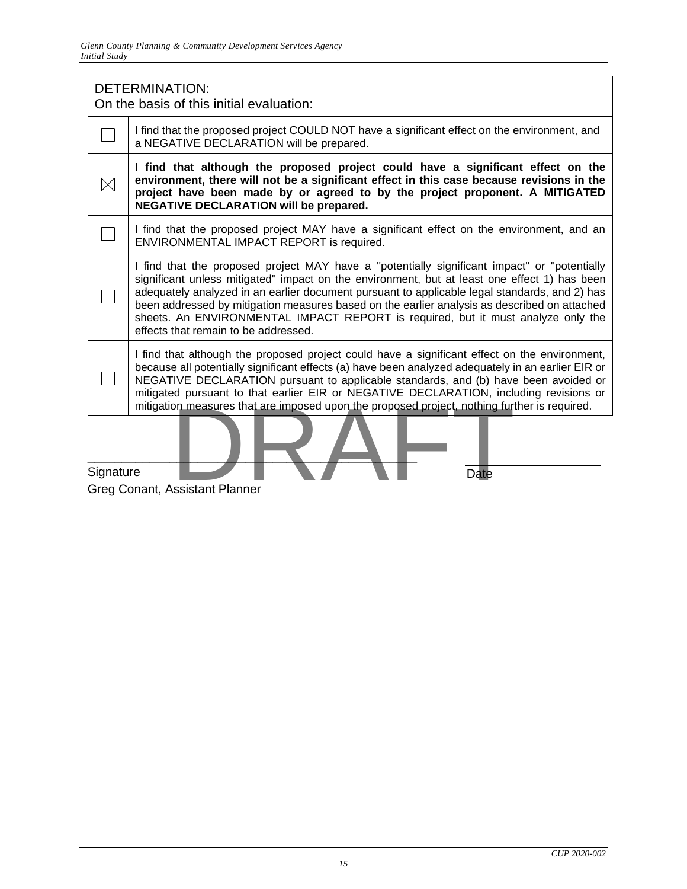| DETERMINATION: On the basis of this initial evaluation: | |
|---|---|
| ☐ | I find that the proposed project COULD NOT have a significant effect on the environment, and a NEGATIVE DECLARATION will be prepared. |
| ☒ | **I find that although the proposed project could have a significant effect on the environment, there will not be a significant effect in this case because revisions in the project have been made by or agreed to by the project proponent. A MITIGATED NEGATIVE DECLARATION will be prepared.** |
| ☐ | I find that the proposed project MAY have a significant effect on the environment, and an ENVIRONMENTAL IMPACT REPORT is required. |
| ☐ | I find that the proposed project MAY have a "potentially significant impact" or "potentially significant unless mitigated" impact on the environment, but at least one effect 1) has been adequately analyzed in an earlier document pursuant to applicable legal standards, and 2) has been addressed by mitigation measures based on the earlier analysis as described on attached sheets. An ENVIRONMENTAL IMPACT REPORT is required, but it must analyze only the effects that remain to be addressed. |
| ☐ | I find that although the proposed project could have a significant effect on the environment, because all potentially significant effects (a) have been analyzed adequately in an earlier EIR or NEGATIVE DECLARATION pursuant to applicable standards, and (b) have been avoided or mitigated pursuant to that earlier EIR or NEGATIVE DECLARATION, including revisions or mitigation measures that are imposed upon the proposed project, nothing further is required. |

DRAFT

_______________________________________________ _____________________

Signature Date

Greg Conant, Assistant Planner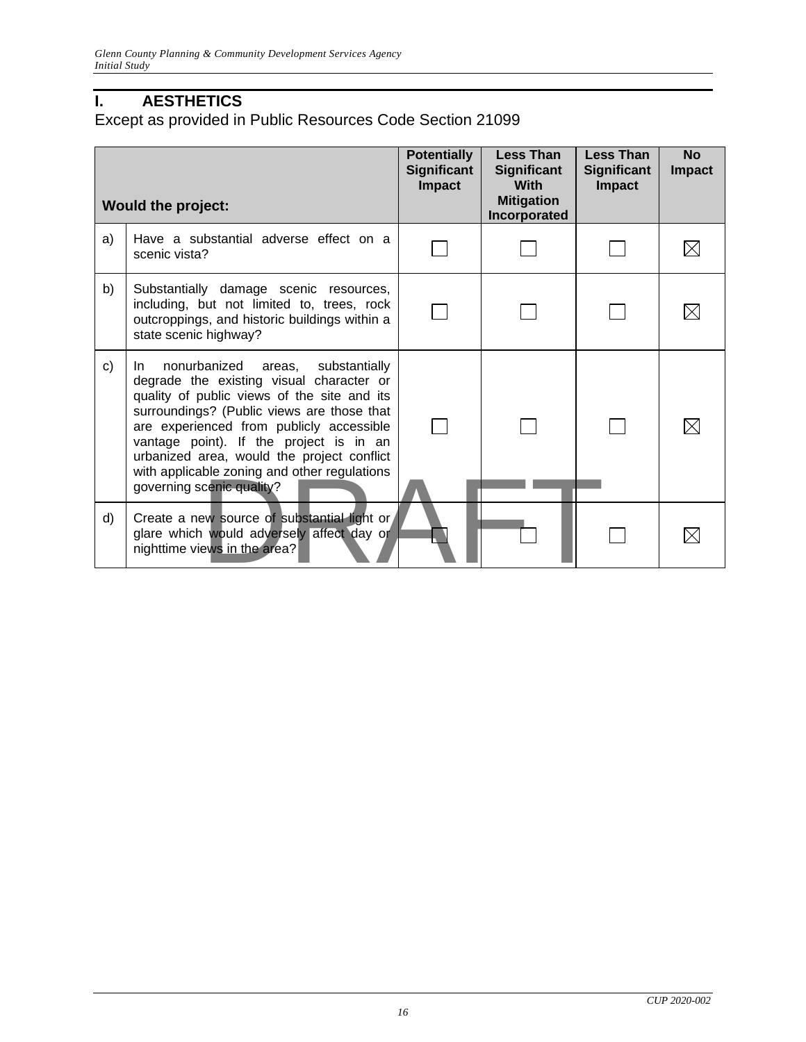## I. AESTHETICS

Except as provided in Public Resources Code Section 21099

| | Would the project: | Potentially Significant Impact | Less Than Significant With Mitigation Incorporated | Less Than Significant Impact | No Impact |
|---|---|---|---|---|---|
| a) | Have a substantial adverse effect on a scenic vista? | ☐ | ☐ | ☐ | ☒ |
| b) | Substantially damage scenic resources, including, but not limited to, trees, rock outcroppings, and historic buildings within a state scenic highway? | ☐ | ☐ | ☐ | ☒ |
| c) | In nonurbanized areas, substantially degrade the existing visual character or quality of public views of the site and its surroundings? (Public views are those that are experienced from publicly accessible vantage point). If the project is in an urbanized area, would the project conflict with applicable zoning and other regulations governing scenic quality? | ☐ | ☐ | ☐ | ☒ |
| d) | Create a new source of substantial light or glare which would adversely affect day or nighttime views in the area? | ☐ | ☐ | ☐ | ☒ |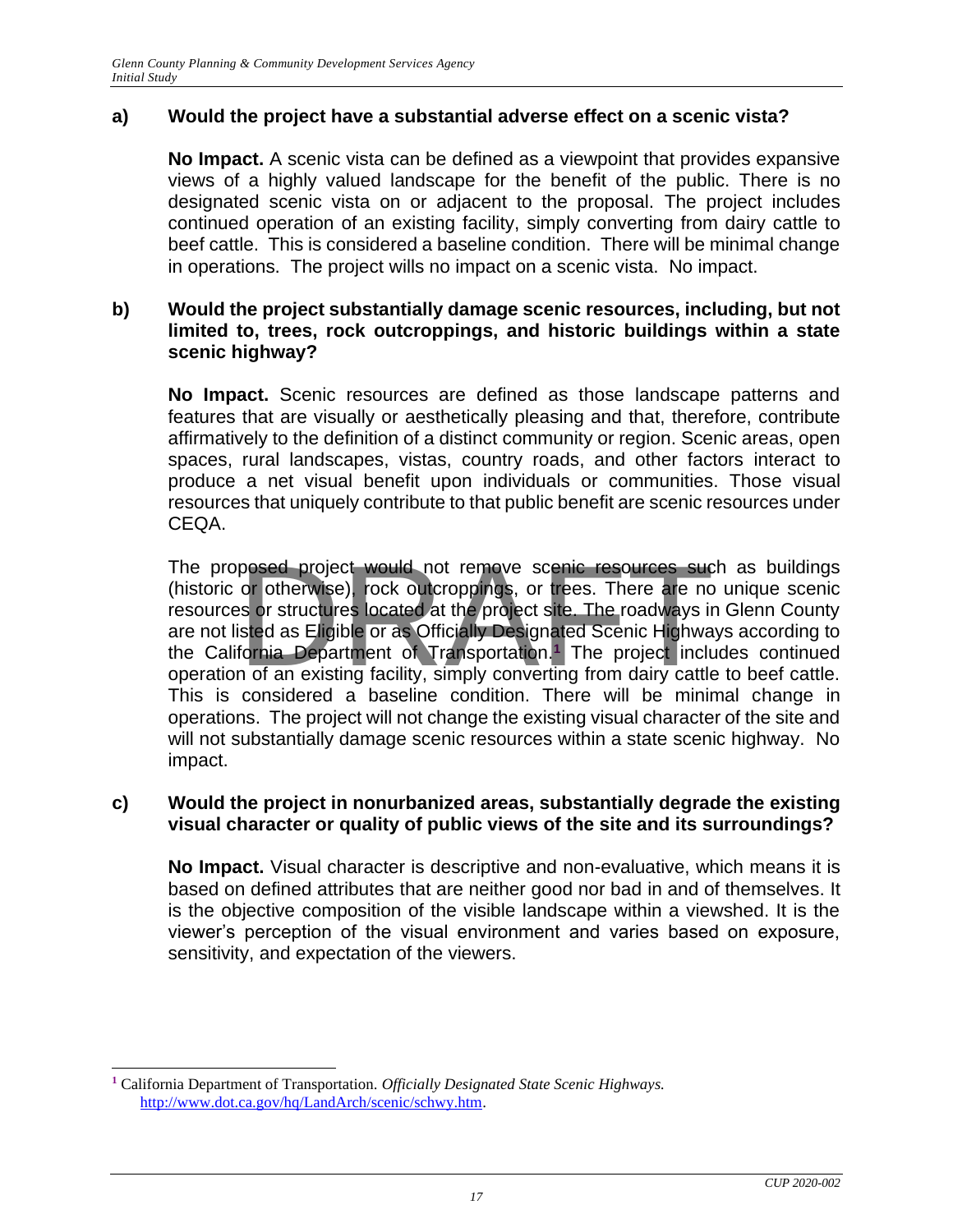**a) Would the project have a substantial adverse effect on a scenic vista?**

**No Impact.** A scenic vista can be defined as a viewpoint that provides expansive views of a highly valued landscape for the benefit of the public. There is no designated scenic vista on or adjacent to the proposal. The project includes continued operation of an existing facility, simply converting from dairy cattle to beef cattle. This is considered a baseline condition. There will be minimal change in operations. The project wills no impact on a scenic vista. No impact.

**b) Would the project substantially damage scenic resources, including, but not limited to, trees, rock outcroppings, and historic buildings within a state scenic highway?**

**No Impact.** Scenic resources are defined as those landscape patterns and features that are visually or aesthetically pleasing and that, therefore, contribute affirmatively to the definition of a distinct community or region. Scenic areas, open spaces, rural landscapes, vistas, country roads, and other factors interact to produce a net visual benefit upon individuals or communities. Those visual resources that uniquely contribute to that public benefit are scenic resources under CEQA.

The proposed project would not remove scenic resources such as buildings (historic or otherwise), rock outcroppings, or trees. There are no unique scenic resources or structures located at the project site. The roadways in Glenn County are not listed as Eligible or as Officially Designated Scenic Highways according to the California Department of Transportation.[1] The project includes continued operation of an existing facility, simply converting from dairy cattle to beef cattle. This is considered a baseline condition. There will be minimal change in operations. The project will not change the existing visual character of the site and will not substantially damage scenic resources within a state scenic highway. No impact.

**c) Would the project in nonurbanized areas, substantially degrade the existing visual character or quality of public views of the site and its surroundings?**

**No Impact.** Visual character is descriptive and non-evaluative, which means it is based on defined attributes that are neither good nor bad in and of themselves. It is the objective composition of the visible landscape within a viewshed. It is the viewer's perception of the visual environment and varies based on exposure, sensitivity, and expectation of the viewers.

---

[1] California Department of Transportation. *Officially Designated State Scenic Highways.* http://www.dot.ca.gov/hq/LandArch/scenic/schwy.htm.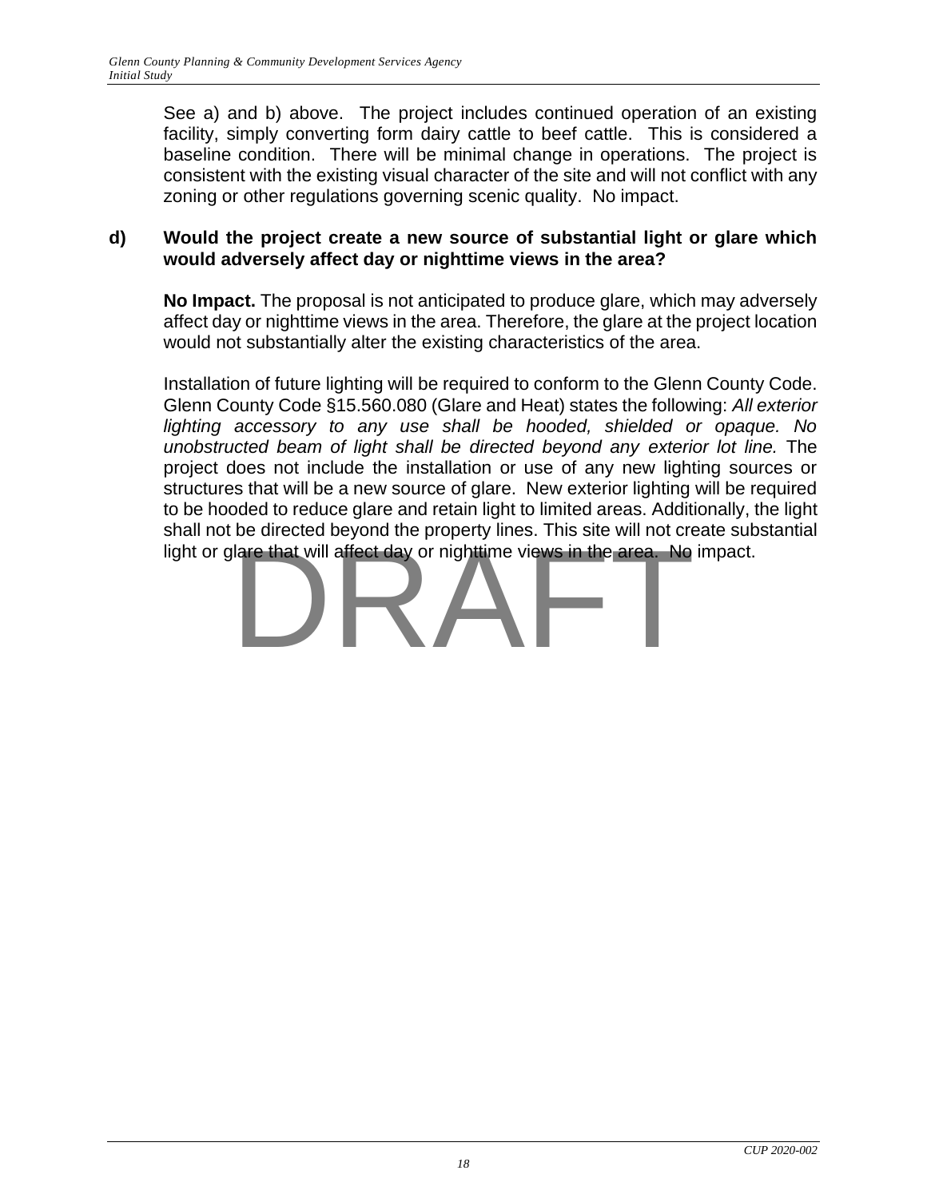See a) and b) above. The project includes continued operation of an existing facility, simply converting form dairy cattle to beef cattle. This is considered a baseline condition. There will be minimal change in operations. The project is consistent with the existing visual character of the site and will not conflict with any zoning or other regulations governing scenic quality. No impact.

**d) Would the project create a new source of substantial light or glare which would adversely affect day or nighttime views in the area?**

**No Impact.** The proposal is not anticipated to produce glare, which may adversely affect day or nighttime views in the area. Therefore, the glare at the project location would not substantially alter the existing characteristics of the area.

Installation of future lighting will be required to conform to the Glenn County Code. Glenn County Code §15.560.080 (Glare and Heat) states the following: *All exterior lighting accessory to any use shall be hooded, shielded or opaque. No unobstructed beam of light shall be directed beyond any exterior lot line.* The project does not include the installation or use of any new lighting sources or structures that will be a new source of glare. New exterior lighting will be required to be hooded to reduce glare and retain light to limited areas. Additionally, the light shall not be directed beyond the property lines. This site will not create substantial light or glare that will affect day or nighttime views in the area. No impact.

DRAFT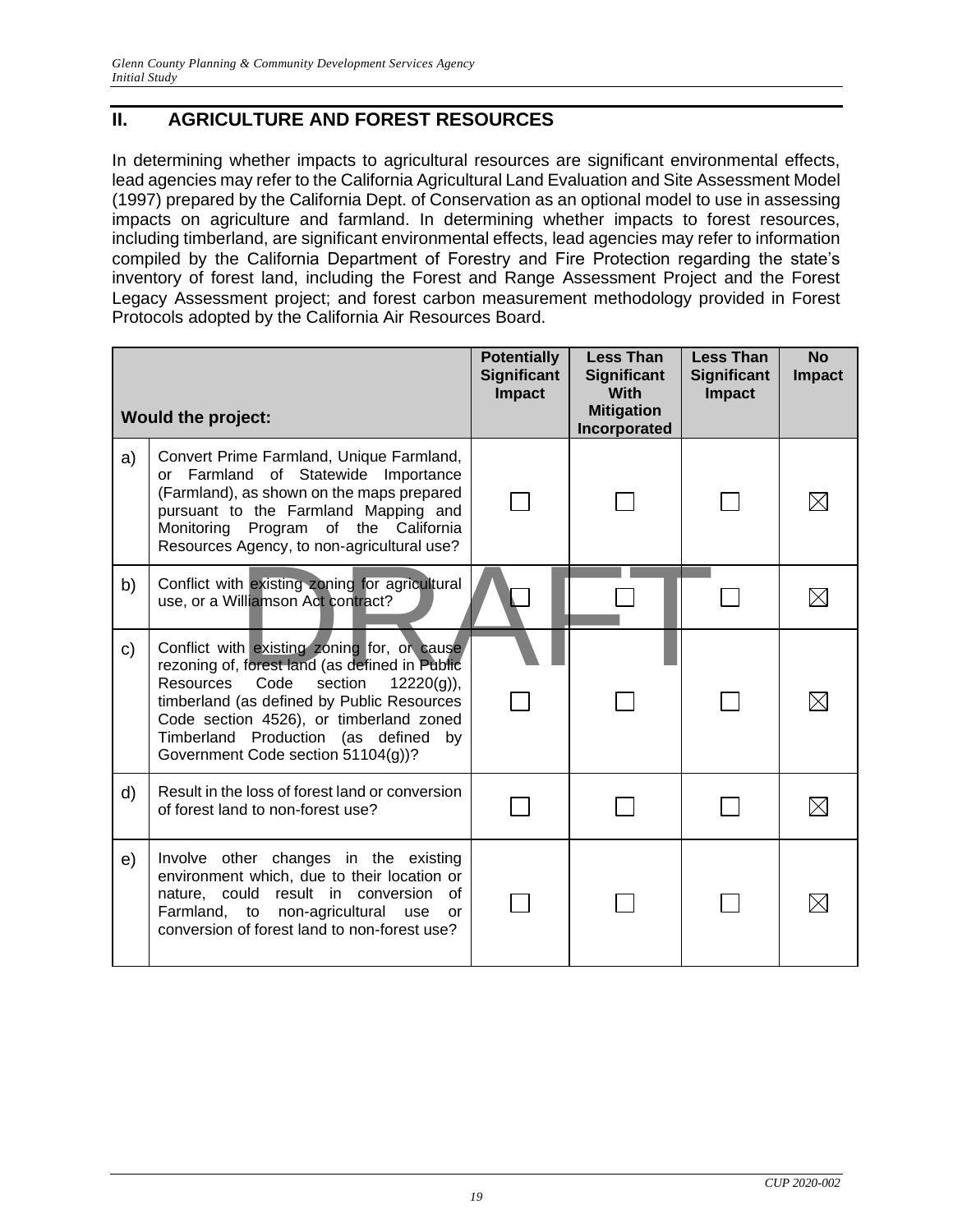## II. AGRICULTURE AND FOREST RESOURCES

In determining whether impacts to agricultural resources are significant environmental effects, lead agencies may refer to the California Agricultural Land Evaluation and Site Assessment Model (1997) prepared by the California Dept. of Conservation as an optional model to use in assessing impacts on agriculture and farmland. In determining whether impacts to forest resources, including timberland, are significant environmental effects, lead agencies may refer to information compiled by the California Department of Forestry and Fire Protection regarding the state's inventory of forest land, including the Forest and Range Assessment Project and the Forest Legacy Assessment project; and forest carbon measurement methodology provided in Forest Protocols adopted by the California Air Resources Board.

| | Would the project: | Potentially Significant Impact | Less Than Significant With Mitigation Incorporated | Less Than Significant Impact | No Impact |
|---|---|---|---|---|---|
| a) | Convert Prime Farmland, Unique Farmland, or Farmland of Statewide Importance (Farmland), as shown on the maps prepared pursuant to the Farmland Mapping and Monitoring Program of the California Resources Agency, to non-agricultural use? | ☐ | ☐ | ☐ | ☒ |
| b) | Conflict with existing zoning for agricultural use, or a Williamson Act contract? | ☐ | ☐ | ☐ | ☒ |
| c) | Conflict with existing zoning for, or cause rezoning of, forest land (as defined in Public Resources Code section 12220(g)), timberland (as defined by Public Resources Code section 4526), or timberland zoned Timberland Production (as defined by Government Code section 51104(g))? | ☐ | ☐ | ☐ | ☒ |
| d) | Result in the loss of forest land or conversion of forest land to non-forest use? | ☐ | ☐ | ☐ | ☒ |
| e) | Involve other changes in the existing environment which, due to their location or nature, could result in conversion of Farmland, to non-agricultural use or conversion of forest land to non-forest use? | ☐ | ☐ | ☐ | ☒ |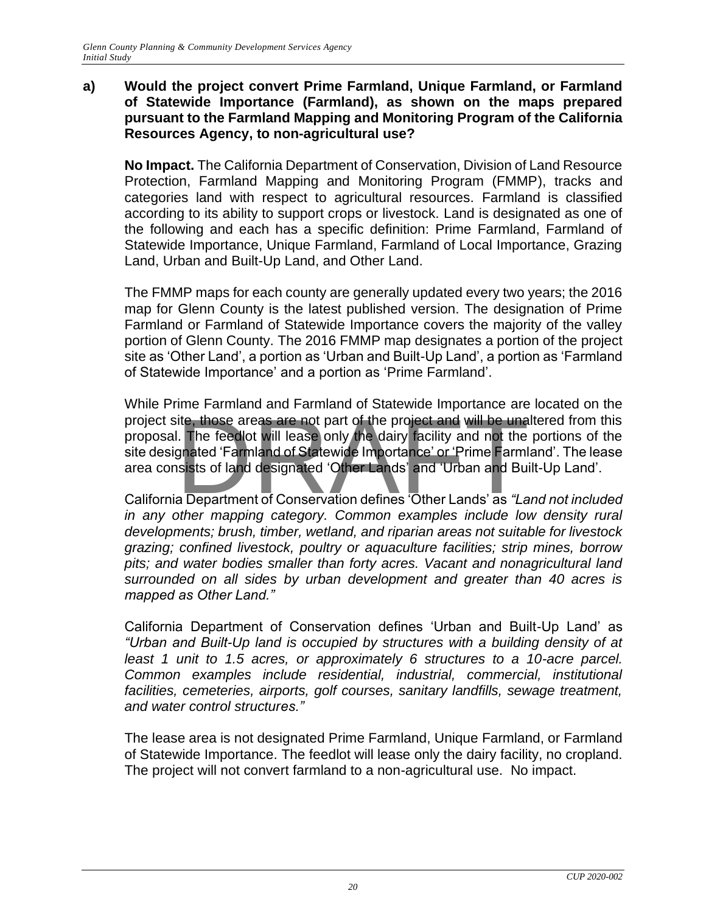**a) Would the project convert Prime Farmland, Unique Farmland, or Farmland of Statewide Importance (Farmland), as shown on the maps prepared pursuant to the Farmland Mapping and Monitoring Program of the California Resources Agency, to non-agricultural use?**

**No Impact.** The California Department of Conservation, Division of Land Resource Protection, Farmland Mapping and Monitoring Program (FMMP), tracks and categories land with respect to agricultural resources. Farmland is classified according to its ability to support crops or livestock. Land is designated as one of the following and each has a specific definition: Prime Farmland, Farmland of Statewide Importance, Unique Farmland, Farmland of Local Importance, Grazing Land, Urban and Built-Up Land, and Other Land.

The FMMP maps for each county are generally updated every two years; the 2016 map for Glenn County is the latest published version. The designation of Prime Farmland or Farmland of Statewide Importance covers the majority of the valley portion of Glenn County. The 2016 FMMP map designates a portion of the project site as 'Other Land', a portion as 'Urban and Built-Up Land', a portion as 'Farmland of Statewide Importance' and a portion as 'Prime Farmland'.

While Prime Farmland and Farmland of Statewide Importance are located on the project site, those areas are not part of the project and will be unaltered from this proposal. The feedlot will lease only the dairy facility and not the portions of the site designated 'Farmland of Statewide Importance' or 'Prime Farmland'. The lease area consists of land designated 'Other Lands' and 'Urban and Built-Up Land'.

California Department of Conservation defines 'Other Lands' as *"Land not included in any other mapping category. Common examples include low density rural developments; brush, timber, wetland, and riparian areas not suitable for livestock grazing; confined livestock, poultry or aquaculture facilities; strip mines, borrow pits; and water bodies smaller than forty acres. Vacant and nonagricultural land surrounded on all sides by urban development and greater than 40 acres is mapped as Other Land."*

California Department of Conservation defines 'Urban and Built-Up Land' as *"Urban and Built-Up land is occupied by structures with a building density of at least 1 unit to 1.5 acres, or approximately 6 structures to a 10-acre parcel. Common examples include residential, industrial, commercial, institutional facilities, cemeteries, airports, golf courses, sanitary landfills, sewage treatment, and water control structures."*

The lease area is not designated Prime Farmland, Unique Farmland, or Farmland of Statewide Importance. The feedlot will lease only the dairy facility, no cropland. The project will not convert farmland to a non-agricultural use. No impact.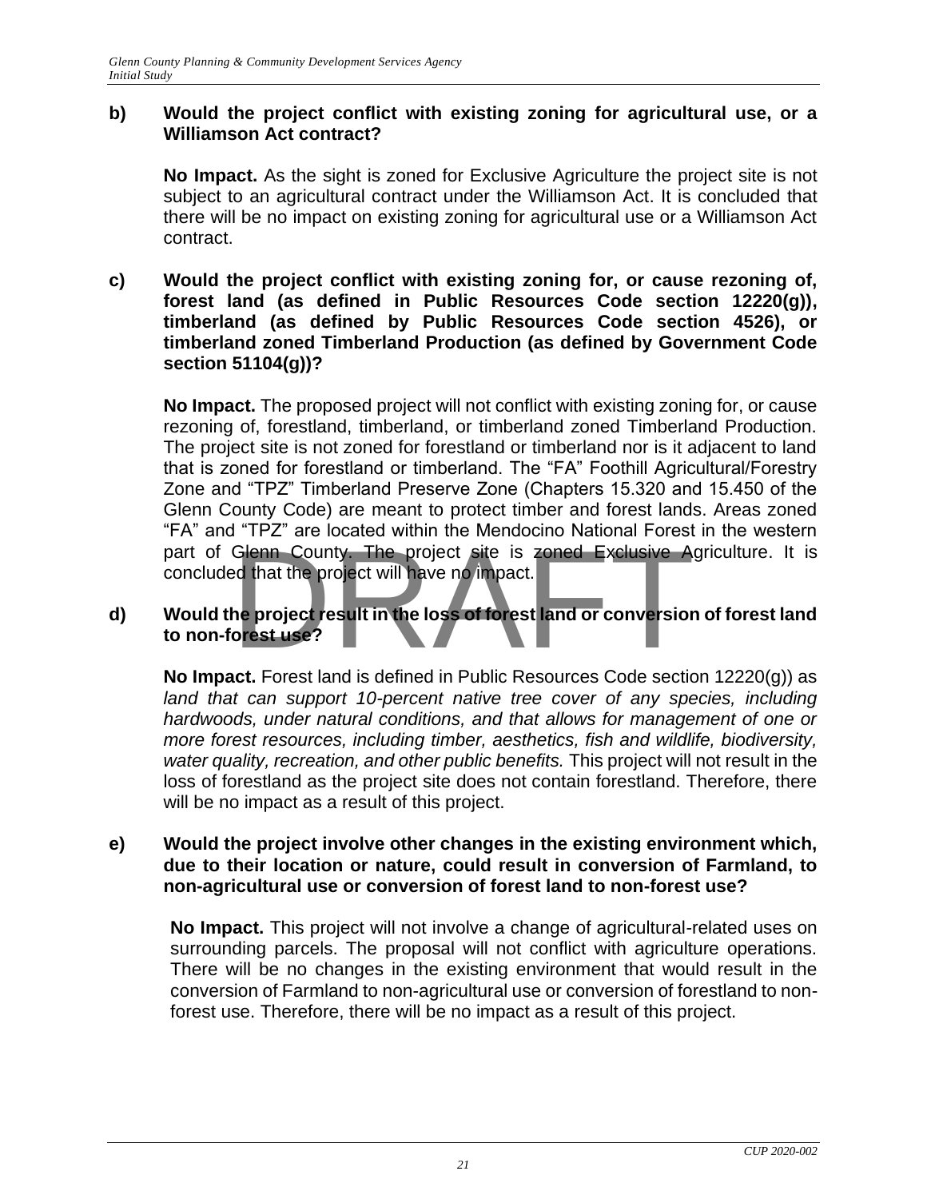**b) Would the project conflict with existing zoning for agricultural use, or a Williamson Act contract?**

**No Impact.** As the sight is zoned for Exclusive Agriculture the project site is not subject to an agricultural contract under the Williamson Act. It is concluded that there will be no impact on existing zoning for agricultural use or a Williamson Act contract.

**c) Would the project conflict with existing zoning for, or cause rezoning of, forest land (as defined in Public Resources Code section 12220(g)), timberland (as defined by Public Resources Code section 4526), or timberland zoned Timberland Production (as defined by Government Code section 51104(g))?**

**No Impact.** The proposed project will not conflict with existing zoning for, or cause rezoning of, forestland, timberland, or timberland zoned Timberland Production. The project site is not zoned for forestland or timberland nor is it adjacent to land that is zoned for forestland or timberland. The "FA" Foothill Agricultural/Forestry Zone and "TPZ" Timberland Preserve Zone (Chapters 15.320 and 15.450 of the Glenn County Code) are meant to protect timber and forest lands. Areas zoned "FA" and "TPZ" are located within the Mendocino National Forest in the western part of Glenn County. The project site is zoned Exclusive Agriculture. It is concluded that the project will have no impact.

**d) Would the project result in the loss of forest land or conversion of forest land to non-forest use?**

**No Impact.** Forest land is defined in Public Resources Code section 12220(g)) as *land that can support 10-percent native tree cover of any species, including hardwoods, under natural conditions, and that allows for management of one or more forest resources, including timber, aesthetics, fish and wildlife, biodiversity, water quality, recreation, and other public benefits.* This project will not result in the loss of forestland as the project site does not contain forestland. Therefore, there will be no impact as a result of this project.

**e) Would the project involve other changes in the existing environment which, due to their location or nature, could result in conversion of Farmland, to non-agricultural use or conversion of forest land to non-forest use?**

**No Impact.** This project will not involve a change of agricultural-related uses on surrounding parcels. The proposal will not conflict with agriculture operations. There will be no changes in the existing environment that would result in the conversion of Farmland to non-agricultural use or conversion of forestland to non-forest use. Therefore, there will be no impact as a result of this project.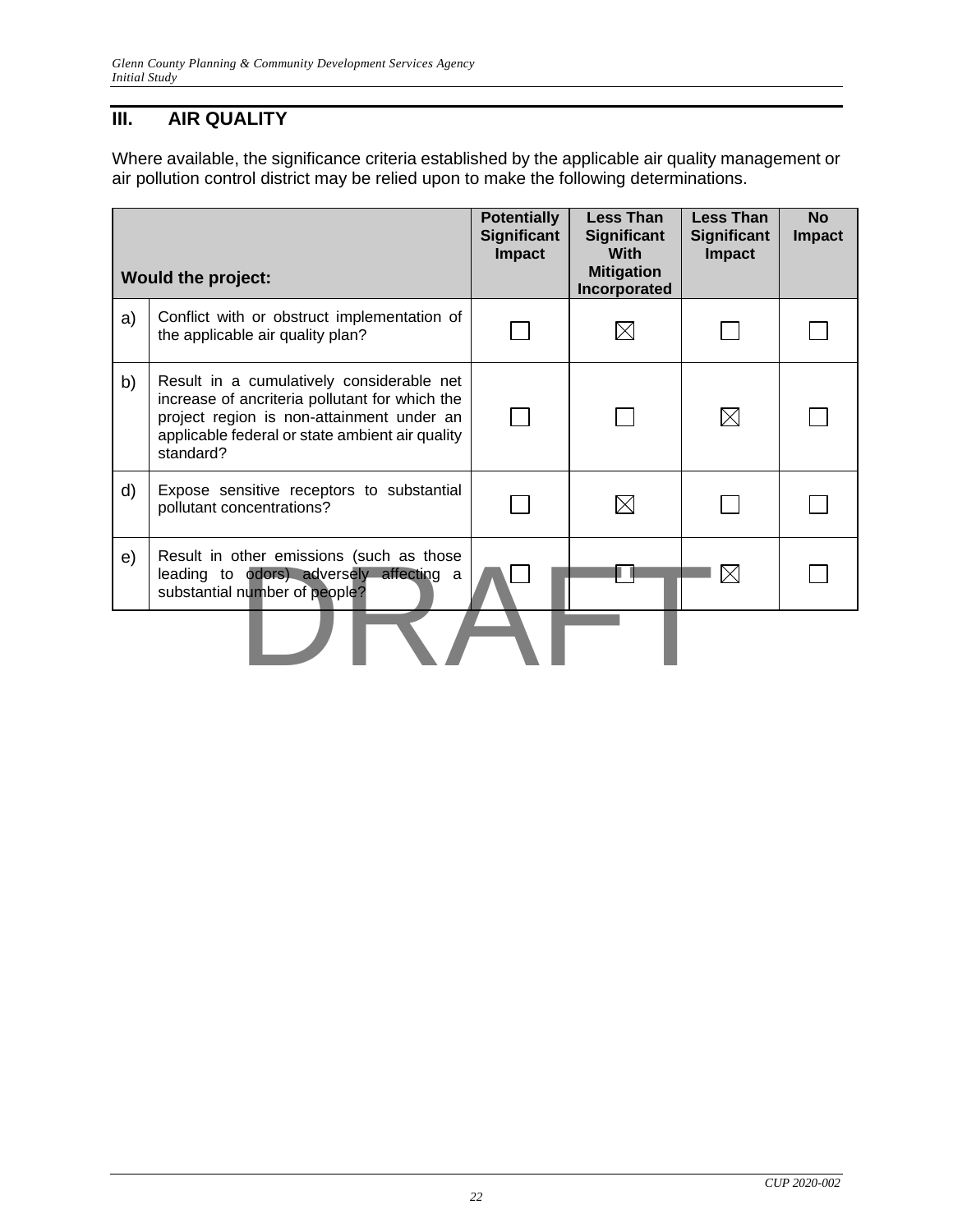## III. AIR QUALITY

Where available, the significance criteria established by the applicable air quality management or air pollution control district may be relied upon to make the following determinations.

| | Would the project: | Potentially Significant Impact | Less Than Significant With Mitigation Incorporated | Less Than Significant Impact | No Impact |
|---|---|---|---|---|---|
| a) | Conflict with or obstruct implementation of the applicable air quality plan? | ☐ | ☒ | ☐ | ☐ |
| b) | Result in a cumulatively considerable net increase of ancriteria pollutant for which the project region is non-attainment under an applicable federal or state ambient air quality standard? | ☐ | ☐ | ☒ | ☐ |
| d) | Expose sensitive receptors to substantial pollutant concentrations? | ☐ | ☒ | ☐ | ☐ |
| e) | Result in other emissions (such as those leading to odors) adversely affecting a substantial number of people? | ☐ | ☐ | ☒ | ☐ |

DRAFT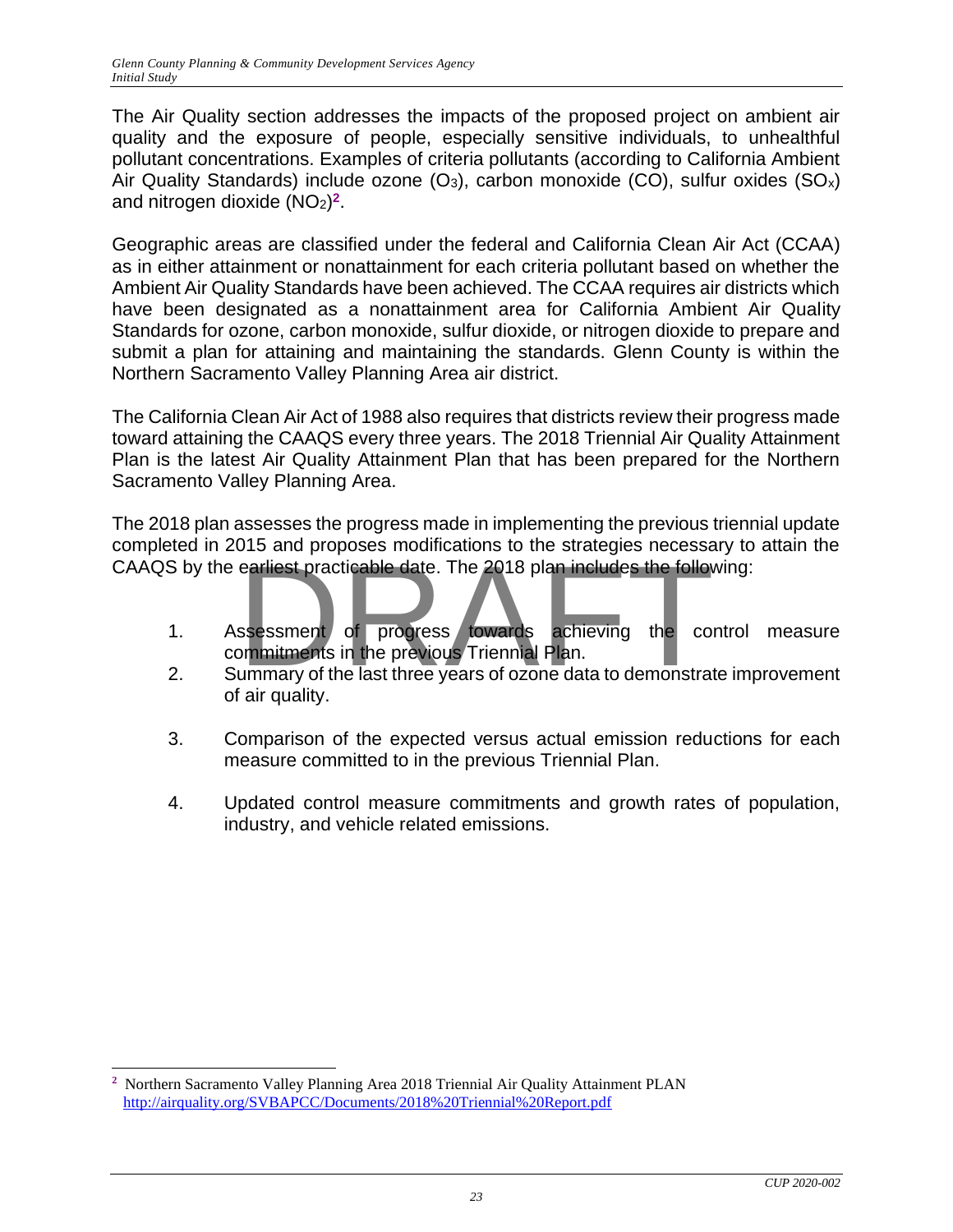The Air Quality section addresses the impacts of the proposed project on ambient air quality and the exposure of people, especially sensitive individuals, to unhealthful pollutant concentrations. Examples of criteria pollutants (according to California Ambient Air Quality Standards) include ozone ($O_3$), carbon monoxide (CO), sulfur oxides ($SO_x$) and nitrogen dioxide ($NO_2$)[2].

Geographic areas are classified under the federal and California Clean Air Act (CCAA) as in either attainment or nonattainment for each criteria pollutant based on whether the Ambient Air Quality Standards have been achieved. The CCAA requires air districts which have been designated as a nonattainment area for California Ambient Air Quality Standards for ozone, carbon monoxide, sulfur dioxide, or nitrogen dioxide to prepare and submit a plan for attaining and maintaining the standards. Glenn County is within the Northern Sacramento Valley Planning Area air district.

The California Clean Air Act of 1988 also requires that districts review their progress made toward attaining the CAAQS every three years. The 2018 Triennial Air Quality Attainment Plan is the latest Air Quality Attainment Plan that has been prepared for the Northern Sacramento Valley Planning Area.

The 2018 plan assesses the progress made in implementing the previous triennial update completed in 2015 and proposes modifications to the strategies necessary to attain the CAAQS by the earliest practicable date. The 2018 plan includes the following:

1. Assessment of progress towards achieving the control measure commitments in the previous Triennial Plan.
2. Summary of the last three years of ozone data to demonstrate improvement of air quality.
3. Comparison of the expected versus actual emission reductions for each measure committed to in the previous Triennial Plan.
4. Updated control measure commitments and growth rates of population, industry, and vehicle related emissions.

---

[2] Northern Sacramento Valley Planning Area 2018 Triennial Air Quality Attainment PLAN http://airquality.org/SVBAPCC/Documents/2018%20Triennial%20Report.pdf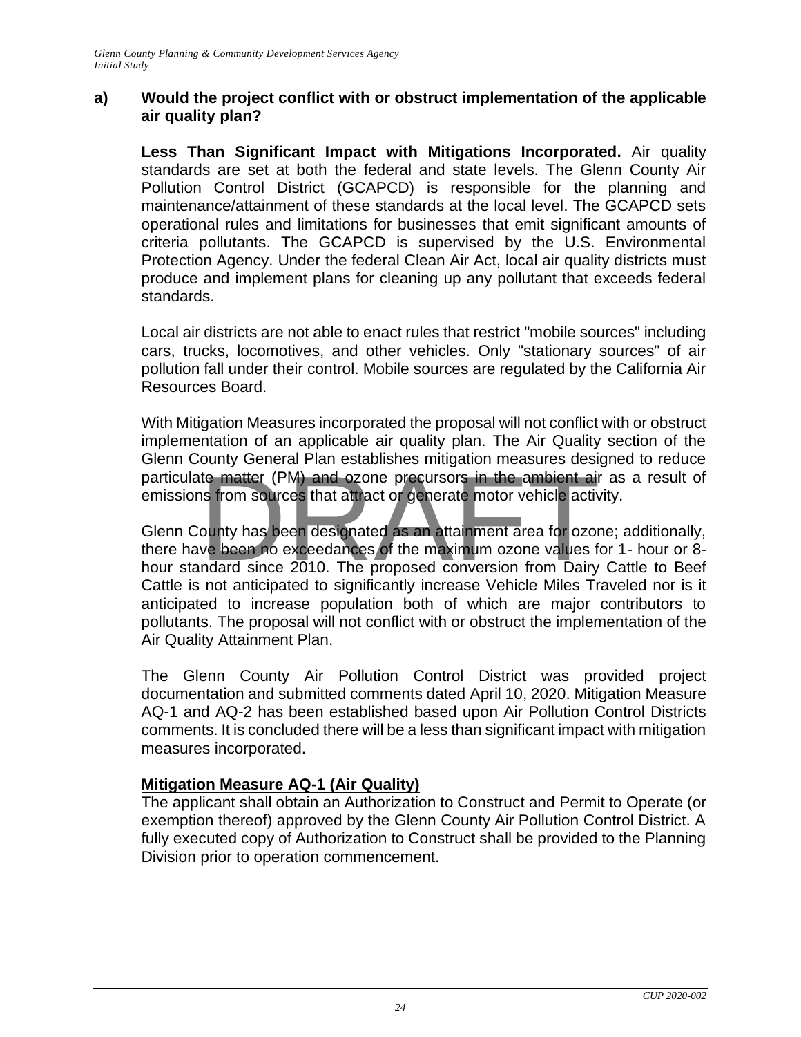**a) Would the project conflict with or obstruct implementation of the applicable air quality plan?**

**Less Than Significant Impact with Mitigations Incorporated.** Air quality standards are set at both the federal and state levels. The Glenn County Air Pollution Control District (GCAPCD) is responsible for the planning and maintenance/attainment of these standards at the local level. The GCAPCD sets operational rules and limitations for businesses that emit significant amounts of criteria pollutants. The GCAPCD is supervised by the U.S. Environmental Protection Agency. Under the federal Clean Air Act, local air quality districts must produce and implement plans for cleaning up any pollutant that exceeds federal standards.

Local air districts are not able to enact rules that restrict "mobile sources" including cars, trucks, locomotives, and other vehicles. Only "stationary sources" of air pollution fall under their control. Mobile sources are regulated by the California Air Resources Board.

With Mitigation Measures incorporated the proposal will not conflict with or obstruct implementation of an applicable air quality plan. The Air Quality section of the Glenn County General Plan establishes mitigation measures designed to reduce particulate matter (PM) and ozone precursors in the ambient air as a result of emissions from sources that attract or generate motor vehicle activity.

Glenn County has been designated as an attainment area for ozone; additionally, there have been no exceedances of the maximum ozone values for 1- hour or 8-hour standard since 2010. The proposed conversion from Dairy Cattle to Beef Cattle is not anticipated to significantly increase Vehicle Miles Traveled nor is it anticipated to increase population both of which are major contributors to pollutants. The proposal will not conflict with or obstruct the implementation of the Air Quality Attainment Plan.

The Glenn County Air Pollution Control District was provided project documentation and submitted comments dated April 10, 2020. Mitigation Measure AQ-1 and AQ-2 has been established based upon Air Pollution Control Districts comments. It is concluded there will be a less than significant impact with mitigation measures incorporated.

**Mitigation Measure AQ-1 (Air Quality)**

The applicant shall obtain an Authorization to Construct and Permit to Operate (or exemption thereof) approved by the Glenn County Air Pollution Control District. A fully executed copy of Authorization to Construct shall be provided to the Planning Division prior to operation commencement.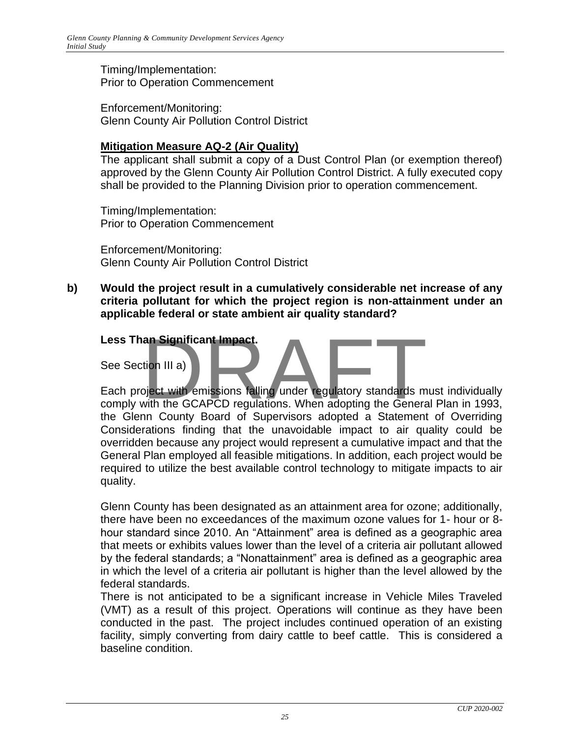Timing/Implementation:
Prior to Operation Commencement

Enforcement/Monitoring:
Glenn County Air Pollution Control District

**Mitigation Measure AQ-2 (Air Quality)**

The applicant shall submit a copy of a Dust Control Plan (or exemption thereof) approved by the Glenn County Air Pollution Control District. A fully executed copy shall be provided to the Planning Division prior to operation commencement.

Timing/Implementation:
Prior to Operation Commencement

Enforcement/Monitoring:
Glenn County Air Pollution Control District

**b) Would the project result in a cumulatively considerable net increase of any criteria pollutant for which the project region is non-attainment under an applicable federal or state ambient air quality standard?**

**Less Than Significant Impact.**

See Section III a)

Each project with emissions falling under regulatory standards must individually comply with the GCAPCD regulations. When adopting the General Plan in 1993, the Glenn County Board of Supervisors adopted a Statement of Overriding Considerations finding that the unavoidable impact to air quality could be overridden because any project would represent a cumulative impact and that the General Plan employed all feasible mitigations. In addition, each project would be required to utilize the best available control technology to mitigate impacts to air quality.

Glenn County has been designated as an attainment area for ozone; additionally, there have been no exceedances of the maximum ozone values for 1- hour or 8-hour standard since 2010. An "Attainment" area is defined as a geographic area that meets or exhibits values lower than the level of a criteria air pollutant allowed by the federal standards; a "Nonattainment" area is defined as a geographic area in which the level of a criteria air pollutant is higher than the level allowed by the federal standards.

There is not anticipated to be a significant increase in Vehicle Miles Traveled (VMT) as a result of this project. Operations will continue as they have been conducted in the past. The project includes continued operation of an existing facility, simply converting from dairy cattle to beef cattle. This is considered a baseline condition.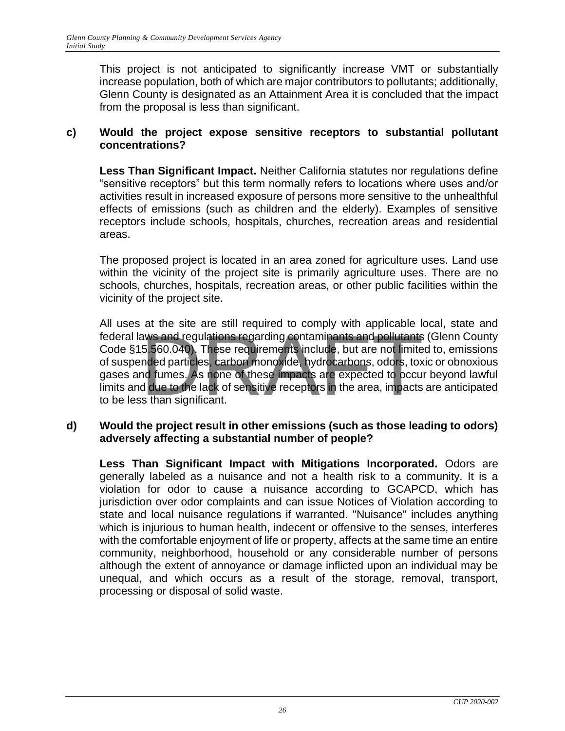This project is not anticipated to significantly increase VMT or substantially increase population, both of which are major contributors to pollutants; additionally, Glenn County is designated as an Attainment Area it is concluded that the impact from the proposal is less than significant.

**c) Would the project expose sensitive receptors to substantial pollutant concentrations?**

**Less Than Significant Impact.** Neither California statutes nor regulations define "sensitive receptors" but this term normally refers to locations where uses and/or activities result in increased exposure of persons more sensitive to the unhealthful effects of emissions (such as children and the elderly). Examples of sensitive receptors include schools, hospitals, churches, recreation areas and residential areas.

The proposed project is located in an area zoned for agriculture uses. Land use within the vicinity of the project site is primarily agriculture uses. There are no schools, churches, hospitals, recreation areas, or other public facilities within the vicinity of the project site.

All uses at the site are still required to comply with applicable local, state and federal laws and regulations regarding contaminants and pollutants (Glenn County Code §15.560.040). These requirements include, but are not limited to, emissions of suspended particles, carbon monoxide, hydrocarbons, odors, toxic or obnoxious gases and fumes. As none of these impacts are expected to occur beyond lawful limits and due to the lack of sensitive receptors in the area, impacts are anticipated to be less than significant.

**d) Would the project result in other emissions (such as those leading to odors) adversely affecting a substantial number of people?**

**Less Than Significant Impact with Mitigations Incorporated.** Odors are generally labeled as a nuisance and not a health risk to a community. It is a violation for odor to cause a nuisance according to GCAPCD, which has jurisdiction over odor complaints and can issue Notices of Violation according to state and local nuisance regulations if warranted. "Nuisance" includes anything which is injurious to human health, indecent or offensive to the senses, interferes with the comfortable enjoyment of life or property, affects at the same time an entire community, neighborhood, household or any considerable number of persons although the extent of annoyance or damage inflicted upon an individual may be unequal, and which occurs as a result of the storage, removal, transport, processing or disposal of solid waste.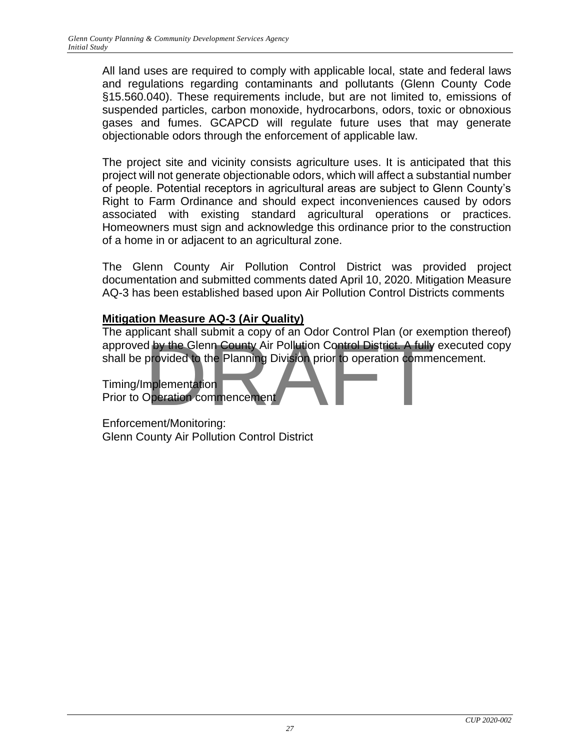All land uses are required to comply with applicable local, state and federal laws and regulations regarding contaminants and pollutants (Glenn County Code §15.560.040). These requirements include, but are not limited to, emissions of suspended particles, carbon monoxide, hydrocarbons, odors, toxic or obnoxious gases and fumes. GCAPCD will regulate future uses that may generate objectionable odors through the enforcement of applicable law.

The project site and vicinity consists agriculture uses. It is anticipated that this project will not generate objectionable odors, which will affect a substantial number of people. Potential receptors in agricultural areas are subject to Glenn County's Right to Farm Ordinance and should expect inconveniences caused by odors associated with existing standard agricultural operations or practices. Homeowners must sign and acknowledge this ordinance prior to the construction of a home in or adjacent to an agricultural zone.

The Glenn County Air Pollution Control District was provided project documentation and submitted comments dated April 10, 2020. Mitigation Measure AQ-3 has been established based upon Air Pollution Control Districts comments

**Mitigation Measure AQ-3 (Air Quality)**

The applicant shall submit a copy of an Odor Control Plan (or exemption thereof) approved by the Glenn County Air Pollution Control District. A fully executed copy shall be provided to the Planning Division prior to operation commencement.

Timing/Implementation
Prior to Operation commencement

Enforcement/Monitoring:
Glenn County Air Pollution Control District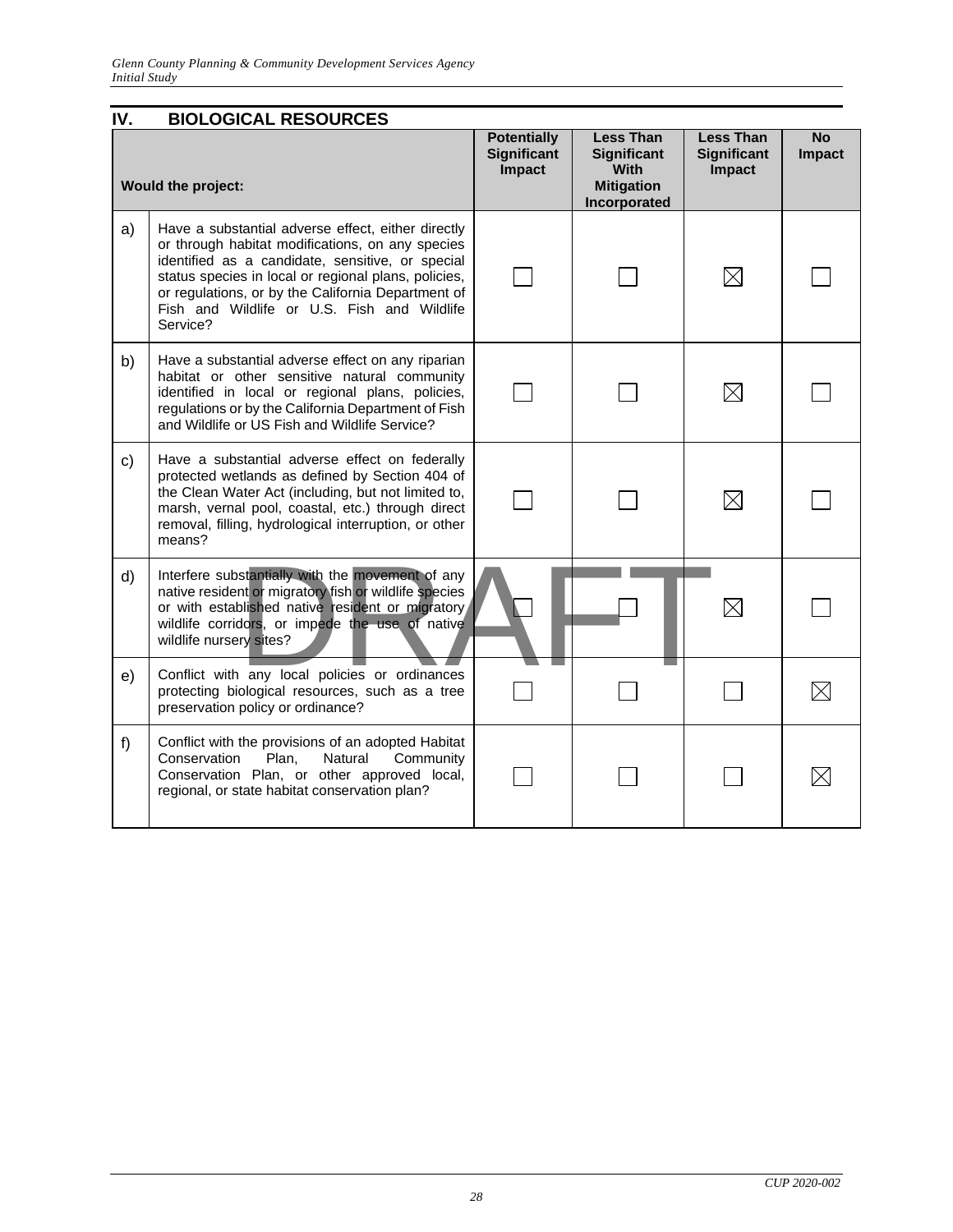## IV. BIOLOGICAL RESOURCES

| | Would the project: | Potentially Significant Impact | Less Than Significant With Mitigation Incorporated | Less Than Significant Impact | No Impact |
|---|---|---|---|---|---|
| a) | Have a substantial adverse effect, either directly or through habitat modifications, on any species identified as a candidate, sensitive, or special status species in local or regional plans, policies, or regulations, or by the California Department of Fish and Wildlife or U.S. Fish and Wildlife Service? | ☐ | ☐ | ☒ | ☐ |
| b) | Have a substantial adverse effect on any riparian habitat or other sensitive natural community identified in local or regional plans, policies, regulations or by the California Department of Fish and Wildlife or US Fish and Wildlife Service? | ☐ | ☐ | ☒ | ☐ |
| c) | Have a substantial adverse effect on federally protected wetlands as defined by Section 404 of the Clean Water Act (including, but not limited to, marsh, vernal pool, coastal, etc.) through direct removal, filling, hydrological interruption, or other means? | ☐ | ☐ | ☒ | ☐ |
| d) | Interfere substantially with the movement of any native resident or migratory fish or wildlife species or with established native resident or migratory wildlife corridors, or impede the use of native wildlife nursery sites? | ☐ | ☐ | ☒ | ☐ |
| e) | Conflict with any local policies or ordinances protecting biological resources, such as a tree preservation policy or ordinance? | ☐ | ☐ | ☐ | ☒ |
| f) | Conflict with the provisions of an adopted Habitat Conservation Plan, Natural Community Conservation Plan, or other approved local, regional, or state habitat conservation plan? | ☐ | ☐ | ☐ | ☒ |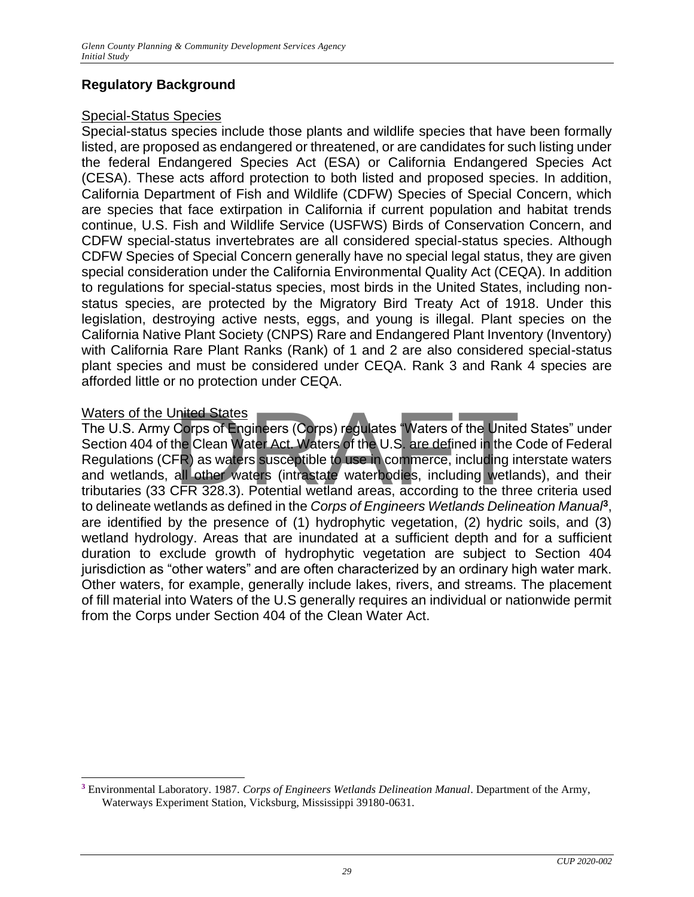## Regulatory Background

Special-Status Species

Special-status species include those plants and wildlife species that have been formally listed, are proposed as endangered or threatened, or are candidates for such listing under the federal Endangered Species Act (ESA) or California Endangered Species Act (CESA). These acts afford protection to both listed and proposed species. In addition, California Department of Fish and Wildlife (CDFW) Species of Special Concern, which are species that face extirpation in California if current population and habitat trends continue, U.S. Fish and Wildlife Service (USFWS) Birds of Conservation Concern, and CDFW special-status invertebrates are all considered special-status species. Although CDFW Species of Special Concern generally have no special legal status, they are given special consideration under the California Environmental Quality Act (CEQA). In addition to regulations for special-status species, most birds in the United States, including non-status species, are protected by the Migratory Bird Treaty Act of 1918. Under this legislation, destroying active nests, eggs, and young is illegal. Plant species on the California Native Plant Society (CNPS) Rare and Endangered Plant Inventory (Inventory) with California Rare Plant Ranks (Rank) of 1 and 2 are also considered special-status plant species and must be considered under CEQA. Rank 3 and Rank 4 species are afforded little or no protection under CEQA.

Waters of the United States

The U.S. Army Corps of Engineers (Corps) regulates "Waters of the United States" under Section 404 of the Clean Water Act. Waters of the U.S. are defined in the Code of Federal Regulations (CFR) as waters susceptible to use in commerce, including interstate waters and wetlands, all other waters (intrastate waterbodies, including wetlands), and their tributaries (33 CFR 328.3). Potential wetland areas, according to the three criteria used to delineate wetlands as defined in the *Corps of Engineers Wetlands Delineation Manual*[3], are identified by the presence of (1) hydrophytic vegetation, (2) hydric soils, and (3) wetland hydrology. Areas that are inundated at a sufficient depth and for a sufficient duration to exclude growth of hydrophytic vegetation are subject to Section 404 jurisdiction as "other waters" and are often characterized by an ordinary high water mark. Other waters, for example, generally include lakes, rivers, and streams. The placement of fill material into Waters of the U.S generally requires an individual or nationwide permit from the Corps under Section 404 of the Clean Water Act.

[3] Environmental Laboratory. 1987. *Corps of Engineers Wetlands Delineation Manual*. Department of the Army, Waterways Experiment Station, Vicksburg, Mississippi 39180-0631.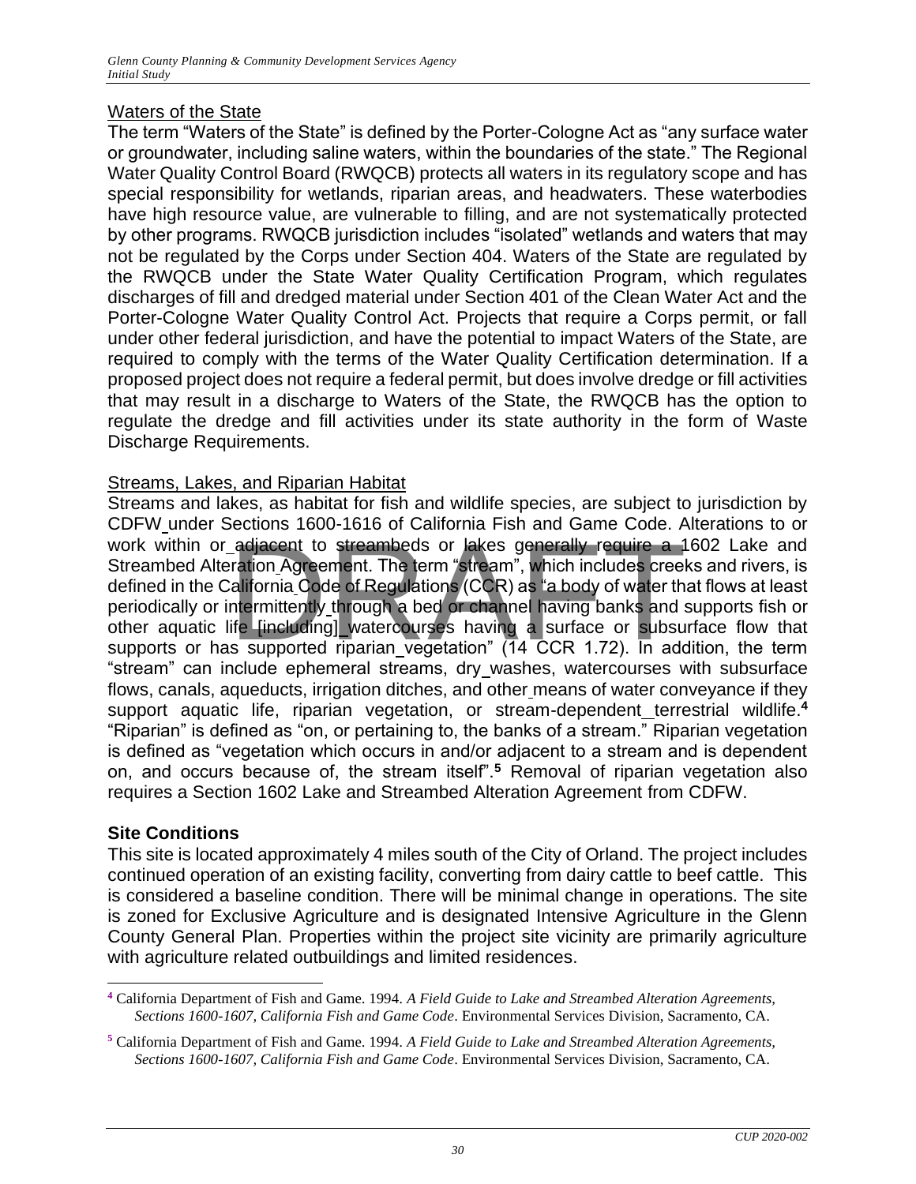Waters of the State

The term "Waters of the State" is defined by the Porter-Cologne Act as "any surface water or groundwater, including saline waters, within the boundaries of the state." The Regional Water Quality Control Board (RWQCB) protects all waters in its regulatory scope and has special responsibility for wetlands, riparian areas, and headwaters. These waterbodies have high resource value, are vulnerable to filling, and are not systematically protected by other programs. RWQCB jurisdiction includes "isolated" wetlands and waters that may not be regulated by the Corps under Section 404. Waters of the State are regulated by the RWQCB under the State Water Quality Certification Program, which regulates discharges of fill and dredged material under Section 401 of the Clean Water Act and the Porter-Cologne Water Quality Control Act. Projects that require a Corps permit, or fall under other federal jurisdiction, and have the potential to impact Waters of the State, are required to comply with the terms of the Water Quality Certification determination. If a proposed project does not require a federal permit, but does involve dredge or fill activities that may result in a discharge to Waters of the State, the RWQCB has the option to regulate the dredge and fill activities under its state authority in the form of Waste Discharge Requirements.

Streams, Lakes, and Riparian Habitat

Streams and lakes, as habitat for fish and wildlife species, are subject to jurisdiction by CDFW under Sections 1600-1616 of California Fish and Game Code. Alterations to or work within or adjacent to streambeds or lakes generally require a 1602 Lake and Streambed Alteration Agreement. The term "stream", which includes creeks and rivers, is defined in the California Code of Regulations (CCR) as "a body of water that flows at least periodically or intermittently through a bed or channel having banks and supports fish or other aquatic life [including] watercourses having a surface or subsurface flow that supports or has supported riparian vegetation" (14 CCR 1.72). In addition, the term "stream" can include ephemeral streams, dry washes, watercourses with subsurface flows, canals, aqueducts, irrigation ditches, and other means of water conveyance if they support aquatic life, riparian vegetation, or stream-dependent terrestrial wildlife.[4] "Riparian" is defined as "on, or pertaining to, the banks of a stream." Riparian vegetation is defined as "vegetation which occurs in and/or adjacent to a stream and is dependent on, and occurs because of, the stream itself".[5] Removal of riparian vegetation also requires a Section 1602 Lake and Streambed Alteration Agreement from CDFW.

**Site Conditions**

This site is located approximately 4 miles south of the City of Orland. The project includes continued operation of an existing facility, converting from dairy cattle to beef cattle. This is considered a baseline condition. There will be minimal change in operations. The site is zoned for Exclusive Agriculture and is designated Intensive Agriculture in the Glenn County General Plan. Properties within the project site vicinity are primarily agriculture with agriculture related outbuildings and limited residences.

---

[4] California Department of Fish and Game. 1994. *A Field Guide to Lake and Streambed Alteration Agreements, Sections 1600-1607, California Fish and Game Code*. Environmental Services Division, Sacramento, CA.

[5] California Department of Fish and Game. 1994. *A Field Guide to Lake and Streambed Alteration Agreements, Sections 1600-1607, California Fish and Game Code*. Environmental Services Division, Sacramento, CA.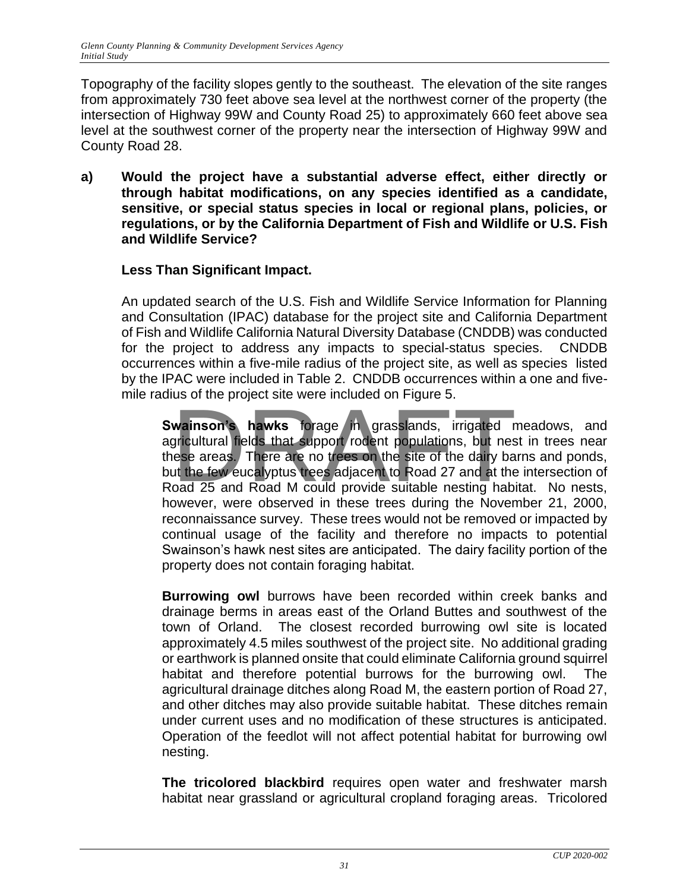Topography of the facility slopes gently to the southeast. The elevation of the site ranges from approximately 730 feet above sea level at the northwest corner of the property (the intersection of Highway 99W and County Road 25) to approximately 660 feet above sea level at the southwest corner of the property near the intersection of Highway 99W and County Road 28.

**a) Would the project have a substantial adverse effect, either directly or through habitat modifications, on any species identified as a candidate, sensitive, or special status species in local or regional plans, policies, or regulations, or by the California Department of Fish and Wildlife or U.S. Fish and Wildlife Service?**

**Less Than Significant Impact.**

An updated search of the U.S. Fish and Wildlife Service Information for Planning and Consultation (IPAC) database for the project site and California Department of Fish and Wildlife California Natural Diversity Database (CNDDB) was conducted for the project to address any impacts to special-status species. CNDDB occurrences within a five-mile radius of the project site, as well as species listed by the IPAC were included in Table 2. CNDDB occurrences within a one and five-mile radius of the project site were included on Figure 5.

**Swainson's hawks** forage in grasslands, irrigated meadows, and agricultural fields that support rodent populations, but nest in trees near these areas. There are no trees on the site of the dairy barns and ponds, but the few eucalyptus trees adjacent to Road 27 and at the intersection of Road 25 and Road M could provide suitable nesting habitat. No nests, however, were observed in these trees during the November 21, 2000, reconnaissance survey. These trees would not be removed or impacted by continual usage of the facility and therefore no impacts to potential Swainson's hawk nest sites are anticipated. The dairy facility portion of the property does not contain foraging habitat.

**Burrowing owl** burrows have been recorded within creek banks and drainage berms in areas east of the Orland Buttes and southwest of the town of Orland. The closest recorded burrowing owl site is located approximately 4.5 miles southwest of the project site. No additional grading or earthwork is planned onsite that could eliminate California ground squirrel habitat and therefore potential burrows for the burrowing owl. The agricultural drainage ditches along Road M, the eastern portion of Road 27, and other ditches may also provide suitable habitat. These ditches remain under current uses and no modification of these structures is anticipated. Operation of the feedlot will not affect potential habitat for burrowing owl nesting.

**The tricolored blackbird** requires open water and freshwater marsh habitat near grassland or agricultural cropland foraging areas. Tricolored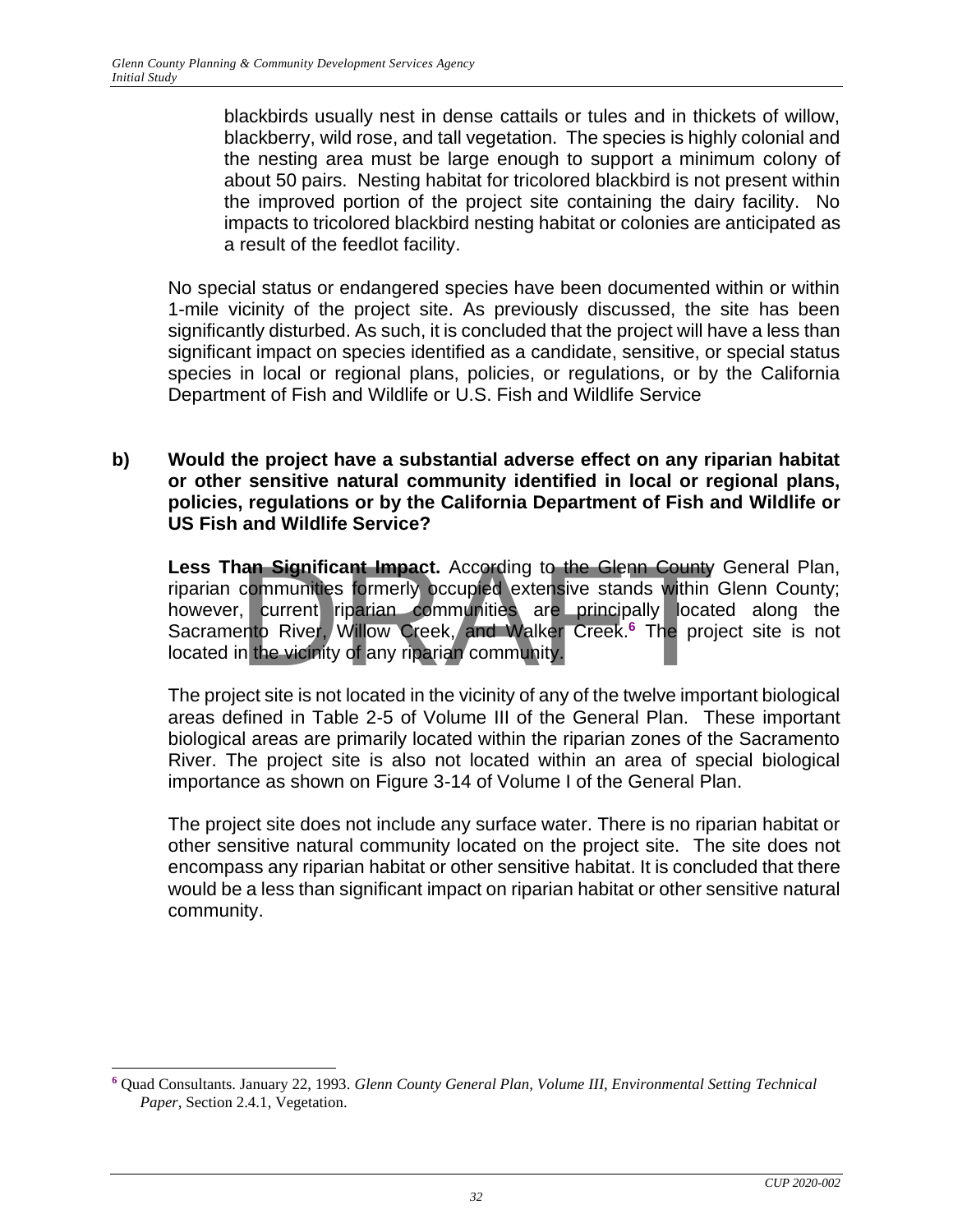blackbirds usually nest in dense cattails or tules and in thickets of willow, blackberry, wild rose, and tall vegetation. The species is highly colonial and the nesting area must be large enough to support a minimum colony of about 50 pairs. Nesting habitat for tricolored blackbird is not present within the improved portion of the project site containing the dairy facility. No impacts to tricolored blackbird nesting habitat or colonies are anticipated as a result of the feedlot facility.

No special status or endangered species have been documented within or within 1-mile vicinity of the project site. As previously discussed, the site has been significantly disturbed. As such, it is concluded that the project will have a less than significant impact on species identified as a candidate, sensitive, or special status species in local or regional plans, policies, or regulations, or by the California Department of Fish and Wildlife or U.S. Fish and Wildlife Service

**b) Would the project have a substantial adverse effect on any riparian habitat or other sensitive natural community identified in local or regional plans, policies, regulations or by the California Department of Fish and Wildlife or US Fish and Wildlife Service?**

**Less Than Significant Impact.** According to the Glenn County General Plan, riparian communities formerly occupied extensive stands within Glenn County; however, current riparian communities are principally located along the Sacramento River, Willow Creek, and Walker Creek.[6] The project site is not located in the vicinity of any riparian community.

The project site is not located in the vicinity of any of the twelve important biological areas defined in Table 2-5 of Volume III of the General Plan. These important biological areas are primarily located within the riparian zones of the Sacramento River. The project site is also not located within an area of special biological importance as shown on Figure 3-14 of Volume I of the General Plan.

The project site does not include any surface water. There is no riparian habitat or other sensitive natural community located on the project site. The site does not encompass any riparian habitat or other sensitive habitat. It is concluded that there would be a less than significant impact on riparian habitat or other sensitive natural community.

[6] Quad Consultants. January 22, 1993. *Glenn County General Plan, Volume III, Environmental Setting Technical Paper*, Section 2.4.1, Vegetation.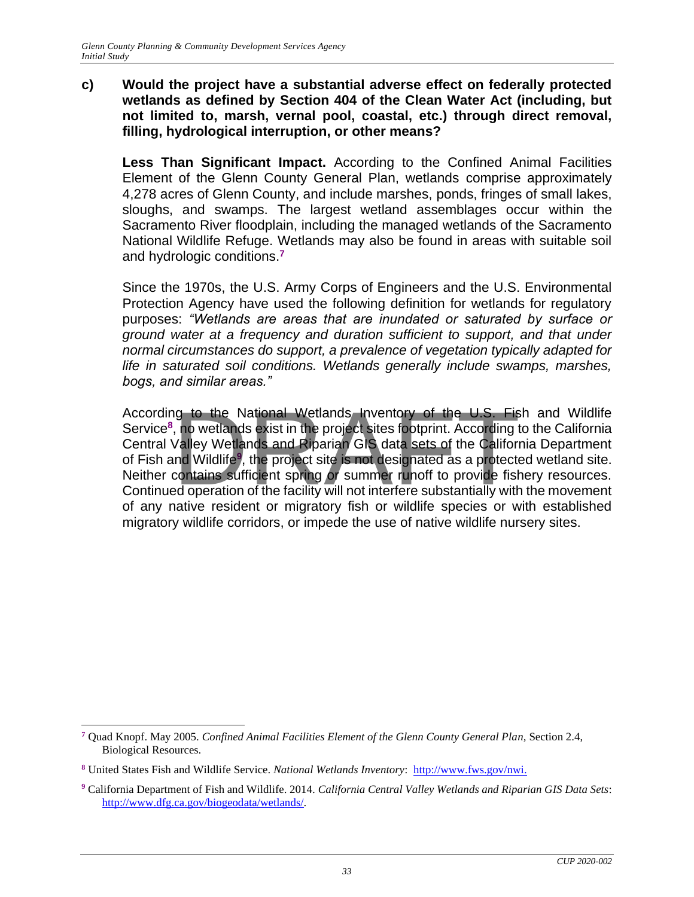**c) Would the project have a substantial adverse effect on federally protected wetlands as defined by Section 404 of the Clean Water Act (including, but not limited to, marsh, vernal pool, coastal, etc.) through direct removal, filling, hydrological interruption, or other means?**

**Less Than Significant Impact.** According to the Confined Animal Facilities Element of the Glenn County General Plan, wetlands comprise approximately 4,278 acres of Glenn County, and include marshes, ponds, fringes of small lakes, sloughs, and swamps. The largest wetland assemblages occur within the Sacramento River floodplain, including the managed wetlands of the Sacramento National Wildlife Refuge. Wetlands may also be found in areas with suitable soil and hydrologic conditions.[7]

Since the 1970s, the U.S. Army Corps of Engineers and the U.S. Environmental Protection Agency have used the following definition for wetlands for regulatory purposes: *"Wetlands are areas that are inundated or saturated by surface or ground water at a frequency and duration sufficient to support, and that under normal circumstances do support, a prevalence of vegetation typically adapted for life in saturated soil conditions. Wetlands generally include swamps, marshes, bogs, and similar areas."*

According to the National Wetlands Inventory of the U.S. Fish and Wildlife Service[8], no wetlands exist in the project sites footprint. According to the California Central Valley Wetlands and Riparian GIS data sets of the California Department of Fish and Wildlife[9], the project site is not designated as a protected wetland site. Neither contains sufficient spring or summer runoff to provide fishery resources. Continued operation of the facility will not interfere substantially with the movement of any native resident or migratory fish or wildlife species or with established migratory wildlife corridors, or impede the use of native wildlife nursery sites.

---

[7] Quad Knopf. May 2005. *Confined Animal Facilities Element of the Glenn County General Plan*, Section 2.4, Biological Resources.

[8] United States Fish and Wildlife Service. *National Wetlands Inventory*: http://www.fws.gov/nwi.

[9] California Department of Fish and Wildlife. 2014. *California Central Valley Wetlands and Riparian GIS Data Sets*: http://www.dfg.ca.gov/biogeodata/wetlands/.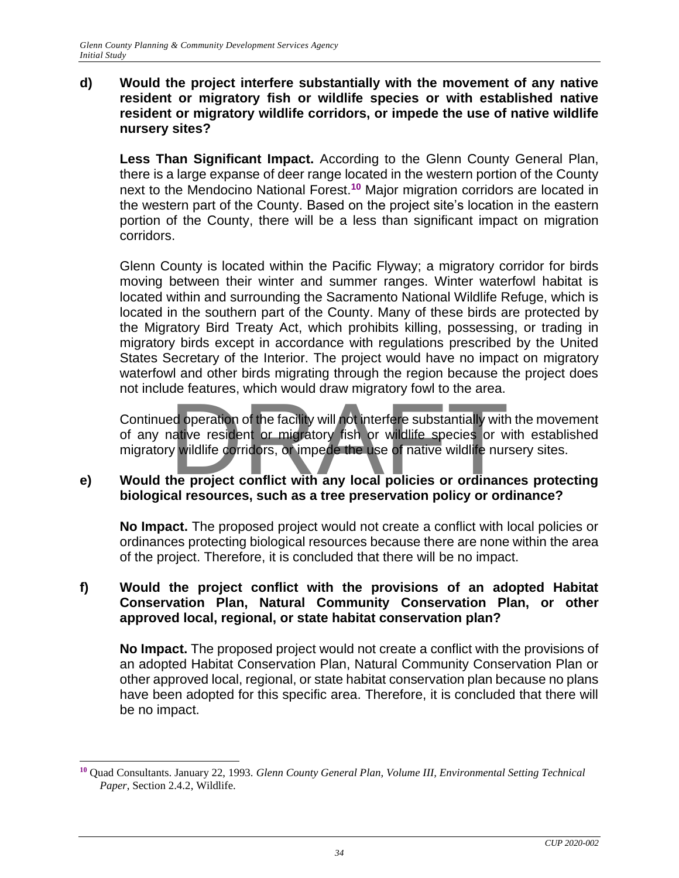**d) Would the project interfere substantially with the movement of any native resident or migratory fish or wildlife species or with established native resident or migratory wildlife corridors, or impede the use of native wildlife nursery sites?**

**Less Than Significant Impact.** According to the Glenn County General Plan, there is a large expanse of deer range located in the western portion of the County next to the Mendocino National Forest.[10] Major migration corridors are located in the western part of the County. Based on the project site's location in the eastern portion of the County, there will be a less than significant impact on migration corridors.

Glenn County is located within the Pacific Flyway; a migratory corridor for birds moving between their winter and summer ranges. Winter waterfowl habitat is located within and surrounding the Sacramento National Wildlife Refuge, which is located in the southern part of the County. Many of these birds are protected by the Migratory Bird Treaty Act, which prohibits killing, possessing, or trading in migratory birds except in accordance with regulations prescribed by the United States Secretary of the Interior. The project would have no impact on migratory waterfowl and other birds migrating through the region because the project does not include features, which would draw migratory fowl to the area.

Continued operation of the facility will not interfere substantially with the movement of any native resident or migratory fish or wildlife species or with established migratory wildlife corridors, or impede the use of native wildlife nursery sites.

**e) Would the project conflict with any local policies or ordinances protecting biological resources, such as a tree preservation policy or ordinance?**

**No Impact.** The proposed project would not create a conflict with local policies or ordinances protecting biological resources because there are none within the area of the project. Therefore, it is concluded that there will be no impact.

**f) Would the project conflict with the provisions of an adopted Habitat Conservation Plan, Natural Community Conservation Plan, or other approved local, regional, or state habitat conservation plan?**

**No Impact.** The proposed project would not create a conflict with the provisions of an adopted Habitat Conservation Plan, Natural Community Conservation Plan or other approved local, regional, or state habitat conservation plan because no plans have been adopted for this specific area. Therefore, it is concluded that there will be no impact.

---

[10] Quad Consultants. January 22, 1993. *Glenn County General Plan, Volume III, Environmental Setting Technical Paper*, Section 2.4.2, Wildlife.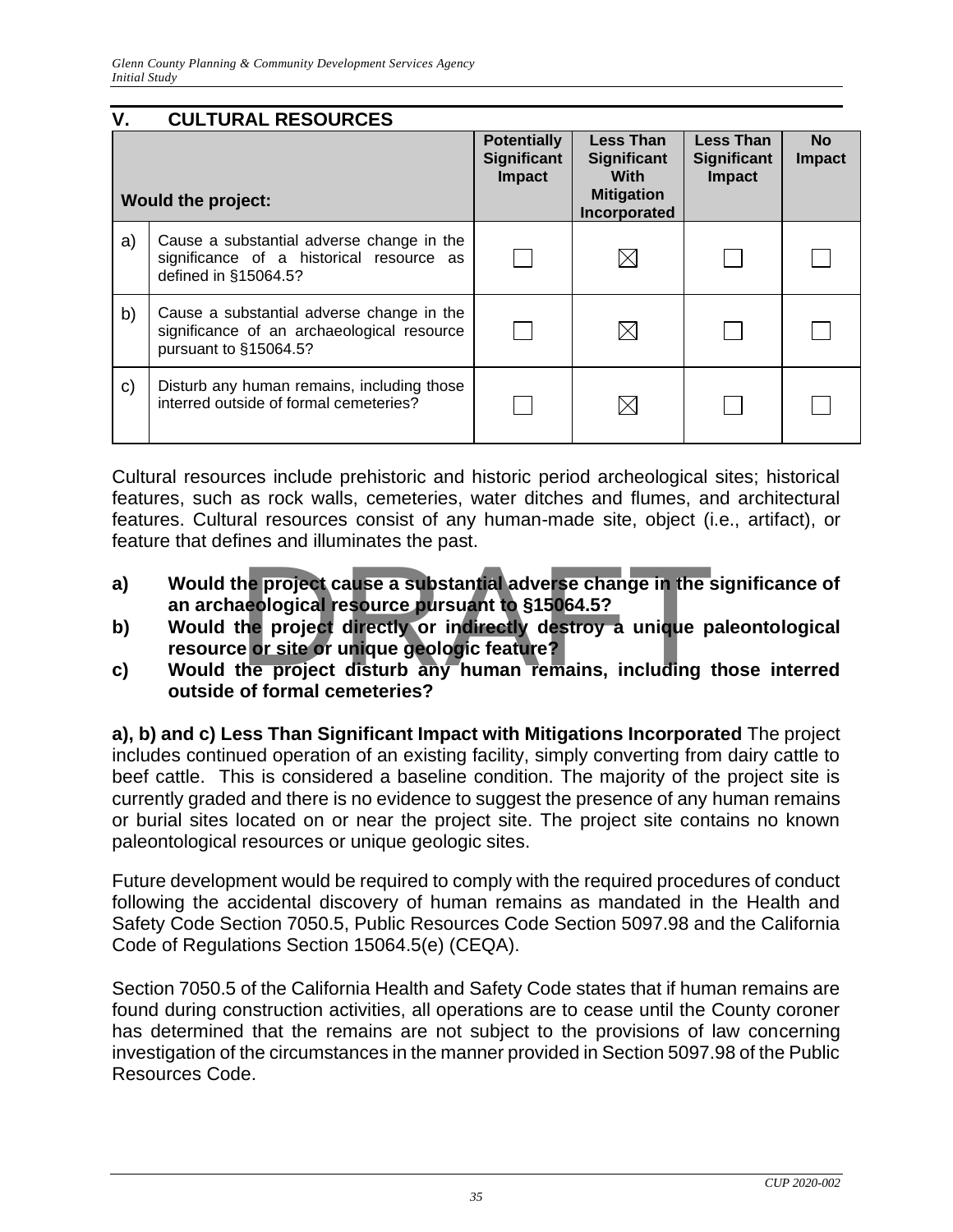## V. CULTURAL RESOURCES

| Would the project: | | Potentially Significant Impact | Less Than Significant With Mitigation Incorporated | Less Than Significant Impact | No Impact |
|---|---|---|---|---|---|
| a) | Cause a substantial adverse change in the significance of a historical resource as defined in §15064.5? | ☐ | ☒ | ☐ | ☐ |
| b) | Cause a substantial adverse change in the significance of an archaeological resource pursuant to §15064.5? | ☐ | ☒ | ☐ | ☐ |
| c) | Disturb any human remains, including those interred outside of formal cemeteries? | ☐ | ☒ | ☐ | ☐ |

Cultural resources include prehistoric and historic period archeological sites; historical features, such as rock walls, cemeteries, water ditches and flumes, and architectural features. Cultural resources consist of any human-made site, object (i.e., artifact), or feature that defines and illuminates the past.

**a) Would the project cause a substantial adverse change in the significance of an archaeological resource pursuant to §15064.5?**

**b) Would the project directly or indirectly destroy a unique paleontological resource or site or unique geologic feature?**

**c) Would the project disturb any human remains, including those interred outside of formal cemeteries?**

**a), b) and c) Less Than Significant Impact with Mitigations Incorporated** The project includes continued operation of an existing facility, simply converting from dairy cattle to beef cattle. This is considered a baseline condition. The majority of the project site is currently graded and there is no evidence to suggest the presence of any human remains or burial sites located on or near the project site. The project site contains no known paleontological resources or unique geologic sites.

Future development would be required to comply with the required procedures of conduct following the accidental discovery of human remains as mandated in the Health and Safety Code Section 7050.5, Public Resources Code Section 5097.98 and the California Code of Regulations Section 15064.5(e) (CEQA).

Section 7050.5 of the California Health and Safety Code states that if human remains are found during construction activities, all operations are to cease until the County coroner has determined that the remains are not subject to the provisions of law concerning investigation of the circumstances in the manner provided in Section 5097.98 of the Public Resources Code.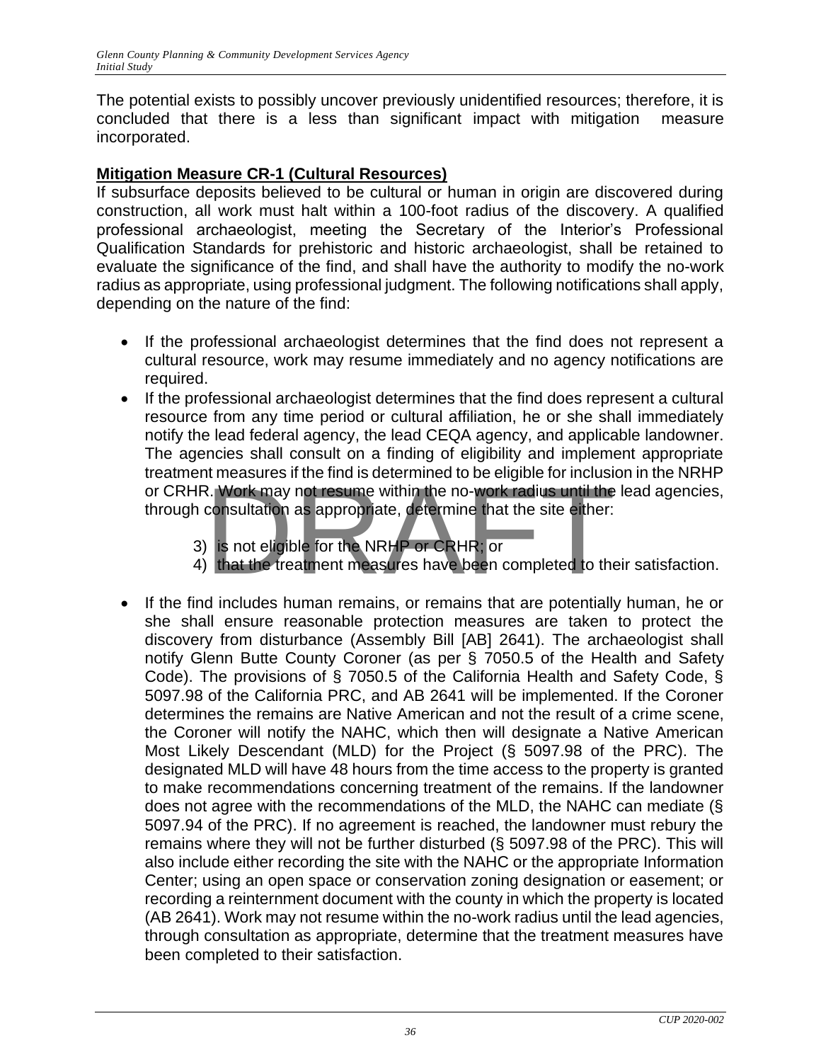The potential exists to possibly uncover previously unidentified resources; therefore, it is concluded that there is a less than significant impact with mitigation measure incorporated.

**Mitigation Measure CR-1 (Cultural Resources)**

If subsurface deposits believed to be cultural or human in origin are discovered during construction, all work must halt within a 100-foot radius of the discovery. A qualified professional archaeologist, meeting the Secretary of the Interior's Professional Qualification Standards for prehistoric and historic archaeologist, shall be retained to evaluate the significance of the find, and shall have the authority to modify the no-work radius as appropriate, using professional judgment. The following notifications shall apply, depending on the nature of the find:

- If the professional archaeologist determines that the find does not represent a cultural resource, work may resume immediately and no agency notifications are required.
- If the professional archaeologist determines that the find does represent a cultural resource from any time period or cultural affiliation, he or she shall immediately notify the lead federal agency, the lead CEQA agency, and applicable landowner. The agencies shall consult on a finding of eligibility and implement appropriate treatment measures if the find is determined to be eligible for inclusion in the NRHP or CRHR. Work may not resume within the no-work radius until the lead agencies, through consultation as appropriate, determine that the site either:

  3) is not eligible for the NRHP or CRHR; or
  4) that the treatment measures have been completed to their satisfaction.

- If the find includes human remains, or remains that are potentially human, he or she shall ensure reasonable protection measures are taken to protect the discovery from disturbance (Assembly Bill [AB] 2641). The archaeologist shall notify Glenn Butte County Coroner (as per § 7050.5 of the Health and Safety Code). The provisions of § 7050.5 of the California Health and Safety Code, § 5097.98 of the California PRC, and AB 2641 will be implemented. If the Coroner determines the remains are Native American and not the result of a crime scene, the Coroner will notify the NAHC, which then will designate a Native American Most Likely Descendant (MLD) for the Project (§ 5097.98 of the PRC). The designated MLD will have 48 hours from the time access to the property is granted to make recommendations concerning treatment of the remains. If the landowner does not agree with the recommendations of the MLD, the NAHC can mediate (§ 5097.94 of the PRC). If no agreement is reached, the landowner must rebury the remains where they will not be further disturbed (§ 5097.98 of the PRC). This will also include either recording the site with the NAHC or the appropriate Information Center; using an open space or conservation zoning designation or easement; or recording a reinternment document with the county in which the property is located (AB 2641). Work may not resume within the no-work radius until the lead agencies, through consultation as appropriate, determine that the treatment measures have been completed to their satisfaction.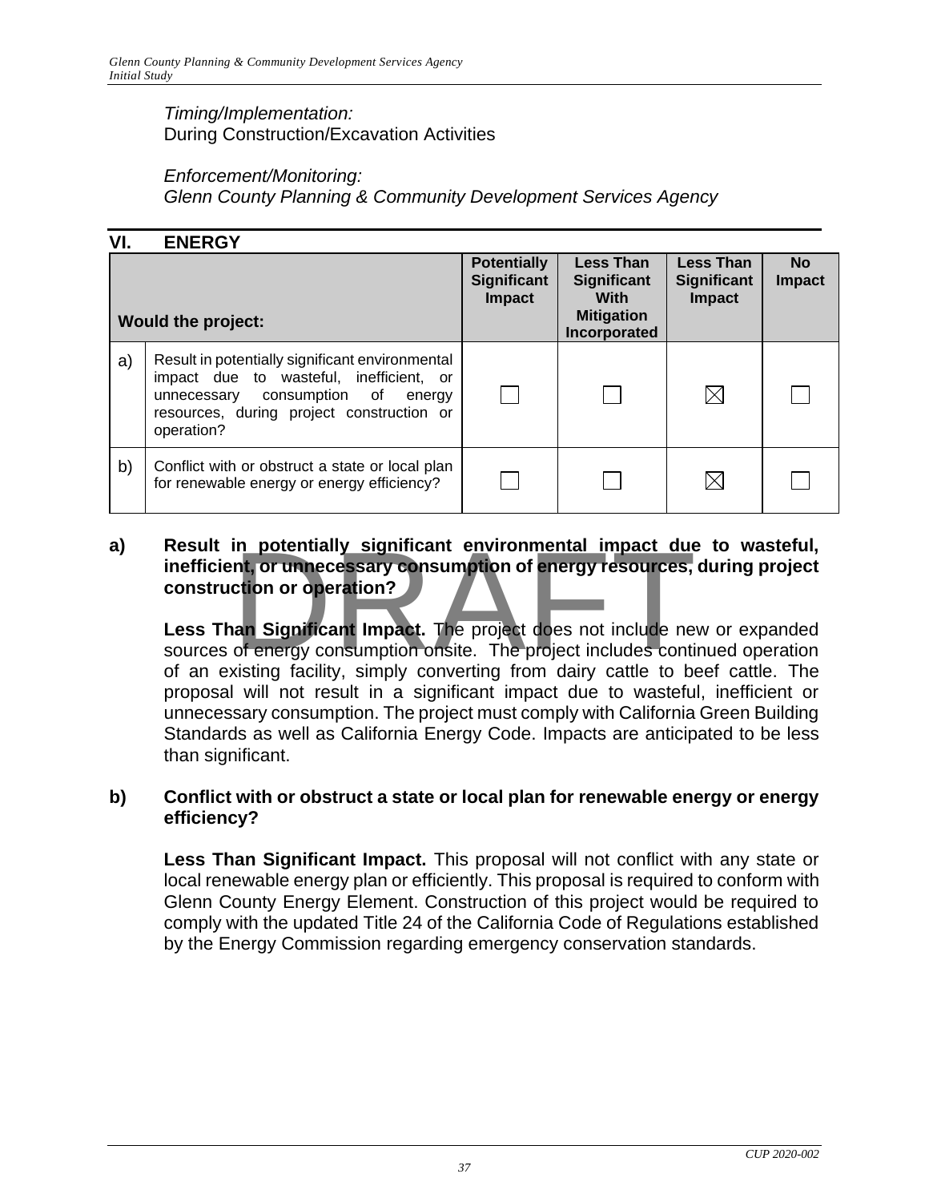*Timing/Implementation:*
During Construction/Excavation Activities

*Enforcement/Monitoring:*
*Glenn County Planning & Community Development Services Agency*

## VI. ENERGY

| | Would the project: | Potentially Significant Impact | Less Than Significant With Mitigation Incorporated | Less Than Significant Impact | No Impact |
|---|---|---|---|---|---|
| a) | Result in potentially significant environmental impact due to wasteful, inefficient, or unnecessary consumption of energy resources, during project construction or operation? | ☐ | ☐ | ☒ | ☐ |
| b) | Conflict with or obstruct a state or local plan for renewable energy or energy efficiency? | ☐ | ☐ | ☒ | ☐ |

**a) Result in potentially significant environmental impact due to wasteful, inefficient, or unnecessary consumption of energy resources, during project construction or operation?**

**Less Than Significant Impact.** The project does not include new or expanded sources of energy consumption onsite. The project includes continued operation of an existing facility, simply converting from dairy cattle to beef cattle. The proposal will not result in a significant impact due to wasteful, inefficient or unnecessary consumption. The project must comply with California Green Building Standards as well as California Energy Code. Impacts are anticipated to be less than significant.

**b) Conflict with or obstruct a state or local plan for renewable energy or energy efficiency?**

**Less Than Significant Impact.** This proposal will not conflict with any state or local renewable energy plan or efficiently. This proposal is required to conform with Glenn County Energy Element. Construction of this project would be required to comply with the updated Title 24 of the California Code of Regulations established by the Energy Commission regarding emergency conservation standards.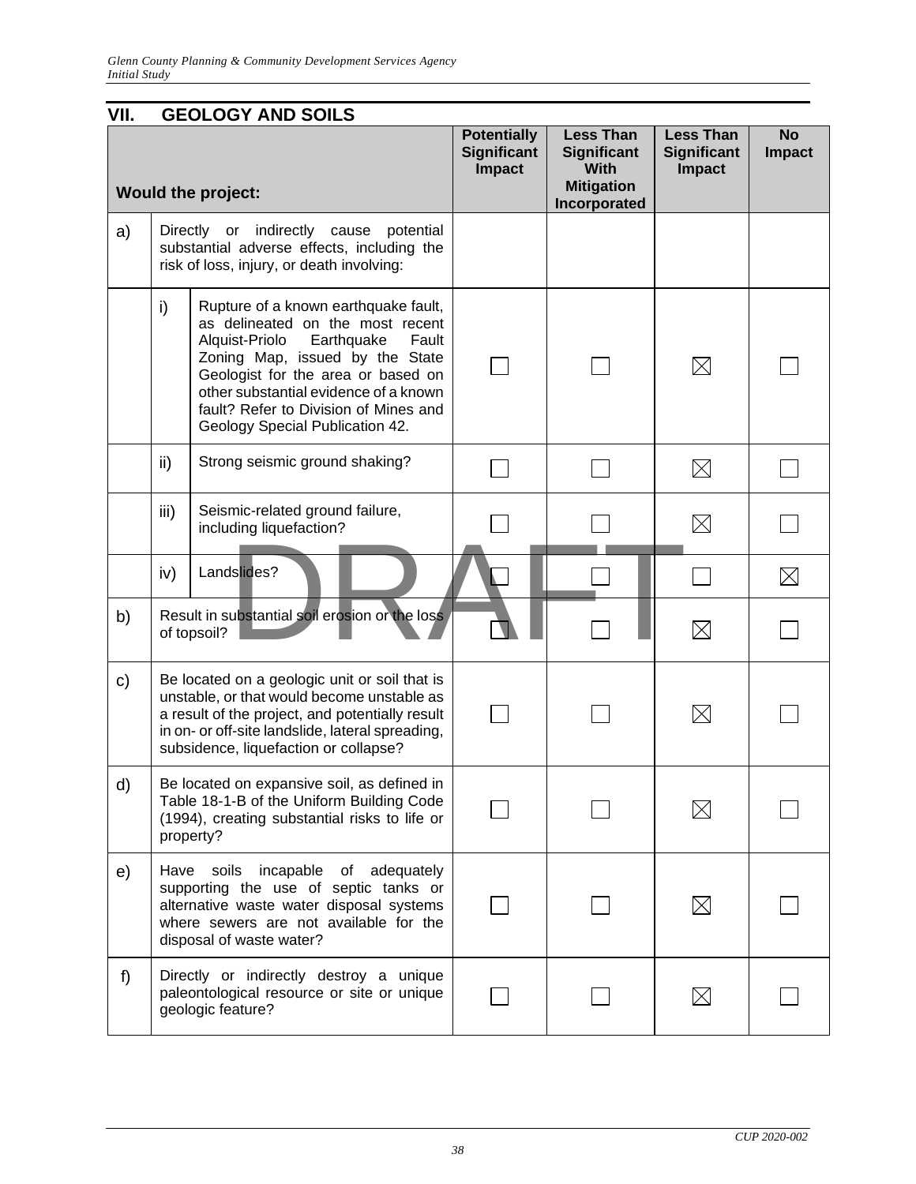## VII. GEOLOGY AND SOILS

| | | Would the project: | Potentially Significant Impact | Less Than Significant With Mitigation Incorporated | Less Than Significant Impact | No Impact |
|---|---|---|---|---|---|---|
| a) | | Directly or indirectly cause potential substantial adverse effects, including the risk of loss, injury, or death involving: | | | | |
| | i) | Rupture of a known earthquake fault, as delineated on the most recent Alquist-Priolo Earthquake Fault Zoning Map, issued by the State Geologist for the area or based on other substantial evidence of a known fault? Refer to Division of Mines and Geology Special Publication 42. | ☐ | ☐ | ☒ | ☐ |
| | ii) | Strong seismic ground shaking? | ☐ | ☐ | ☒ | ☐ |
| | iii) | Seismic-related ground failure, including liquefaction? | ☐ | ☐ | ☒ | ☐ |
| | iv) | Landslides? | ☐ | ☐ | ☐ | ☒ |
| b) | | Result in substantial soil erosion or the loss of topsoil? | ☐ | ☐ | ☒ | ☐ |
| c) | | Be located on a geologic unit or soil that is unstable, or that would become unstable as a result of the project, and potentially result in on- or off-site landslide, lateral spreading, subsidence, liquefaction or collapse? | ☐ | ☐ | ☒ | ☐ |
| d) | | Be located on expansive soil, as defined in Table 18-1-B of the Uniform Building Code (1994), creating substantial risks to life or property? | ☐ | ☐ | ☒ | ☐ |
| e) | | Have soils incapable of adequately supporting the use of septic tanks or alternative waste water disposal systems where sewers are not available for the disposal of waste water? | ☐ | ☐ | ☒ | ☐ |
| f) | | Directly or indirectly destroy a unique paleontological resource or site or unique geologic feature? | ☐ | ☐ | ☒ | ☐ |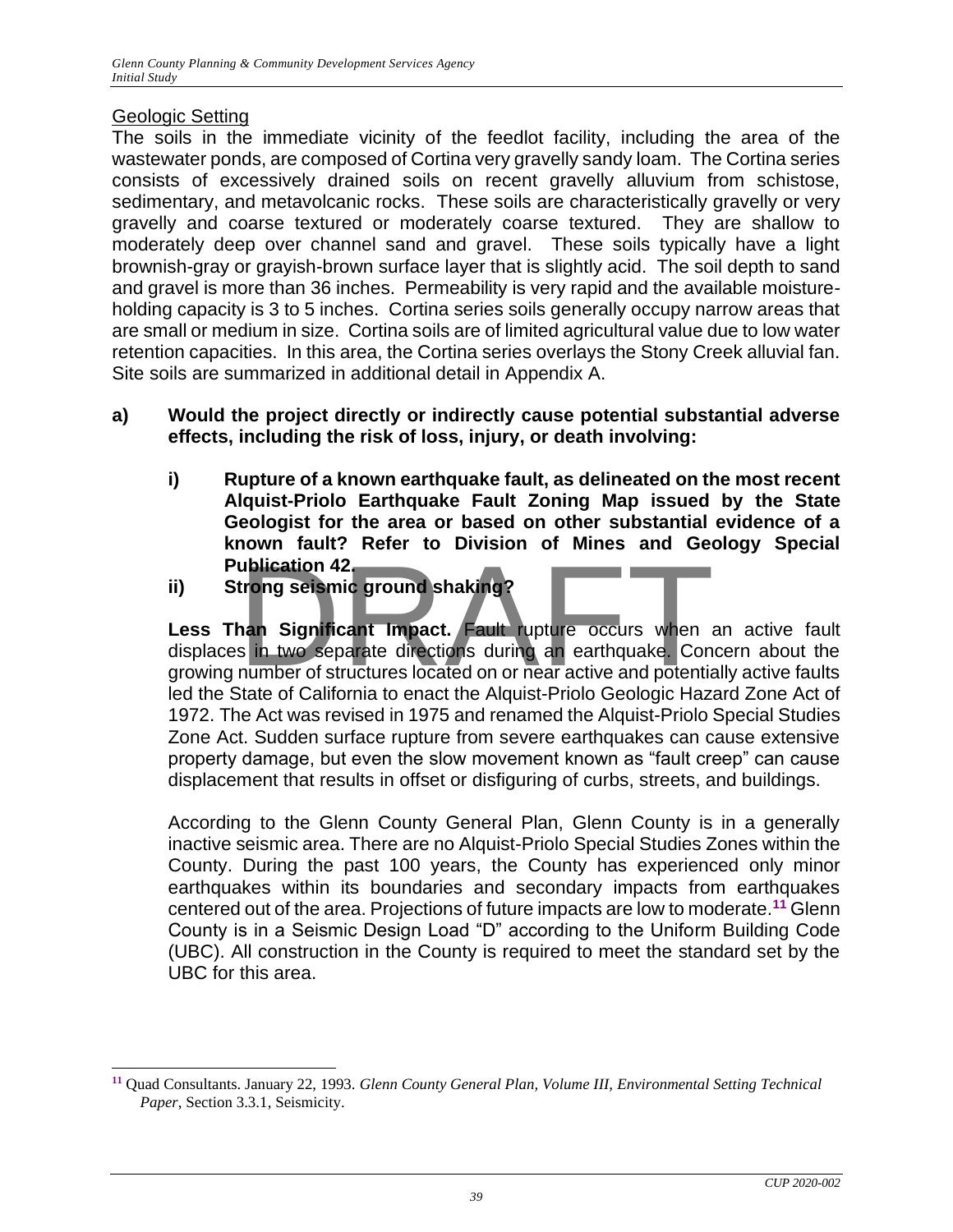Geologic Setting

The soils in the immediate vicinity of the feedlot facility, including the area of the wastewater ponds, are composed of Cortina very gravelly sandy loam. The Cortina series consists of excessively drained soils on recent gravelly alluvium from schistose, sedimentary, and metavolcanic rocks. These soils are characteristically gravelly or very gravelly and coarse textured or moderately coarse textured. They are shallow to moderately deep over channel sand and gravel. These soils typically have a light brownish-gray or grayish-brown surface layer that is slightly acid. The soil depth to sand and gravel is more than 36 inches. Permeability is very rapid and the available moisture-holding capacity is 3 to 5 inches. Cortina series soils generally occupy narrow areas that are small or medium in size. Cortina soils are of limited agricultural value due to low water retention capacities. In this area, the Cortina series overlays the Stony Creek alluvial fan. Site soils are summarized in additional detail in Appendix A.

**a) Would the project directly or indirectly cause potential substantial adverse effects, including the risk of loss, injury, or death involving:**

**i) Rupture of a known earthquake fault, as delineated on the most recent Alquist-Priolo Earthquake Fault Zoning Map issued by the State Geologist for the area or based on other substantial evidence of a known fault? Refer to Division of Mines and Geology Special Publication 42.**

**ii) Strong seismic ground shaking?**

**Less Than Significant Impact.** Fault rupture occurs when an active fault displaces in two separate directions during an earthquake. Concern about the growing number of structures located on or near active and potentially active faults led the State of California to enact the Alquist-Priolo Geologic Hazard Zone Act of 1972. The Act was revised in 1975 and renamed the Alquist-Priolo Special Studies Zone Act. Sudden surface rupture from severe earthquakes can cause extensive property damage, but even the slow movement known as "fault creep" can cause displacement that results in offset or disfiguring of curbs, streets, and buildings.

According to the Glenn County General Plan, Glenn County is in a generally inactive seismic area. There are no Alquist-Priolo Special Studies Zones within the County. During the past 100 years, the County has experienced only minor earthquakes within its boundaries and secondary impacts from earthquakes centered out of the area. Projections of future impacts are low to moderate.[11] Glenn County is in a Seismic Design Load "D" according to the Uniform Building Code (UBC). All construction in the County is required to meet the standard set by the UBC for this area.

---

[11] Quad Consultants. January 22, 1993. *Glenn County General Plan, Volume III, Environmental Setting Technical Paper*, Section 3.3.1, Seismicity.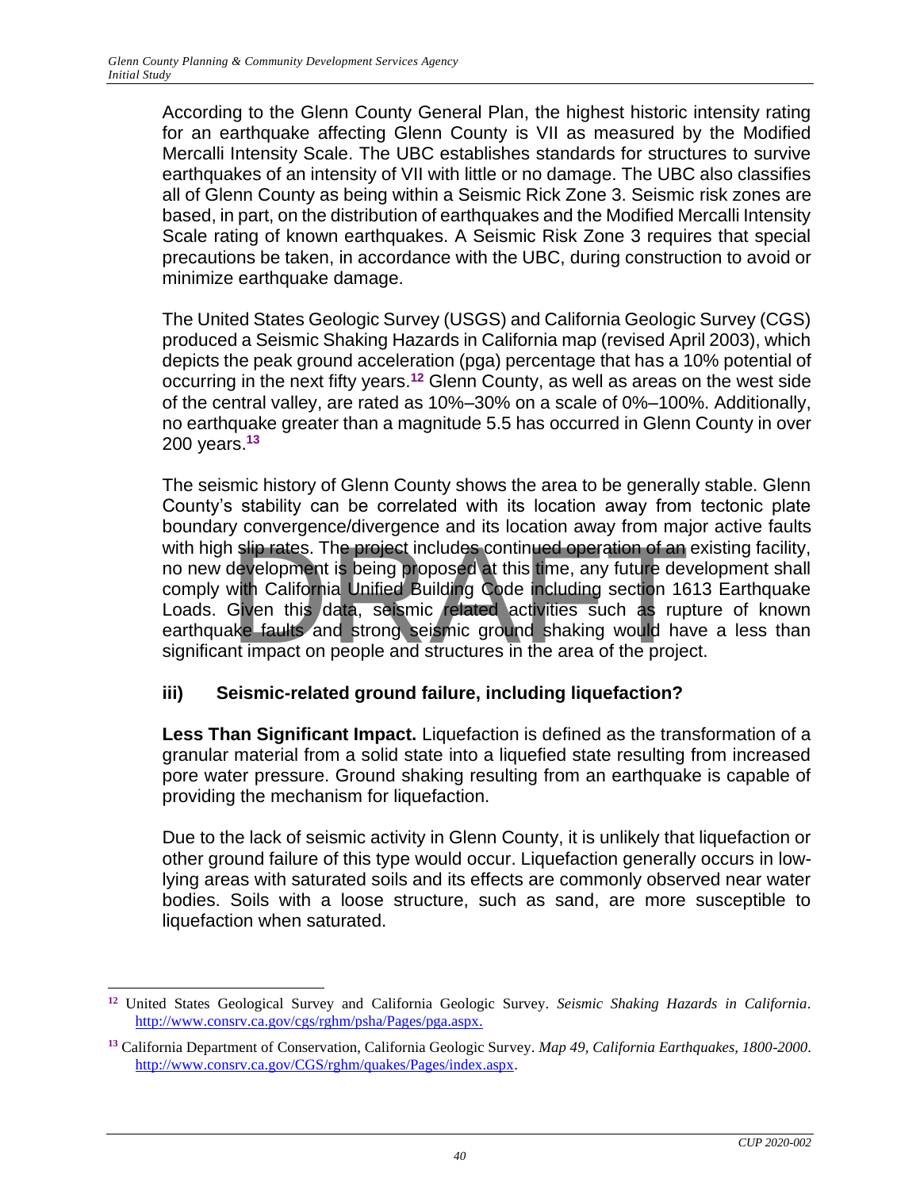According to the Glenn County General Plan, the highest historic intensity rating for an earthquake affecting Glenn County is VII as measured by the Modified Mercalli Intensity Scale. The UBC establishes standards for structures to survive earthquakes of an intensity of VII with little or no damage. The UBC also classifies all of Glenn County as being within a Seismic Rick Zone 3. Seismic risk zones are based, in part, on the distribution of earthquakes and the Modified Mercalli Intensity Scale rating of known earthquakes. A Seismic Risk Zone 3 requires that special precautions be taken, in accordance with the UBC, during construction to avoid or minimize earthquake damage.

The United States Geologic Survey (USGS) and California Geologic Survey (CGS) produced a Seismic Shaking Hazards in California map (revised April 2003), which depicts the peak ground acceleration (pga) percentage that has a 10% potential of occurring in the next fifty years.[12] Glenn County, as well as areas on the west side of the central valley, are rated as 10%–30% on a scale of 0%–100%. Additionally, no earthquake greater than a magnitude 5.5 has occurred in Glenn County in over 200 years.[13]

The seismic history of Glenn County shows the area to be generally stable. Glenn County's stability can be correlated with its location away from tectonic plate boundary convergence/divergence and its location away from major active faults with high slip rates. The project includes continued operation of an existing facility, no new development is being proposed at this time, any future development shall comply with California Unified Building Code including section 1613 Earthquake Loads. Given this data, seismic related activities such as rupture of known earthquake faults and strong seismic ground shaking would have a less than significant impact on people and structures in the area of the project.

### iii) Seismic-related ground failure, including liquefaction?

**Less Than Significant Impact.** Liquefaction is defined as the transformation of a granular material from a solid state into a liquefied state resulting from increased pore water pressure. Ground shaking resulting from an earthquake is capable of providing the mechanism for liquefaction.

Due to the lack of seismic activity in Glenn County, it is unlikely that liquefaction or other ground failure of this type would occur. Liquefaction generally occurs in low-lying areas with saturated soils and its effects are commonly observed near water bodies. Soils with a loose structure, such as sand, are more susceptible to liquefaction when saturated.

---

[12] United States Geological Survey and California Geologic Survey. *Seismic Shaking Hazards in California*. http://www.consrv.ca.gov/cgs/rghm/psha/Pages/pga.aspx.

[13] California Department of Conservation, California Geologic Survey. *Map 49, California Earthquakes, 1800-2000*. http://www.consrv.ca.gov/CGS/rghm/quakes/Pages/index.aspx.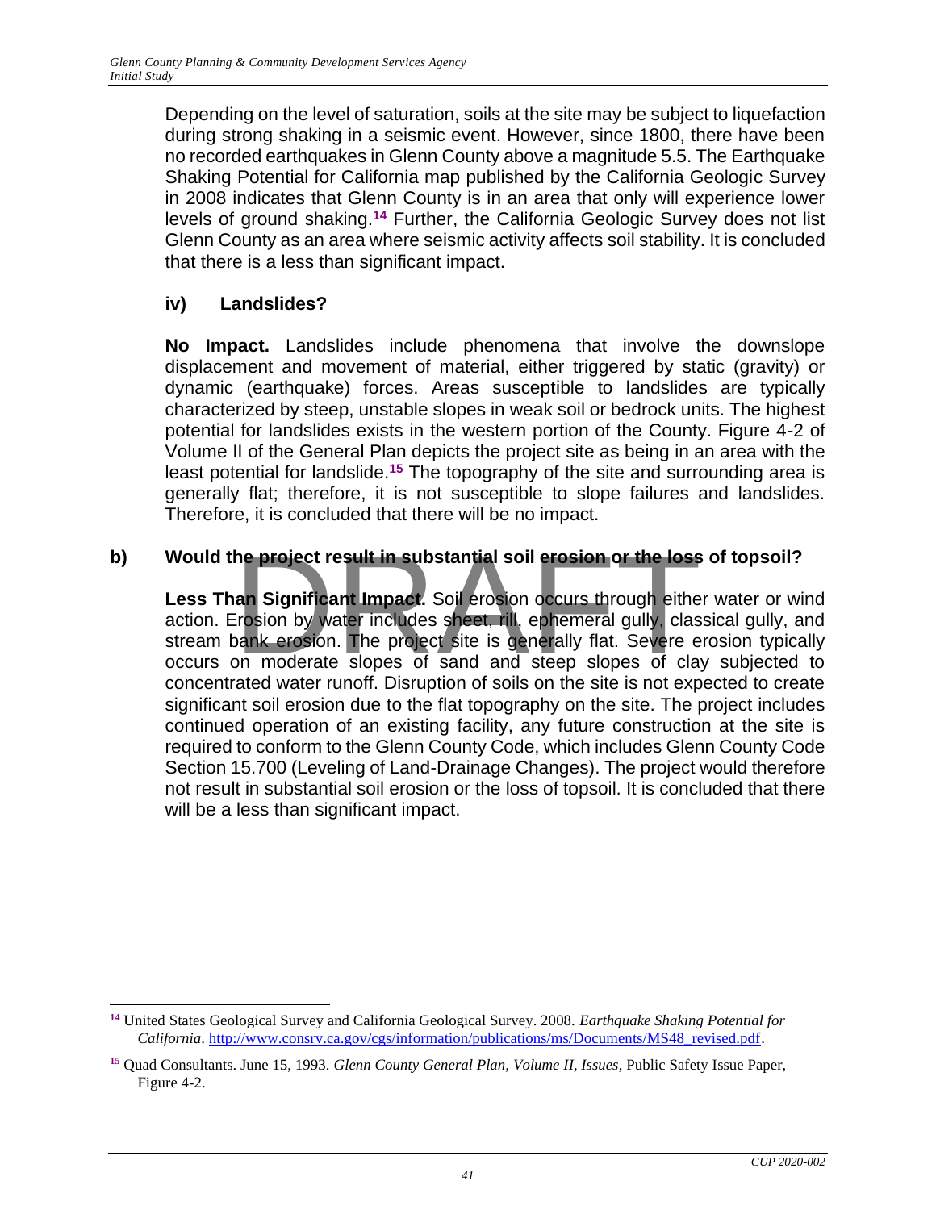Depending on the level of saturation, soils at the site may be subject to liquefaction during strong shaking in a seismic event. However, since 1800, there have been no recorded earthquakes in Glenn County above a magnitude 5.5. The Earthquake Shaking Potential for California map published by the California Geologic Survey in 2008 indicates that Glenn County is in an area that only will experience lower levels of ground shaking.[14] Further, the California Geologic Survey does not list Glenn County as an area where seismic activity affects soil stability. It is concluded that there is a less than significant impact.

**iv) Landslides?**

**No Impact.** Landslides include phenomena that involve the downslope displacement and movement of material, either triggered by static (gravity) or dynamic (earthquake) forces. Areas susceptible to landslides are typically characterized by steep, unstable slopes in weak soil or bedrock units. The highest potential for landslides exists in the western portion of the County. Figure 4-2 of Volume II of the General Plan depicts the project site as being in an area with the least potential for landslide.[15] The topography of the site and surrounding area is generally flat; therefore, it is not susceptible to slope failures and landslides. Therefore, it is concluded that there will be no impact.

**b) Would the project result in substantial soil erosion or the loss of topsoil?**

**Less Than Significant Impact.** Soil erosion occurs through either water or wind action. Erosion by water includes sheet, rill, ephemeral gully, classical gully, and stream bank erosion. The project site is generally flat. Severe erosion typically occurs on moderate slopes of sand and steep slopes of clay subjected to concentrated water runoff. Disruption of soils on the site is not expected to create significant soil erosion due to the flat topography on the site. The project includes continued operation of an existing facility, any future construction at the site is required to conform to the Glenn County Code, which includes Glenn County Code Section 15.700 (Leveling of Land-Drainage Changes). The project would therefore not result in substantial soil erosion or the loss of topsoil. It is concluded that there will be a less than significant impact.

---

[14] United States Geological Survey and California Geological Survey. 2008. *Earthquake Shaking Potential for California*. http://www.consrv.ca.gov/cgs/information/publications/ms/Documents/MS48_revised.pdf.

[15] Quad Consultants. June 15, 1993. *Glenn County General Plan, Volume II, Issues*, Public Safety Issue Paper, Figure 4-2.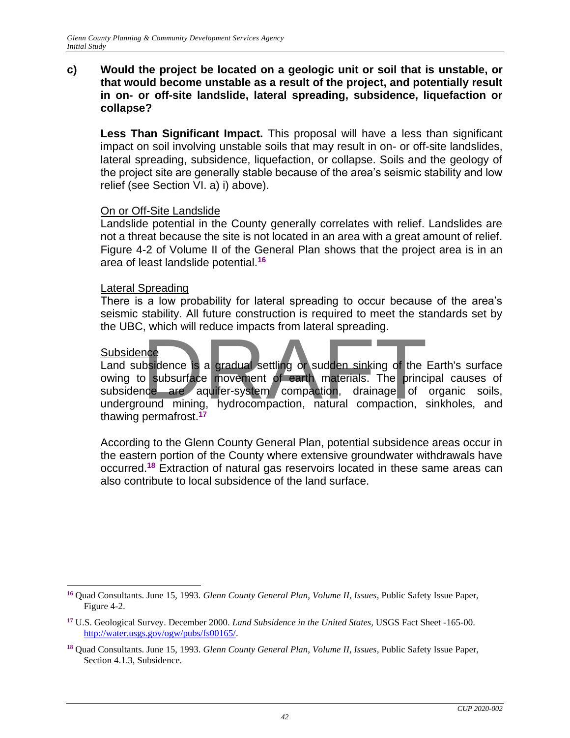**c) Would the project be located on a geologic unit or soil that is unstable, or that would become unstable as a result of the project, and potentially result in on- or off-site landslide, lateral spreading, subsidence, liquefaction or collapse?**

**Less Than Significant Impact.** This proposal will have a less than significant impact on soil involving unstable soils that may result in on- or off-site landslides, lateral spreading, subsidence, liquefaction, or collapse. Soils and the geology of the project site are generally stable because of the area's seismic stability and low relief (see Section VI. a) i) above).

On or Off-Site Landslide

Landslide potential in the County generally correlates with relief. Landslides are not a threat because the site is not located in an area with a great amount of relief. Figure 4-2 of Volume II of the General Plan shows that the project area is in an area of least landslide potential.[16]

Lateral Spreading

There is a low probability for lateral spreading to occur because of the area's seismic stability. All future construction is required to meet the standards set by the UBC, which will reduce impacts from lateral spreading.

Subsidence

Land subsidence is a gradual settling or sudden sinking of the Earth's surface owing to subsurface movement of earth materials. The principal causes of subsidence are aquifer-system compaction, drainage of organic soils, underground mining, hydrocompaction, natural compaction, sinkholes, and thawing permafrost.[17]

According to the Glenn County General Plan, potential subsidence areas occur in the eastern portion of the County where extensive groundwater withdrawals have occurred.[18] Extraction of natural gas reservoirs located in these same areas can also contribute to local subsidence of the land surface.

---

[16] Quad Consultants. June 15, 1993. *Glenn County General Plan, Volume II, Issues*, Public Safety Issue Paper, Figure 4-2.

[17] U.S. Geological Survey. December 2000. *Land Subsidence in the United States,* USGS Fact Sheet -165-00. http://water.usgs.gov/ogw/pubs/fs00165/.

[18] Quad Consultants. June 15, 1993. *Glenn County General Plan, Volume II, Issues*, Public Safety Issue Paper, Section 4.1.3, Subsidence.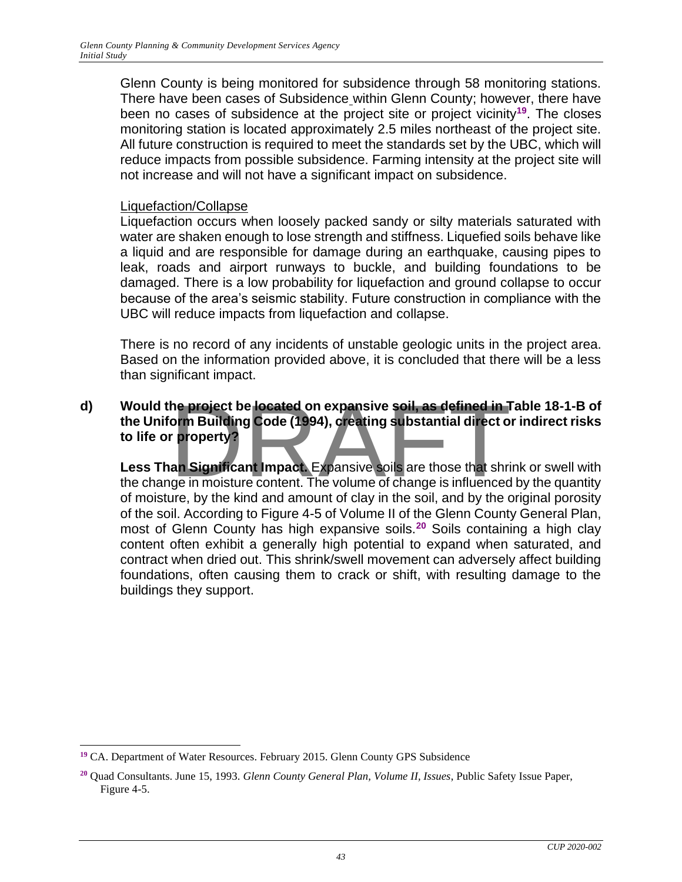Glenn County is being monitored for subsidence through 58 monitoring stations. There have been cases of Subsidence within Glenn County; however, there have been no cases of subsidence at the project site or project vicinity[19]. The closes monitoring station is located approximately 2.5 miles northeast of the project site. All future construction is required to meet the standards set by the UBC, which will reduce impacts from possible subsidence. Farming intensity at the project site will not increase and will not have a significant impact on subsidence.

Liquefaction/Collapse

Liquefaction occurs when loosely packed sandy or silty materials saturated with water are shaken enough to lose strength and stiffness. Liquefied soils behave like a liquid and are responsible for damage during an earthquake, causing pipes to leak, roads and airport runways to buckle, and building foundations to be damaged. There is a low probability for liquefaction and ground collapse to occur because of the area's seismic stability. Future construction in compliance with the UBC will reduce impacts from liquefaction and collapse.

There is no record of any incidents of unstable geologic units in the project area. Based on the information provided above, it is concluded that there will be a less than significant impact.

**d) Would the project be located on expansive soil, as defined in Table 18-1-B of the Uniform Building Code (1994), creating substantial direct or indirect risks to life or property?**

**Less Than Significant Impact.** Expansive soils are those that shrink or swell with the change in moisture content. The volume of change is influenced by the quantity of moisture, by the kind and amount of clay in the soil, and by the original porosity of the soil. According to Figure 4-5 of Volume II of the Glenn County General Plan, most of Glenn County has high expansive soils.[20] Soils containing a high clay content often exhibit a generally high potential to expand when saturated, and contract when dried out. This shrink/swell movement can adversely affect building foundations, often causing them to crack or shift, with resulting damage to the buildings they support.

---

[19] CA. Department of Water Resources. February 2015. Glenn County GPS Subsidence

[20] Quad Consultants. June 15, 1993. *Glenn County General Plan, Volume II, Issues*, Public Safety Issue Paper, Figure 4-5.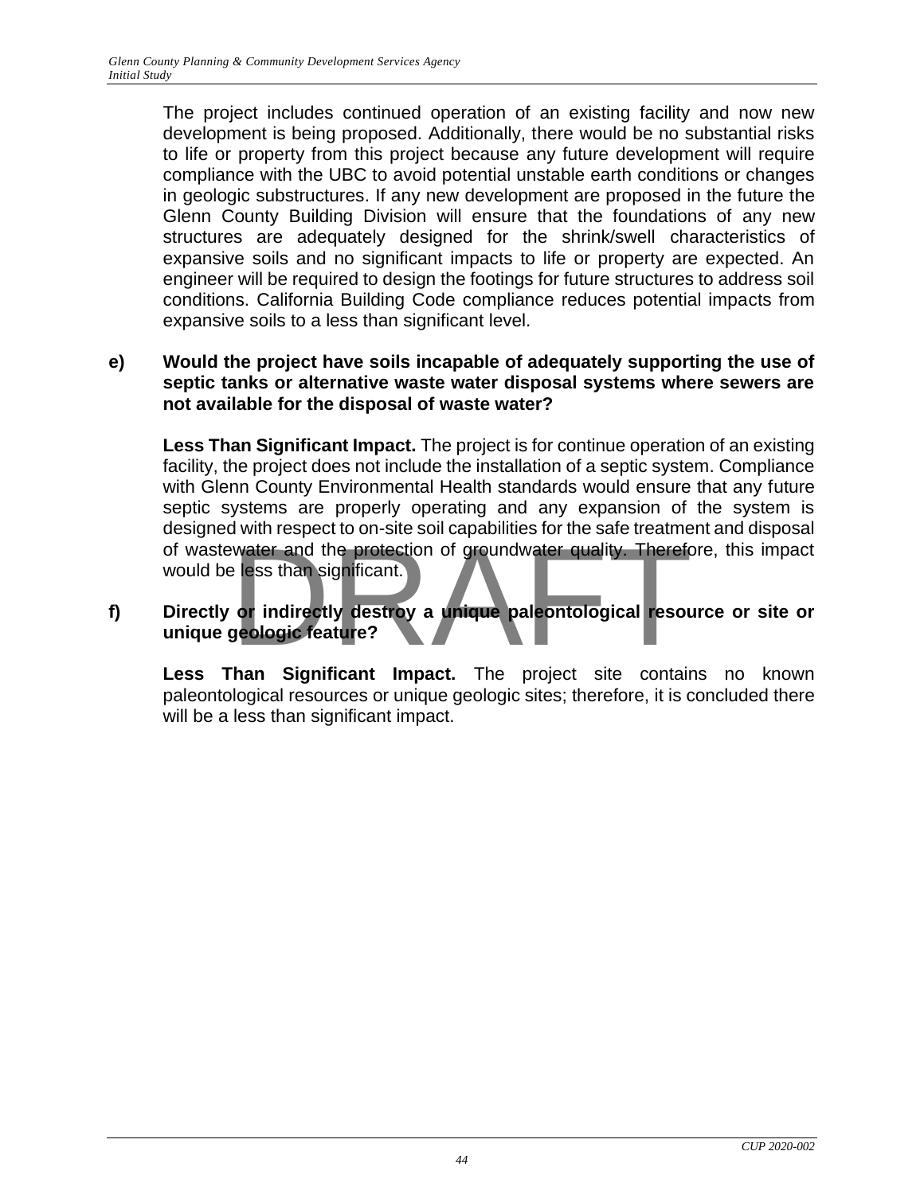The project includes continued operation of an existing facility and now new development is being proposed. Additionally, there would be no substantial risks to life or property from this project because any future development will require compliance with the UBC to avoid potential unstable earth conditions or changes in geologic substructures. If any new development are proposed in the future the Glenn County Building Division will ensure that the foundations of any new structures are adequately designed for the shrink/swell characteristics of expansive soils and no significant impacts to life or property are expected. An engineer will be required to design the footings for future structures to address soil conditions. California Building Code compliance reduces potential impacts from expansive soils to a less than significant level.

**e) Would the project have soils incapable of adequately supporting the use of septic tanks or alternative waste water disposal systems where sewers are not available for the disposal of waste water?**

**Less Than Significant Impact.** The project is for continue operation of an existing facility, the project does not include the installation of a septic system. Compliance with Glenn County Environmental Health standards would ensure that any future septic systems are properly operating and any expansion of the system is designed with respect to on-site soil capabilities for the safe treatment and disposal of wastewater and the protection of groundwater quality. Therefore, this impact would be less than significant.

**f) Directly or indirectly destroy a unique paleontological resource or site or unique geologic feature?**

**Less Than Significant Impact.** The project site contains no known paleontological resources or unique geologic sites; therefore, it is concluded there will be a less than significant impact.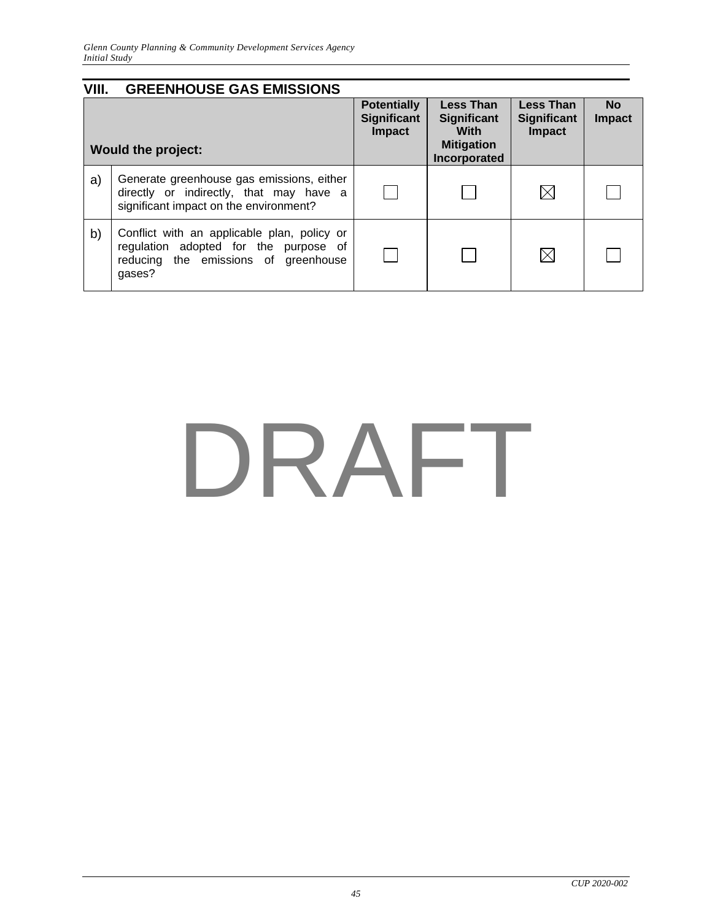## VIII. GREENHOUSE GAS EMISSIONS

| | Would the project: | Potentially Significant Impact | Less Than Significant With Mitigation Incorporated | Less Than Significant Impact | No Impact |
|---|---|---|---|---|---|
| a) | Generate greenhouse gas emissions, either directly or indirectly, that may have a significant impact on the environment? | ☐ | ☐ | ☒ | ☐ |
| b) | Conflict with an applicable plan, policy or regulation adopted for the purpose of reducing the emissions of greenhouse gases? | ☐ | ☐ | ☒ | ☐ |

DRAFT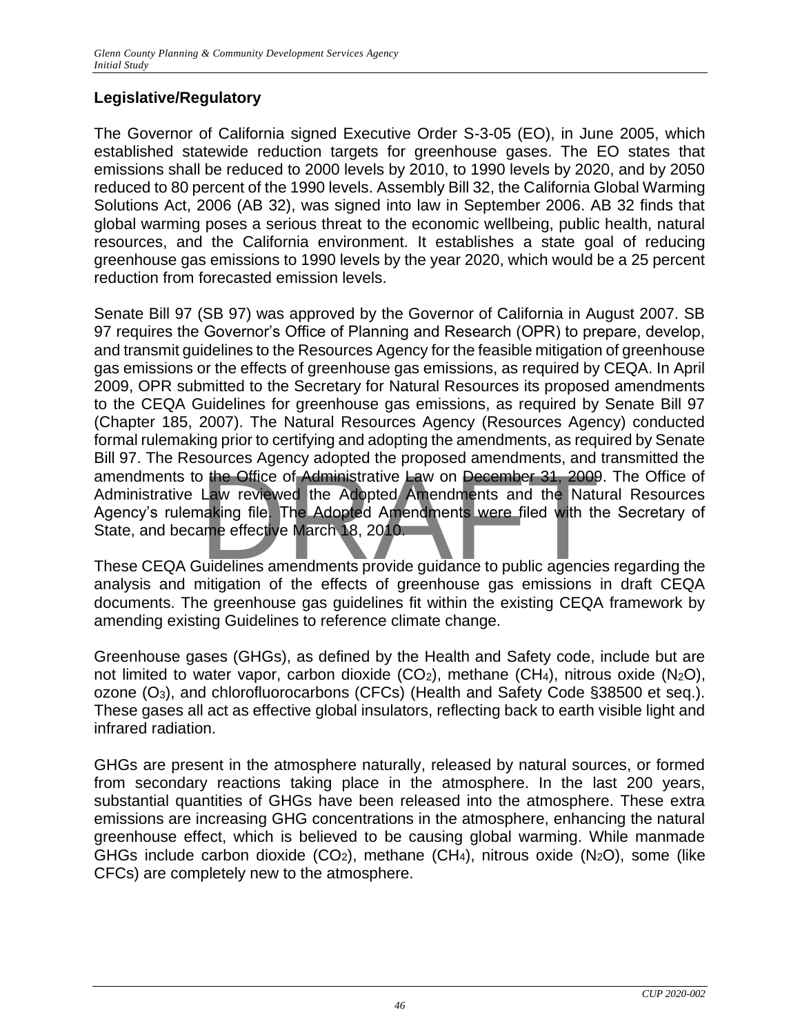## Legislative/Regulatory

The Governor of California signed Executive Order S-3-05 (EO), in June 2005, which established statewide reduction targets for greenhouse gases. The EO states that emissions shall be reduced to 2000 levels by 2010, to 1990 levels by 2020, and by 2050 reduced to 80 percent of the 1990 levels. Assembly Bill 32, the California Global Warming Solutions Act, 2006 (AB 32), was signed into law in September 2006. AB 32 finds that global warming poses a serious threat to the economic wellbeing, public health, natural resources, and the California environment. It establishes a state goal of reducing greenhouse gas emissions to 1990 levels by the year 2020, which would be a 25 percent reduction from forecasted emission levels.

Senate Bill 97 (SB 97) was approved by the Governor of California in August 2007. SB 97 requires the Governor's Office of Planning and Research (OPR) to prepare, develop, and transmit guidelines to the Resources Agency for the feasible mitigation of greenhouse gas emissions or the effects of greenhouse gas emissions, as required by CEQA. In April 2009, OPR submitted to the Secretary for Natural Resources its proposed amendments to the CEQA Guidelines for greenhouse gas emissions, as required by Senate Bill 97 (Chapter 185, 2007). The Natural Resources Agency (Resources Agency) conducted formal rulemaking prior to certifying and adopting the amendments, as required by Senate Bill 97. The Resources Agency adopted the proposed amendments, and transmitted the amendments to the Office of Administrative Law on December 31, 2009. The Office of Administrative Law reviewed the Adopted Amendments and the Natural Resources Agency's rulemaking file. The Adopted Amendments were filed with the Secretary of State, and became effective March 18, 2010.

These CEQA Guidelines amendments provide guidance to public agencies regarding the analysis and mitigation of the effects of greenhouse gas emissions in draft CEQA documents. The greenhouse gas guidelines fit within the existing CEQA framework by amending existing Guidelines to reference climate change.

Greenhouse gases (GHGs), as defined by the Health and Safety code, include but are not limited to water vapor, carbon dioxide ($CO_2$), methane ($CH_4$), nitrous oxide ($N_2O$), ozone ($O_3$), and chlorofluorocarbons (CFCs) (Health and Safety Code §38500 et seq.). These gases all act as effective global insulators, reflecting back to earth visible light and infrared radiation.

GHGs are present in the atmosphere naturally, released by natural sources, or formed from secondary reactions taking place in the atmosphere. In the last 200 years, substantial quantities of GHGs have been released into the atmosphere. These extra emissions are increasing GHG concentrations in the atmosphere, enhancing the natural greenhouse effect, which is believed to be causing global warming. While manmade GHGs include carbon dioxide ($CO_2$), methane ($CH_4$), nitrous oxide ($N_2O$), some (like CFCs) are completely new to the atmosphere.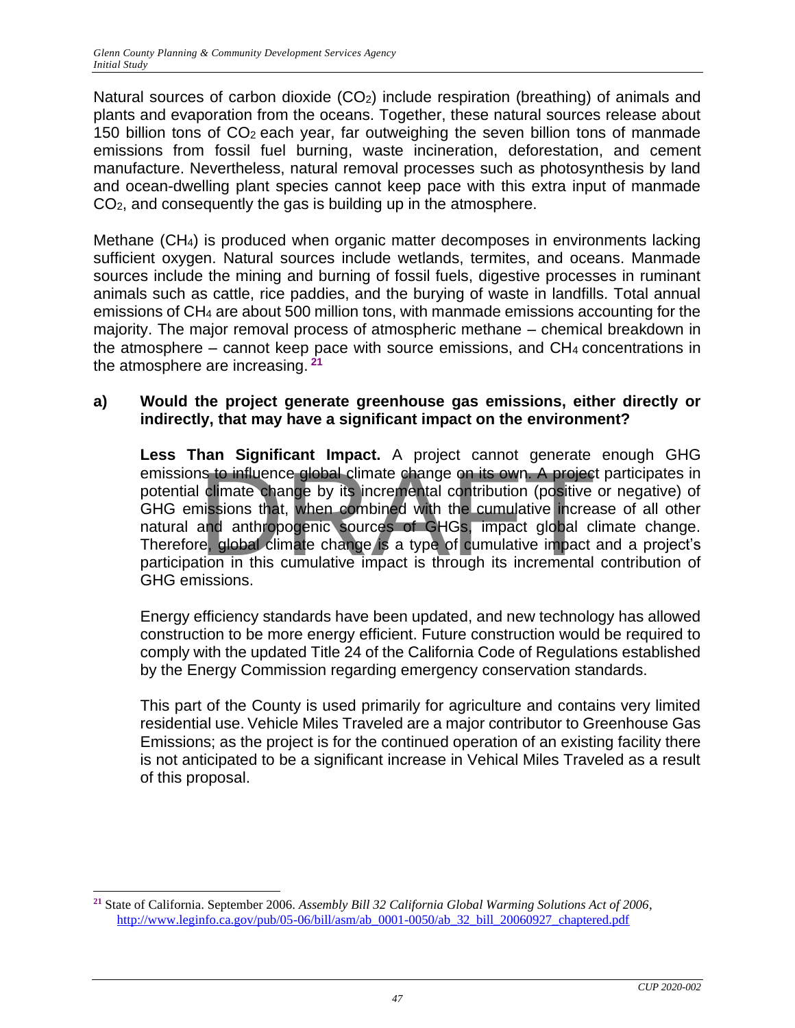Natural sources of carbon dioxide ($CO_2$) include respiration (breathing) of animals and plants and evaporation from the oceans. Together, these natural sources release about 150 billion tons of $CO_2$ each year, far outweighing the seven billion tons of manmade emissions from fossil fuel burning, waste incineration, deforestation, and cement manufacture. Nevertheless, natural removal processes such as photosynthesis by land and ocean-dwelling plant species cannot keep pace with this extra input of manmade $CO_2$, and consequently the gas is building up in the atmosphere.

Methane ($CH_4$) is produced when organic matter decomposes in environments lacking sufficient oxygen. Natural sources include wetlands, termites, and oceans. Manmade sources include the mining and burning of fossil fuels, digestive processes in ruminant animals such as cattle, rice paddies, and the burying of waste in landfills. Total annual emissions of $CH_4$ are about 500 million tons, with manmade emissions accounting for the majority. The major removal process of atmospheric methane – chemical breakdown in the atmosphere – cannot keep pace with source emissions, and $CH_4$ concentrations in the atmosphere are increasing.[21]

**a) Would the project generate greenhouse gas emissions, either directly or indirectly, that may have a significant impact on the environment?**

**Less Than Significant Impact.** A project cannot generate enough GHG emissions to influence global climate change on its own. A project participates in potential climate change by its incremental contribution (positive or negative) of GHG emissions that, when combined with the cumulative increase of all other natural and anthropogenic sources of GHGs, impact global climate change. Therefore, global climate change is a type of cumulative impact and a project's participation in this cumulative impact is through its incremental contribution of GHG emissions.

Energy efficiency standards have been updated, and new technology has allowed construction to be more energy efficient. Future construction would be required to comply with the updated Title 24 of the California Code of Regulations established by the Energy Commission regarding emergency conservation standards.

This part of the County is used primarily for agriculture and contains very limited residential use. Vehicle Miles Traveled are a major contributor to Greenhouse Gas Emissions; as the project is for the continued operation of an existing facility there is not anticipated to be a significant increase in Vehical Miles Traveled as a result of this proposal.

---

[21] State of California. September 2006. *Assembly Bill 32 California Global Warming Solutions Act of 2006*, http://www.leginfo.ca.gov/pub/05-06/bill/asm/ab_0001-0050/ab_32_bill_20060927_chaptered.pdf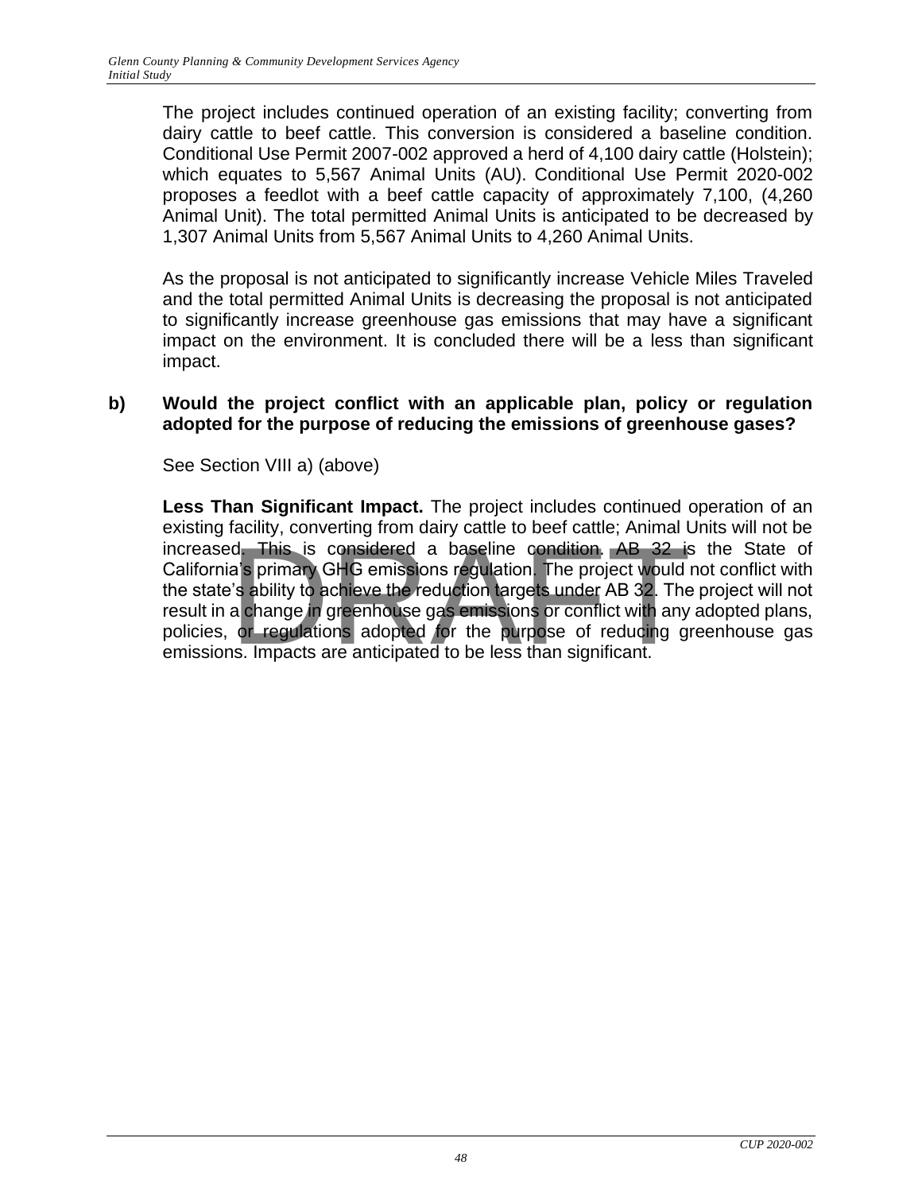The project includes continued operation of an existing facility; converting from dairy cattle to beef cattle. This conversion is considered a baseline condition. Conditional Use Permit 2007-002 approved a herd of 4,100 dairy cattle (Holstein); which equates to 5,567 Animal Units (AU). Conditional Use Permit 2020-002 proposes a feedlot with a beef cattle capacity of approximately 7,100, (4,260 Animal Unit). The total permitted Animal Units is anticipated to be decreased by 1,307 Animal Units from 5,567 Animal Units to 4,260 Animal Units.

As the proposal is not anticipated to significantly increase Vehicle Miles Traveled and the total permitted Animal Units is decreasing the proposal is not anticipated to significantly increase greenhouse gas emissions that may have a significant impact on the environment. It is concluded there will be a less than significant impact.

**b) Would the project conflict with an applicable plan, policy or regulation adopted for the purpose of reducing the emissions of greenhouse gases?**

See Section VIII a) (above)

**Less Than Significant Impact.** The project includes continued operation of an existing facility, converting from dairy cattle to beef cattle; Animal Units will not be increased. This is considered a baseline condition. AB 32 is the State of California's primary GHG emissions regulation. The project would not conflict with the state's ability to achieve the reduction targets under AB 32. The project will not result in a change in greenhouse gas emissions or conflict with any adopted plans, policies, or regulations adopted for the purpose of reducing greenhouse gas emissions. Impacts are anticipated to be less than significant.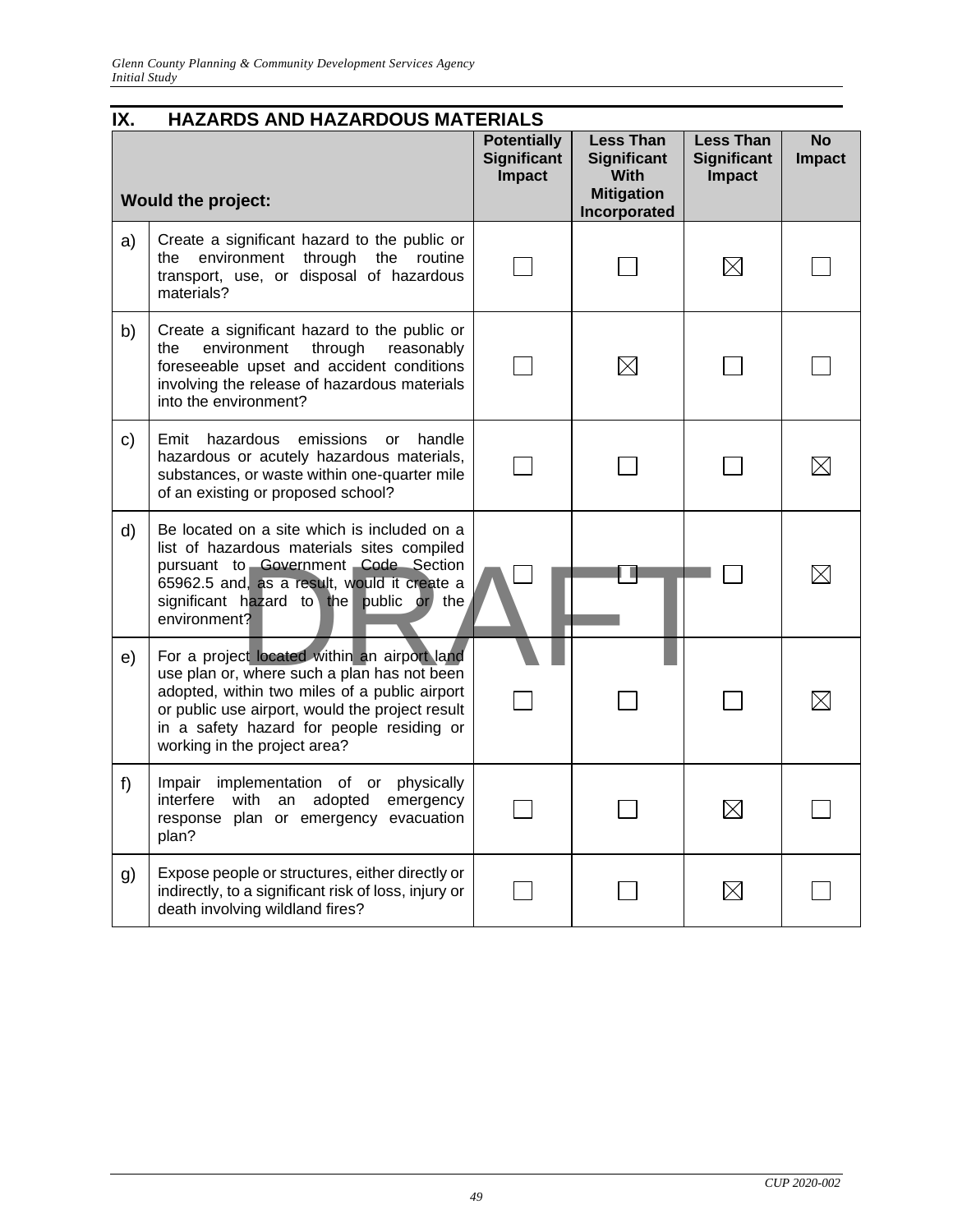## IX. HAZARDS AND HAZARDOUS MATERIALS

| | Would the project: | Potentially Significant Impact | Less Than Significant With Mitigation Incorporated | Less Than Significant Impact | No Impact |
|---|---|---|---|---|---|
| a) | Create a significant hazard to the public or the environment through the routine transport, use, or disposal of hazardous materials? | ☐ | ☐ | ☒ | ☐ |
| b) | Create a significant hazard to the public or the environment through reasonably foreseeable upset and accident conditions involving the release of hazardous materials into the environment? | ☐ | ☒ | ☐ | ☐ |
| c) | Emit hazardous emissions or handle hazardous or acutely hazardous materials, substances, or waste within one-quarter mile of an existing or proposed school? | ☐ | ☐ | ☐ | ☒ |
| d) | Be located on a site which is included on a list of hazardous materials sites compiled pursuant to Government Code Section 65962.5 and, as a result, would it create a significant hazard to the public or the environment? | ☐ | ☐ | ☐ | ☒ |
| e) | For a project located within an airport land use plan or, where such a plan has not been adopted, within two miles of a public airport or public use airport, would the project result in a safety hazard for people residing or working in the project area? | ☐ | ☐ | ☐ | ☒ |
| f) | Impair implementation of or physically interfere with an adopted emergency response plan or emergency evacuation plan? | ☐ | ☐ | ☒ | ☐ |
| g) | Expose people or structures, either directly or indirectly, to a significant risk of loss, injury or death involving wildland fires? | ☐ | ☐ | ☒ | ☐ |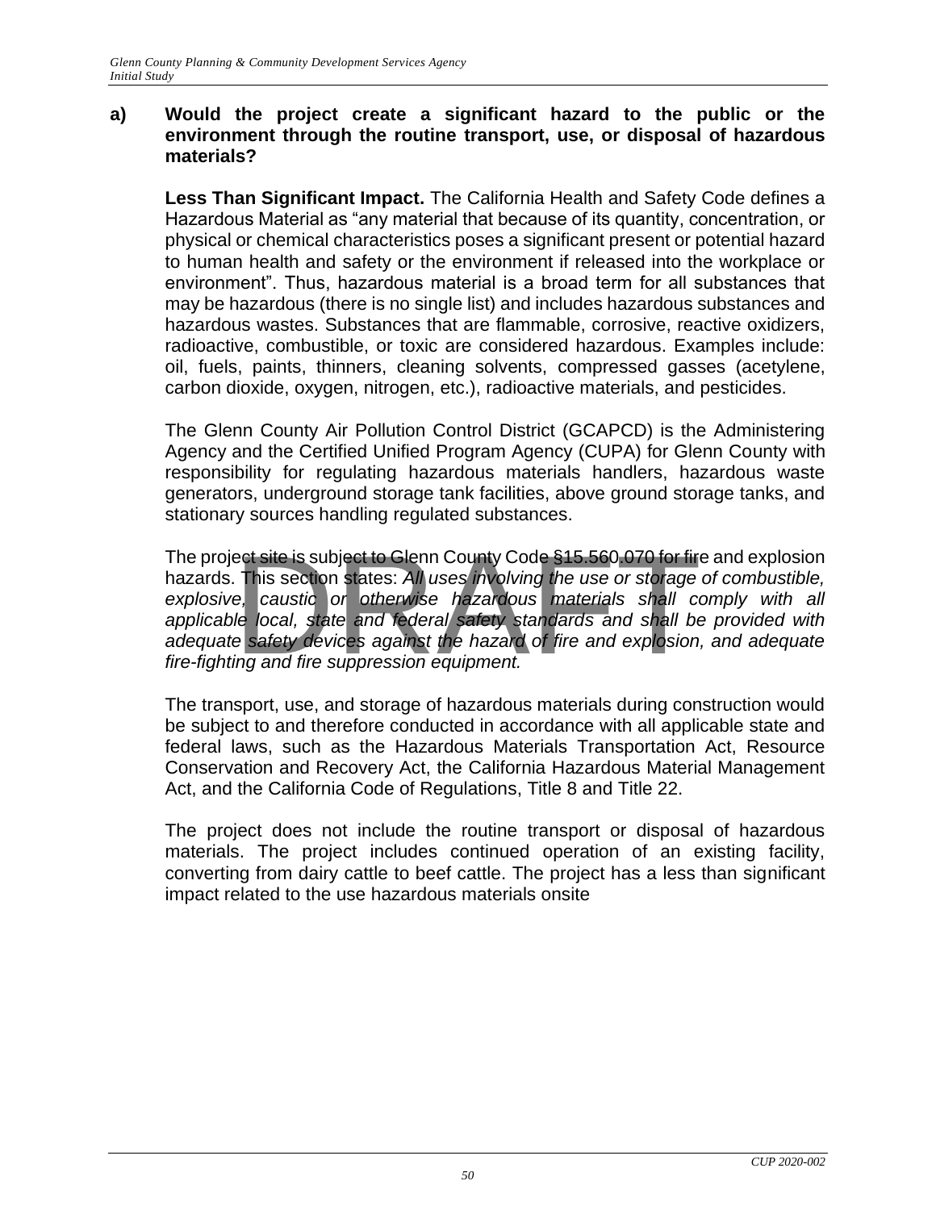**a) Would the project create a significant hazard to the public or the environment through the routine transport, use, or disposal of hazardous materials?**

**Less Than Significant Impact.** The California Health and Safety Code defines a Hazardous Material as "any material that because of its quantity, concentration, or physical or chemical characteristics poses a significant present or potential hazard to human health and safety or the environment if released into the workplace or environment". Thus, hazardous material is a broad term for all substances that may be hazardous (there is no single list) and includes hazardous substances and hazardous wastes. Substances that are flammable, corrosive, reactive oxidizers, radioactive, combustible, or toxic are considered hazardous. Examples include: oil, fuels, paints, thinners, cleaning solvents, compressed gasses (acetylene, carbon dioxide, oxygen, nitrogen, etc.), radioactive materials, and pesticides.

The Glenn County Air Pollution Control District (GCAPCD) is the Administering Agency and the Certified Unified Program Agency (CUPA) for Glenn County with responsibility for regulating hazardous materials handlers, hazardous waste generators, underground storage tank facilities, above ground storage tanks, and stationary sources handling regulated substances.

The project site is subject to Glenn County Code §15.560.070 for fire and explosion hazards. This section states: *All uses involving the use or storage of combustible, explosive, caustic or otherwise hazardous materials shall comply with all applicable local, state and federal safety standards and shall be provided with adequate safety devices against the hazard of fire and explosion, and adequate fire-fighting and fire suppression equipment.*

The transport, use, and storage of hazardous materials during construction would be subject to and therefore conducted in accordance with all applicable state and federal laws, such as the Hazardous Materials Transportation Act, Resource Conservation and Recovery Act, the California Hazardous Material Management Act, and the California Code of Regulations, Title 8 and Title 22.

The project does not include the routine transport or disposal of hazardous materials. The project includes continued operation of an existing facility, converting from dairy cattle to beef cattle. The project has a less than significant impact related to the use hazardous materials onsite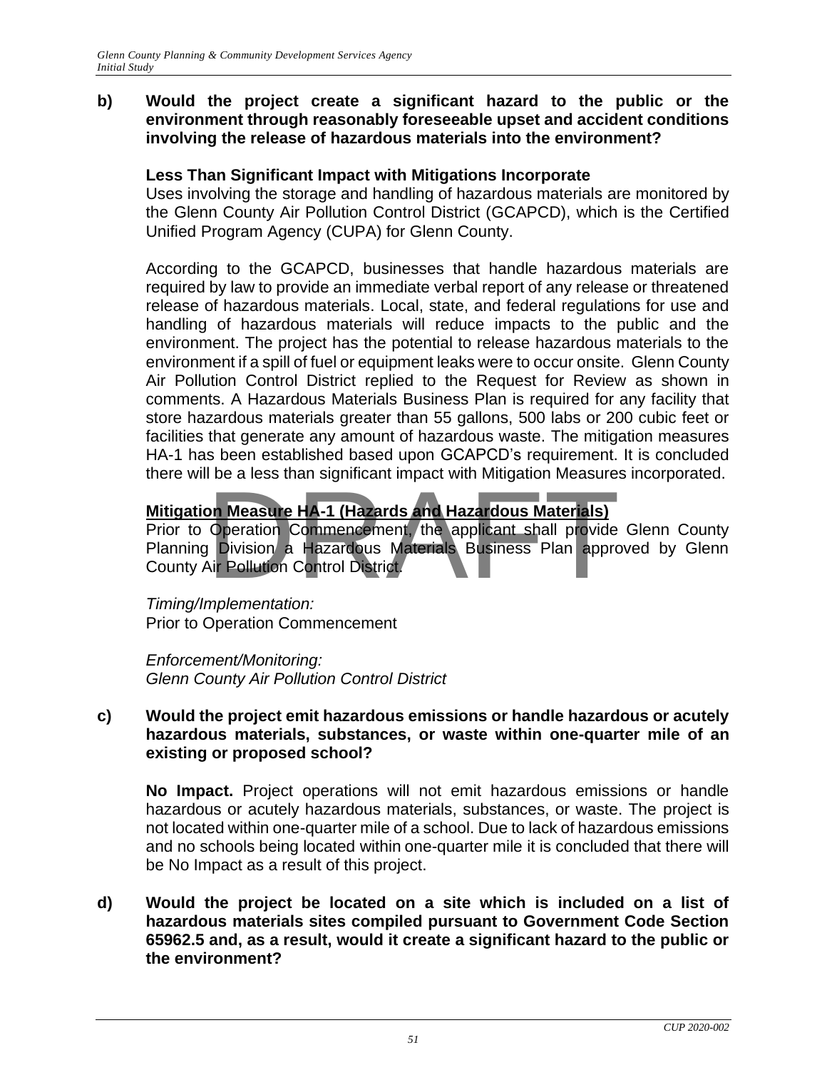**b) Would the project create a significant hazard to the public or the environment through reasonably foreseeable upset and accident conditions involving the release of hazardous materials into the environment?**

**Less Than Significant Impact with Mitigations Incorporate**
Uses involving the storage and handling of hazardous materials are monitored by the Glenn County Air Pollution Control District (GCAPCD), which is the Certified Unified Program Agency (CUPA) for Glenn County.

According to the GCAPCD, businesses that handle hazardous materials are required by law to provide an immediate verbal report of any release or threatened release of hazardous materials. Local, state, and federal regulations for use and handling of hazardous materials will reduce impacts to the public and the environment. The project has the potential to release hazardous materials to the environment if a spill of fuel or equipment leaks were to occur onsite. Glenn County Air Pollution Control District replied to the Request for Review as shown in comments. A Hazardous Materials Business Plan is required for any facility that store hazardous materials greater than 55 gallons, 500 labs or 200 cubic feet or facilities that generate any amount of hazardous waste. The mitigation measures HA-1 has been established based upon GCAPCD's requirement. It is concluded there will be a less than significant impact with Mitigation Measures incorporated.

**Mitigation Measure HA-1 (Hazards and Hazardous Materials)**
Prior to Operation Commencement, the applicant shall provide Glenn County Planning Division a Hazardous Materials Business Plan approved by Glenn County Air Pollution Control District.

*Timing/Implementation:*
Prior to Operation Commencement

*Enforcement/Monitoring:*
*Glenn County Air Pollution Control District*

**c) Would the project emit hazardous emissions or handle hazardous or acutely hazardous materials, substances, or waste within one-quarter mile of an existing or proposed school?**

**No Impact.** Project operations will not emit hazardous emissions or handle hazardous or acutely hazardous materials, substances, or waste. The project is not located within one-quarter mile of a school. Due to lack of hazardous emissions and no schools being located within one-quarter mile it is concluded that there will be No Impact as a result of this project.

**d) Would the project be located on a site which is included on a list of hazardous materials sites compiled pursuant to Government Code Section 65962.5 and, as a result, would it create a significant hazard to the public or the environment?**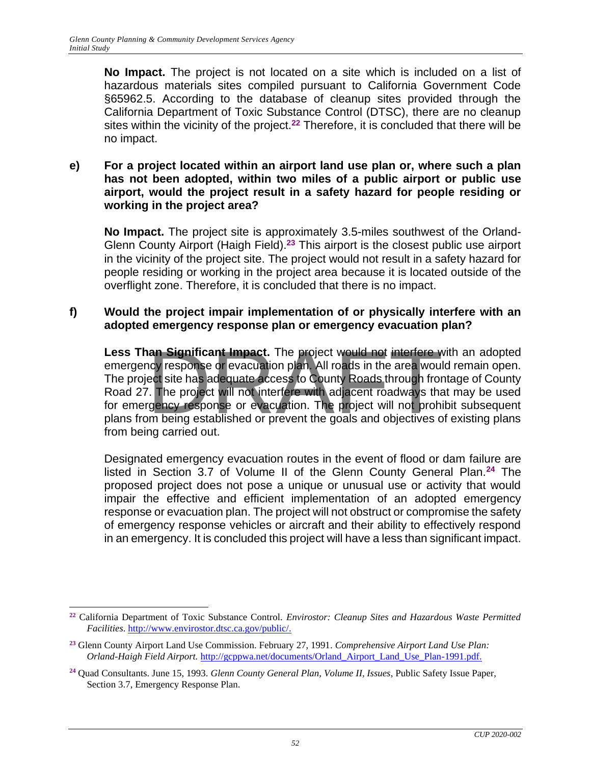**No Impact.** The project is not located on a site which is included on a list of hazardous materials sites compiled pursuant to California Government Code §65962.5. According to the database of cleanup sites provided through the California Department of Toxic Substance Control (DTSC), there are no cleanup sites within the vicinity of the project.[22] Therefore, it is concluded that there will be no impact.

**e) For a project located within an airport land use plan or, where such a plan has not been adopted, within two miles of a public airport or public use airport, would the project result in a safety hazard for people residing or working in the project area?**

**No Impact.** The project site is approximately 3.5-miles southwest of the Orland-Glenn County Airport (Haigh Field).[23] This airport is the closest public use airport in the vicinity of the project site. The project would not result in a safety hazard for people residing or working in the project area because it is located outside of the overflight zone. Therefore, it is concluded that there is no impact.

**f) Would the project impair implementation of or physically interfere with an adopted emergency response plan or emergency evacuation plan?**

**Less Than Significant Impact.** The project would not interfere with an adopted emergency response or evacuation plan. All roads in the area would remain open. The project site has adequate access to County Roads through frontage of County Road 27. The project will not interfere with adjacent roadways that may be used for emergency response or evacuation. The project will not prohibit subsequent plans from being established or prevent the goals and objectives of existing plans from being carried out.

Designated emergency evacuation routes in the event of flood or dam failure are listed in Section 3.7 of Volume II of the Glenn County General Plan.[24] The proposed project does not pose a unique or unusual use or activity that would impair the effective and efficient implementation of an adopted emergency response or evacuation plan. The project will not obstruct or compromise the safety of emergency response vehicles or aircraft and their ability to effectively respond in an emergency. It is concluded this project will have a less than significant impact.

---

[22] California Department of Toxic Substance Control. *Envirostor: Cleanup Sites and Hazardous Waste Permitted Facilities*. http://www.envirostor.dtsc.ca.gov/public/.

[23] Glenn County Airport Land Use Commission. February 27, 1991. *Comprehensive Airport Land Use Plan: Orland-Haigh Field Airport.* http://gcppwa.net/documents/Orland_Airport_Land_Use_Plan-1991.pdf.

[24] Quad Consultants. June 15, 1993. *Glenn County General Plan, Volume II, Issues*, Public Safety Issue Paper, Section 3.7, Emergency Response Plan.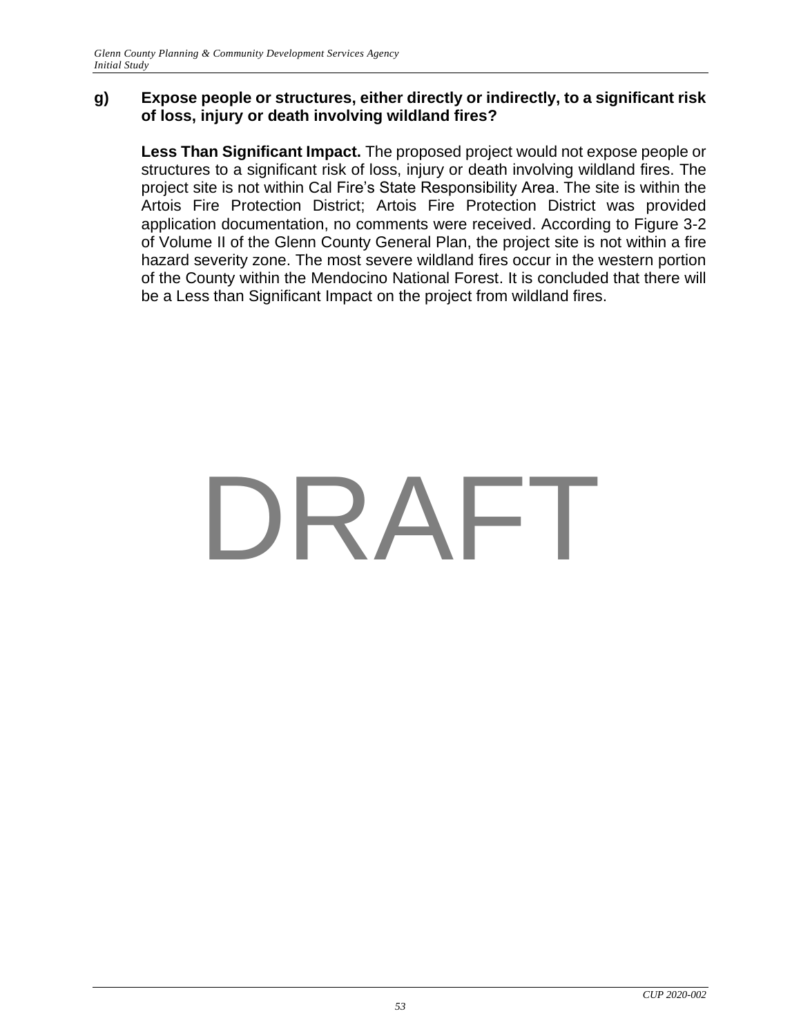**g) Expose people or structures, either directly or indirectly, to a significant risk of loss, injury or death involving wildland fires?**

**Less Than Significant Impact.** The proposed project would not expose people or structures to a significant risk of loss, injury or death involving wildland fires. The project site is not within Cal Fire's State Responsibility Area. The site is within the Artois Fire Protection District; Artois Fire Protection District was provided application documentation, no comments were received. According to Figure 3-2 of Volume II of the Glenn County General Plan, the project site is not within a fire hazard severity zone. The most severe wildland fires occur in the western portion of the County within the Mendocino National Forest. It is concluded that there will be a Less than Significant Impact on the project from wildland fires.

DRAFT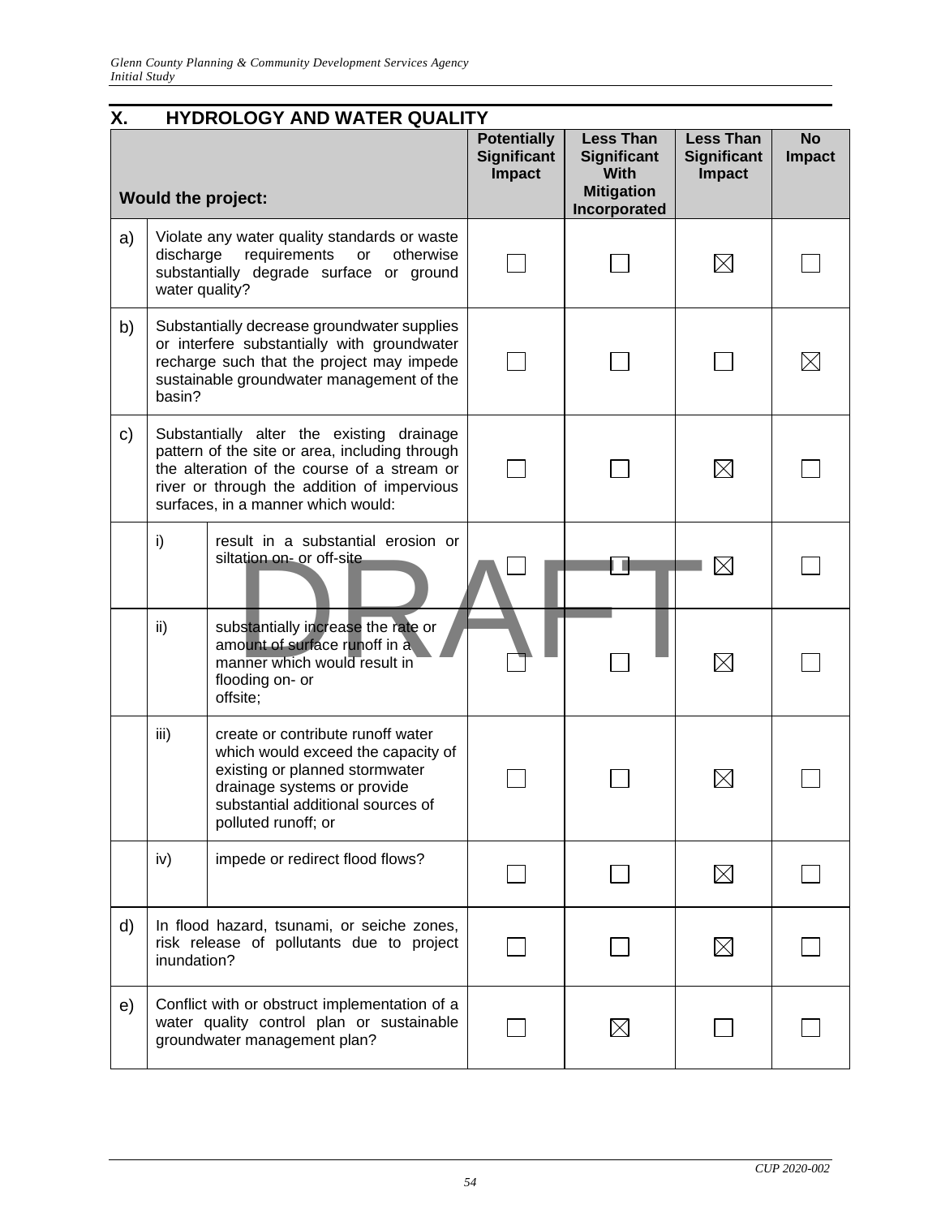## X. HYDROLOGY AND WATER QUALITY

| Would the project: | | | Potentially Significant Impact | Less Than Significant With Mitigation Incorporated | Less Than Significant Impact | No Impact |
|---|---|---|---|---|---|---|
| a) | Violate any water quality standards or waste discharge requirements or otherwise substantially degrade surface or ground water quality? | | ☐ | ☐ | ☒ | ☐ |
| b) | Substantially decrease groundwater supplies or interfere substantially with groundwater recharge such that the project may impede sustainable groundwater management of the basin? | | ☐ | ☐ | ☐ | ☒ |
| c) | Substantially alter the existing drainage pattern of the site or area, including through the alteration of the course of a stream or river or through the addition of impervious surfaces, in a manner which would: | | ☐ | ☐ | ☒ | ☐ |
| | i) | result in a substantial erosion or siltation on- or off-site | ☐ | ☐ | ☒ | ☐ |
| | ii) | substantially increase the rate or amount of surface runoff in a manner which would result in flooding on- or offsite; | ☐ | ☐ | ☒ | ☐ |
| | iii) | create or contribute runoff water which would exceed the capacity of existing or planned stormwater drainage systems or provide substantial additional sources of polluted runoff; or | ☐ | ☐ | ☒ | ☐ |
| | iv) | impede or redirect flood flows? | ☐ | ☐ | ☒ | ☐ |
| d) | In flood hazard, tsunami, or seiche zones, risk release of pollutants due to project inundation? | | ☐ | ☐ | ☒ | ☐ |
| e) | Conflict with or obstruct implementation of a water quality control plan or sustainable groundwater management plan? | | ☐ | ☒ | ☐ | ☐ |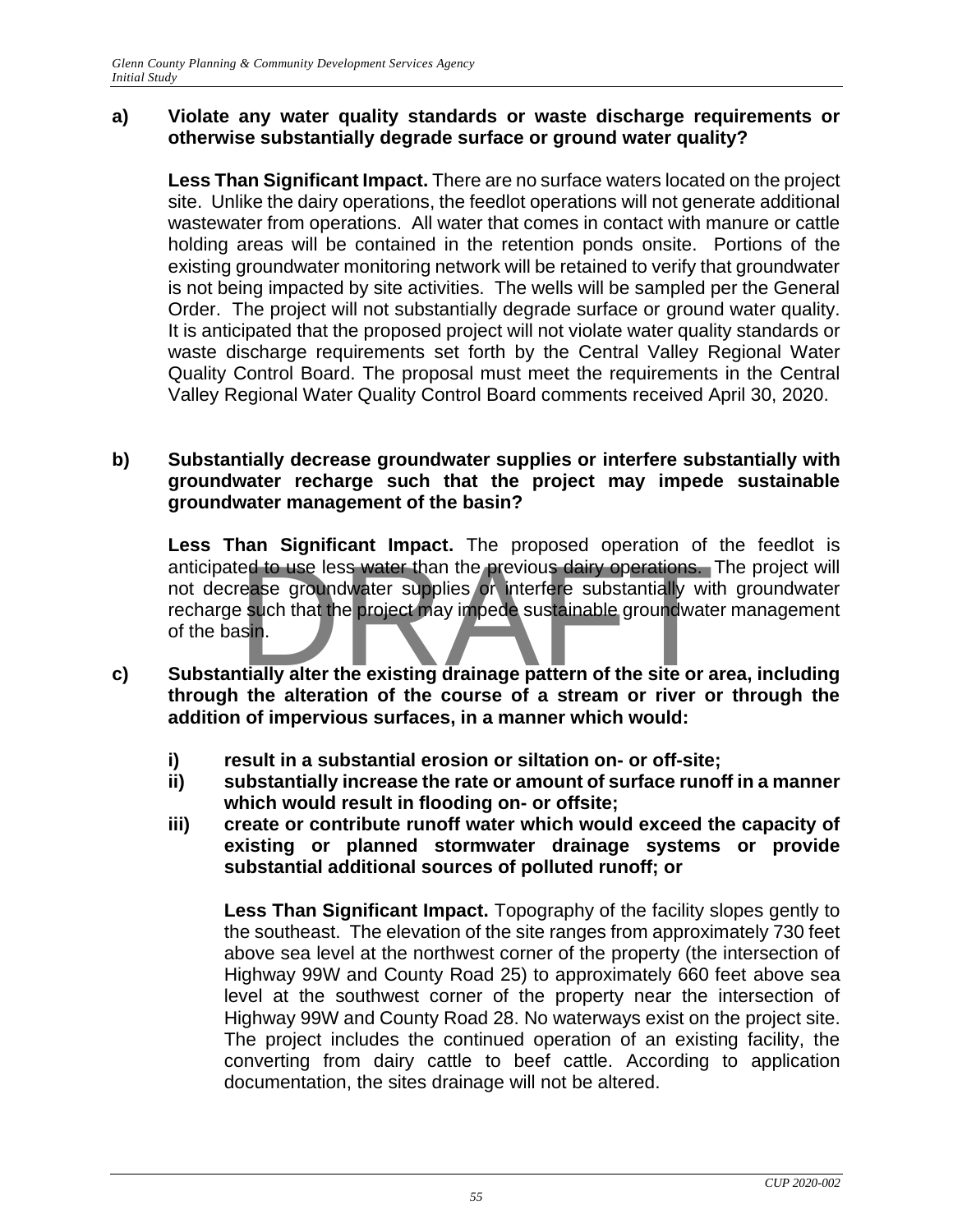**a) Violate any water quality standards or waste discharge requirements or otherwise substantially degrade surface or ground water quality?**

**Less Than Significant Impact.** There are no surface waters located on the project site. Unlike the dairy operations, the feedlot operations will not generate additional wastewater from operations. All water that comes in contact with manure or cattle holding areas will be contained in the retention ponds onsite. Portions of the existing groundwater monitoring network will be retained to verify that groundwater is not being impacted by site activities. The wells will be sampled per the General Order. The project will not substantially degrade surface or ground water quality. It is anticipated that the proposed project will not violate water quality standards or waste discharge requirements set forth by the Central Valley Regional Water Quality Control Board. The proposal must meet the requirements in the Central Valley Regional Water Quality Control Board comments received April 30, 2020.

**b) Substantially decrease groundwater supplies or interfere substantially with groundwater recharge such that the project may impede sustainable groundwater management of the basin?**

**Less Than Significant Impact.** The proposed operation of the feedlot is anticipated to use less water than the previous dairy operations. The project will not decrease groundwater supplies or interfere substantially with groundwater recharge such that the project may impede sustainable groundwater management of the basin.

**c) Substantially alter the existing drainage pattern of the site or area, including through the alteration of the course of a stream or river or through the addition of impervious surfaces, in a manner which would:**

**i) result in a substantial erosion or siltation on- or off-site;**

**ii) substantially increase the rate or amount of surface runoff in a manner which would result in flooding on- or offsite;**

**iii) create or contribute runoff water which would exceed the capacity of existing or planned stormwater drainage systems or provide substantial additional sources of polluted runoff; or**

**Less Than Significant Impact.** Topography of the facility slopes gently to the southeast. The elevation of the site ranges from approximately 730 feet above sea level at the northwest corner of the property (the intersection of Highway 99W and County Road 25) to approximately 660 feet above sea level at the southwest corner of the property near the intersection of Highway 99W and County Road 28. No waterways exist on the project site. The project includes the continued operation of an existing facility, the converting from dairy cattle to beef cattle. According to application documentation, the sites drainage will not be altered.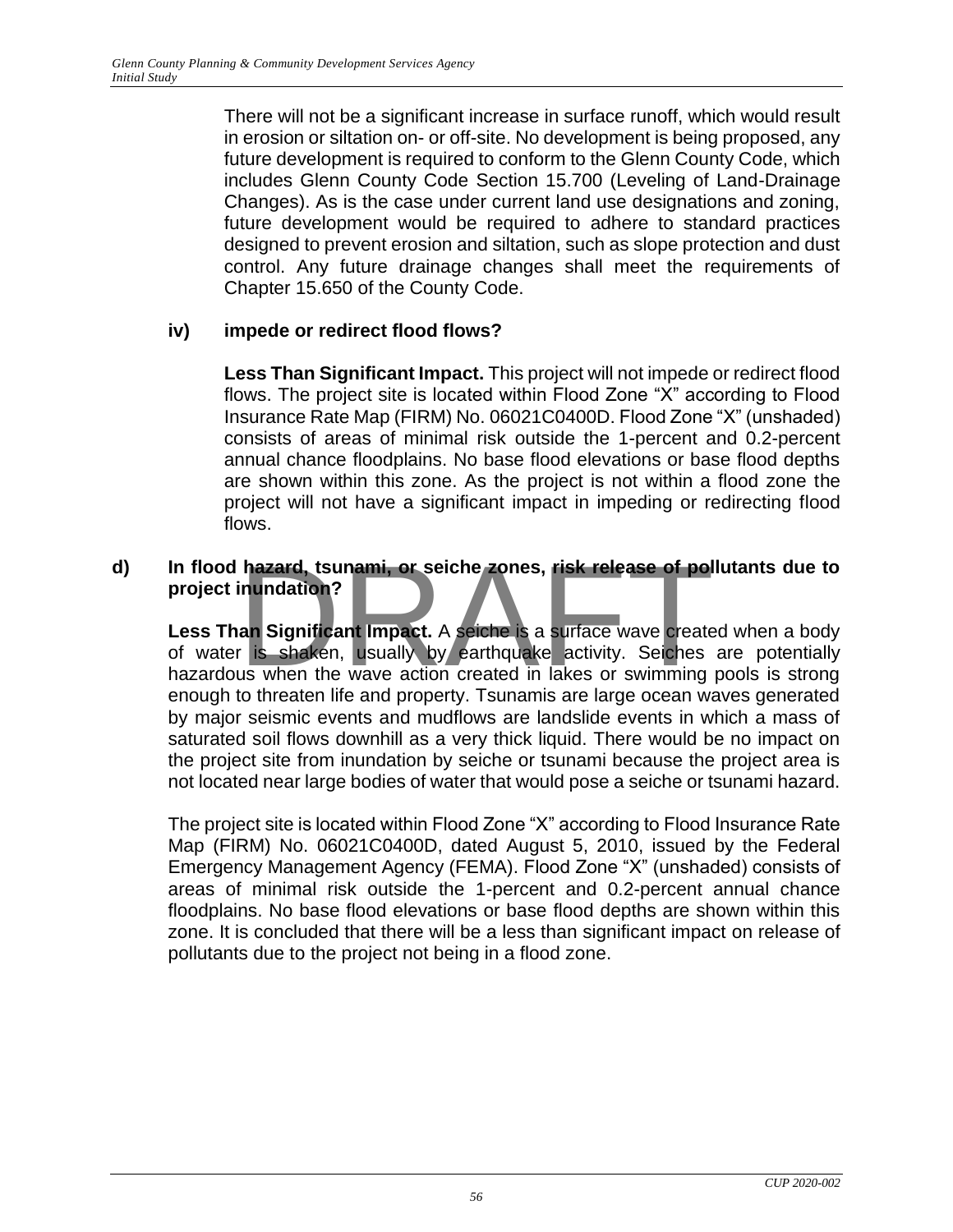There will not be a significant increase in surface runoff, which would result in erosion or siltation on- or off-site. No development is being proposed, any future development is required to conform to the Glenn County Code, which includes Glenn County Code Section 15.700 (Leveling of Land-Drainage Changes). As is the case under current land use designations and zoning, future development would be required to adhere to standard practices designed to prevent erosion and siltation, such as slope protection and dust control. Any future drainage changes shall meet the requirements of Chapter 15.650 of the County Code.

**iv) impede or redirect flood flows?**

**Less Than Significant Impact.** This project will not impede or redirect flood flows. The project site is located within Flood Zone "X" according to Flood Insurance Rate Map (FIRM) No. 06021C0400D. Flood Zone "X" (unshaded) consists of areas of minimal risk outside the 1-percent and 0.2-percent annual chance floodplains. No base flood elevations or base flood depths are shown within this zone. As the project is not within a flood zone the project will not have a significant impact in impeding or redirecting flood flows.

**d) In flood hazard, tsunami, or seiche zones, risk release of pollutants due to project inundation?**

**Less Than Significant Impact.** A seiche is a surface wave created when a body of water is shaken, usually by earthquake activity. Seiches are potentially hazardous when the wave action created in lakes or swimming pools is strong enough to threaten life and property. Tsunamis are large ocean waves generated by major seismic events and mudflows are landslide events in which a mass of saturated soil flows downhill as a very thick liquid. There would be no impact on the project site from inundation by seiche or tsunami because the project area is not located near large bodies of water that would pose a seiche or tsunami hazard.

The project site is located within Flood Zone "X" according to Flood Insurance Rate Map (FIRM) No. 06021C0400D, dated August 5, 2010, issued by the Federal Emergency Management Agency (FEMA). Flood Zone "X" (unshaded) consists of areas of minimal risk outside the 1-percent and 0.2-percent annual chance floodplains. No base flood elevations or base flood depths are shown within this zone. It is concluded that there will be a less than significant impact on release of pollutants due to the project not being in a flood zone.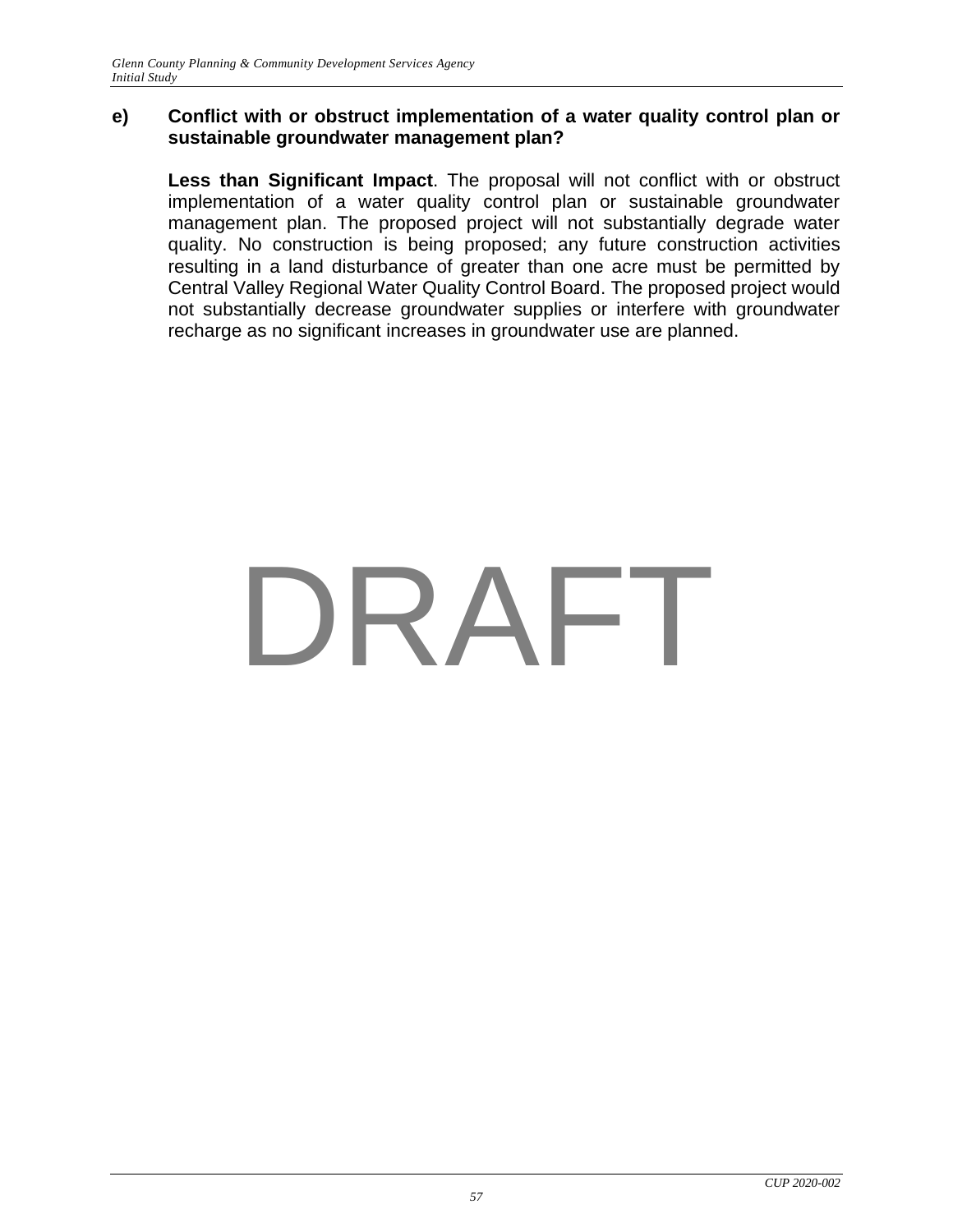**e) Conflict with or obstruct implementation of a water quality control plan or sustainable groundwater management plan?**

**Less than Significant Impact**. The proposal will not conflict with or obstruct implementation of a water quality control plan or sustainable groundwater management plan. The proposed project will not substantially degrade water quality. No construction is being proposed; any future construction activities resulting in a land disturbance of greater than one acre must be permitted by Central Valley Regional Water Quality Control Board. The proposed project would not substantially decrease groundwater supplies or interfere with groundwater recharge as no significant increases in groundwater use are planned.

DRAFT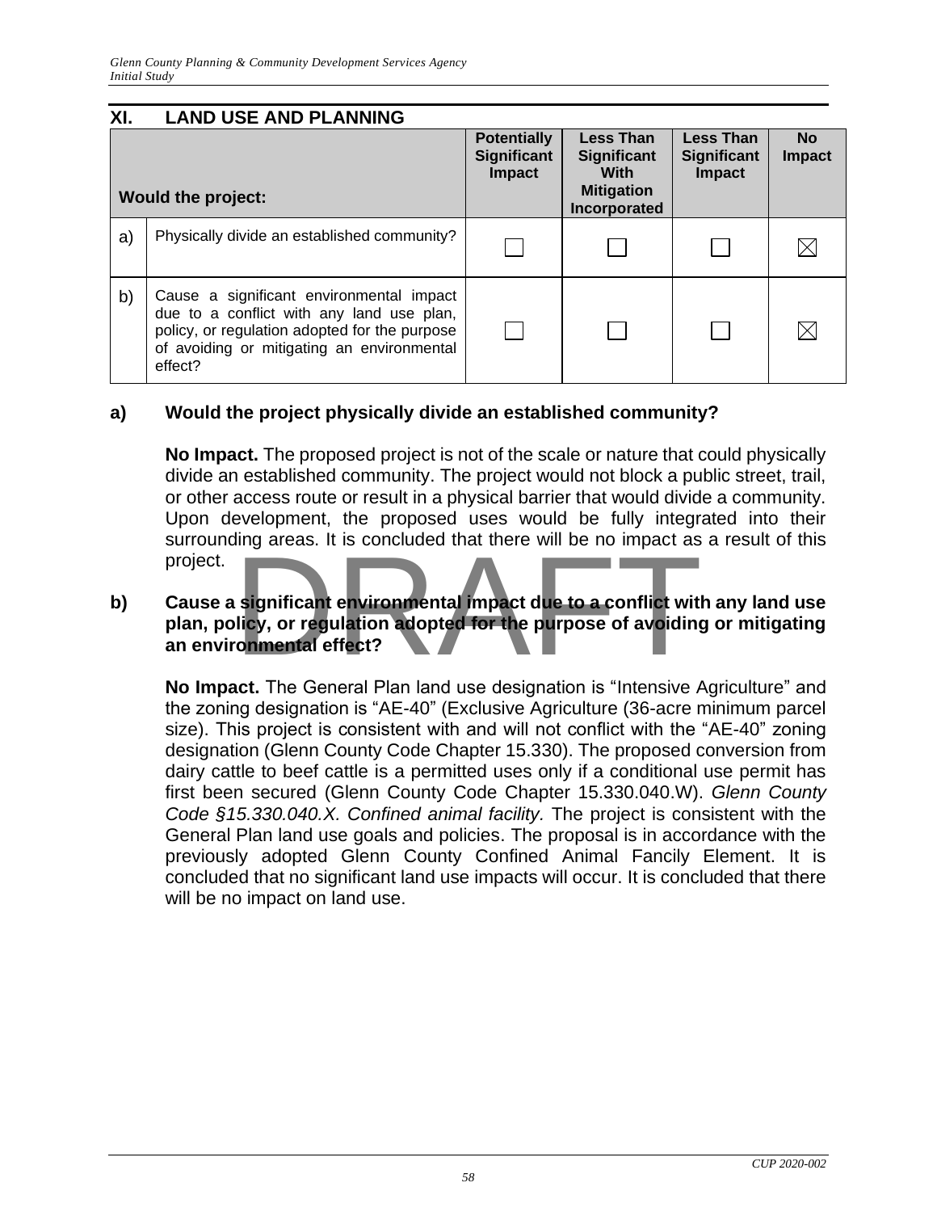## XI. LAND USE AND PLANNING

| Would the project: | | Potentially Significant Impact | Less Than Significant With Mitigation Incorporated | Less Than Significant Impact | No Impact |
|---|---|---|---|---|---|
| a) | Physically divide an established community? | ☐ | ☐ | ☐ | ☒ |
| b) | Cause a significant environmental impact due to a conflict with any land use plan, policy, or regulation adopted for the purpose of avoiding or mitigating an environmental effect? | ☐ | ☐ | ☐ | ☒ |

**a) Would the project physically divide an established community?**

**No Impact.** The proposed project is not of the scale or nature that could physically divide an established community. The project would not block a public street, trail, or other access route or result in a physical barrier that would divide a community. Upon development, the proposed uses would be fully integrated into their surrounding areas. It is concluded that there will be no impact as a result of this project.

**b) Cause a significant environmental impact due to a conflict with any land use plan, policy, or regulation adopted for the purpose of avoiding or mitigating an environmental effect?**

**No Impact.** The General Plan land use designation is "Intensive Agriculture" and the zoning designation is "AE-40" (Exclusive Agriculture (36-acre minimum parcel size). This project is consistent with and will not conflict with the "AE-40" zoning designation (Glenn County Code Chapter 15.330). The proposed conversion from dairy cattle to beef cattle is a permitted uses only if a conditional use permit has first been secured (Glenn County Code Chapter 15.330.040.W). *Glenn County Code §15.330.040.X. Confined animal facility.* The project is consistent with the General Plan land use goals and policies. The proposal is in accordance with the previously adopted Glenn County Confined Animal Fancily Element. It is concluded that no significant land use impacts will occur. It is concluded that there will be no impact on land use.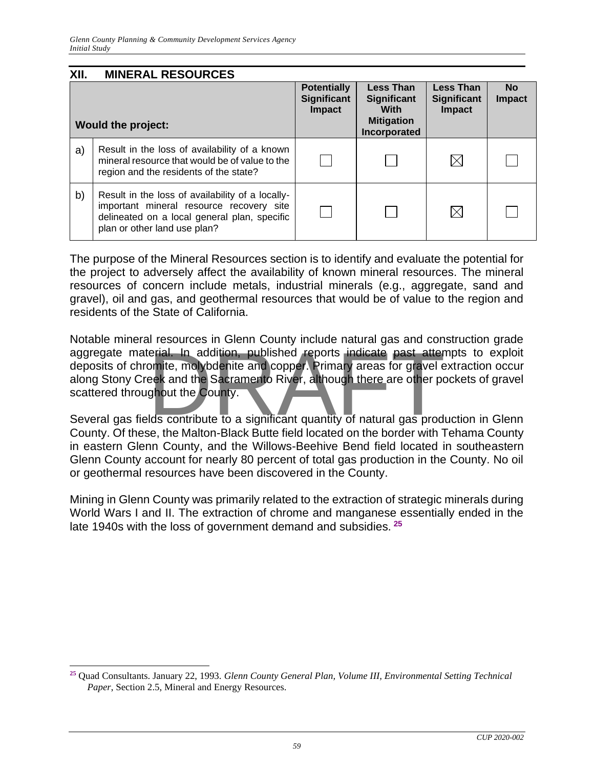## XII. MINERAL RESOURCES

| | Would the project: | Potentially Significant Impact | Less Than Significant With Mitigation Incorporated | Less Than Significant Impact | No Impact |
|---|---|---|---|---|---|
| a) | Result in the loss of availability of a known mineral resource that would be of value to the region and the residents of the state? | ☐ | ☐ | ☒ | ☐ |
| b) | Result in the loss of availability of a locally-important mineral resource recovery site delineated on a local general plan, specific plan or other land use plan? | ☐ | ☐ | ☒ | ☐ |

The purpose of the Mineral Resources section is to identify and evaluate the potential for the project to adversely affect the availability of known mineral resources. The mineral resources of concern include metals, industrial minerals (e.g., aggregate, sand and gravel), oil and gas, and geothermal resources that would be of value to the region and residents of the State of California.

Notable mineral resources in Glenn County include natural gas and construction grade aggregate material. In addition, published reports indicate past attempts to exploit deposits of chromite, molybdenite and copper. Primary areas for gravel extraction occur along Stony Creek and the Sacramento River, although there are other pockets of gravel scattered throughout the County.

Several gas fields contribute to a significant quantity of natural gas production in Glenn County. Of these, the Malton-Black Butte field located on the border with Tehama County in eastern Glenn County, and the Willows-Beehive Bend field located in southeastern Glenn County account for nearly 80 percent of total gas production in the County. No oil or geothermal resources have been discovered in the County.

Mining in Glenn County was primarily related to the extraction of strategic minerals during World Wars I and II. The extraction of chrome and manganese essentially ended in the late 1940s with the loss of government demand and subsidies. [25]

---

[25] Quad Consultants. January 22, 1993. *Glenn County General Plan, Volume III, Environmental Setting Technical Paper*, Section 2.5, Mineral and Energy Resources.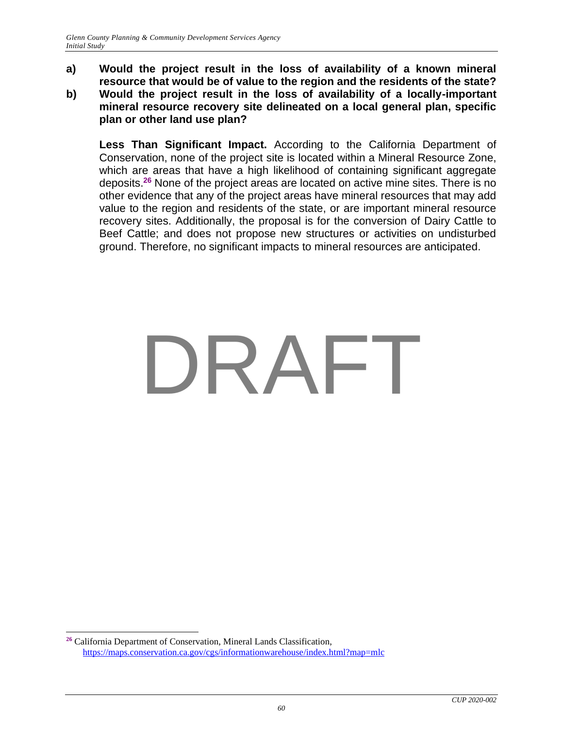**a) Would the project result in the loss of availability of a known mineral resource that would be of value to the region and the residents of the state?**

**b) Would the project result in the loss of availability of a locally-important mineral resource recovery site delineated on a local general plan, specific plan or other land use plan?**

**Less Than Significant Impact.** According to the California Department of Conservation, none of the project site is located within a Mineral Resource Zone, which are areas that have a high likelihood of containing significant aggregate deposits.[26] None of the project areas are located on active mine sites. There is no other evidence that any of the project areas have mineral resources that may add value to the region and residents of the state, or are important mineral resource recovery sites. Additionally, the proposal is for the conversion of Dairy Cattle to Beef Cattle; and does not propose new structures or activities on undisturbed ground. Therefore, no significant impacts to mineral resources are anticipated.

DRAFT

[26] California Department of Conservation, Mineral Lands Classification, https://maps.conservation.ca.gov/cgs/informationwarehouse/index.html?map=mlc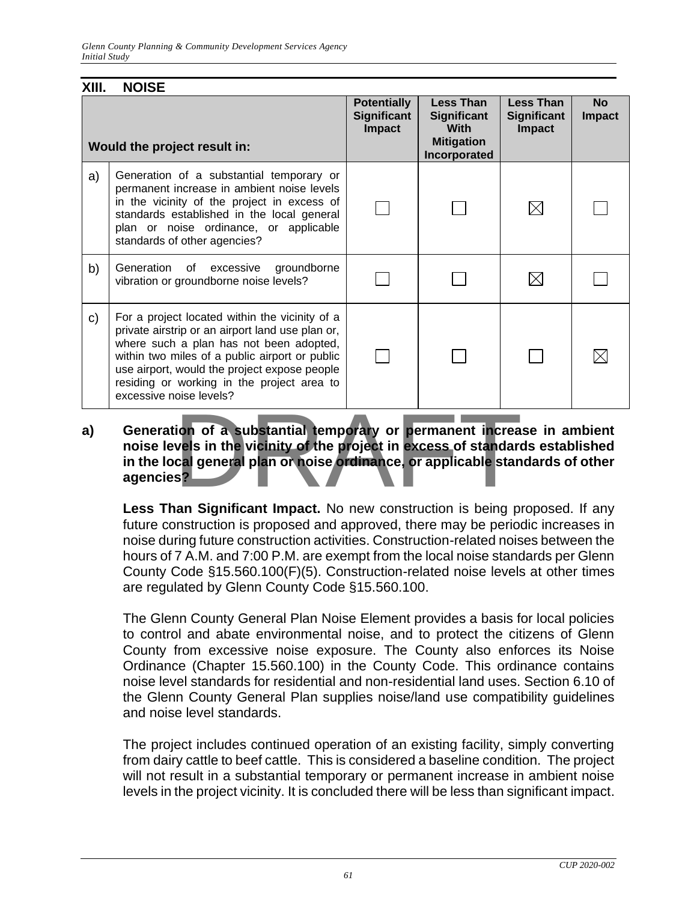## XIII. NOISE

| | Would the project result in: | Potentially Significant Impact | Less Than Significant With Mitigation Incorporated | Less Than Significant Impact | No Impact |
|---|---|---|---|---|---|
| a) | Generation of a substantial temporary or permanent increase in ambient noise levels in the vicinity of the project in excess of standards established in the local general plan or noise ordinance, or applicable standards of other agencies? | ☐ | ☐ | ☒ | ☐ |
| b) | Generation of excessive groundborne vibration or groundborne noise levels? | ☐ | ☐ | ☒ | ☐ |
| c) | For a project located within the vicinity of a private airstrip or an airport land use plan or, where such a plan has not been adopted, within two miles of a public airport or public use airport, would the project expose people residing or working in the project area to excessive noise levels? | ☐ | ☐ | ☐ | ☒ |

**a) Generation of a substantial temporary or permanent increase in ambient noise levels in the vicinity of the project in excess of standards established in the local general plan or noise ordinance, or applicable standards of other agencies?**

**Less Than Significant Impact.** No new construction is being proposed. If any future construction is proposed and approved, there may be periodic increases in noise during future construction activities. Construction-related noises between the hours of 7 A.M. and 7:00 P.M. are exempt from the local noise standards per Glenn County Code §15.560.100(F)(5). Construction-related noise levels at other times are regulated by Glenn County Code §15.560.100.

The Glenn County General Plan Noise Element provides a basis for local policies to control and abate environmental noise, and to protect the citizens of Glenn County from excessive noise exposure. The County also enforces its Noise Ordinance (Chapter 15.560.100) in the County Code. This ordinance contains noise level standards for residential and non-residential land uses. Section 6.10 of the Glenn County General Plan supplies noise/land use compatibility guidelines and noise level standards.

The project includes continued operation of an existing facility, simply converting from dairy cattle to beef cattle. This is considered a baseline condition. The project will not result in a substantial temporary or permanent increase in ambient noise levels in the project vicinity. It is concluded there will be less than significant impact.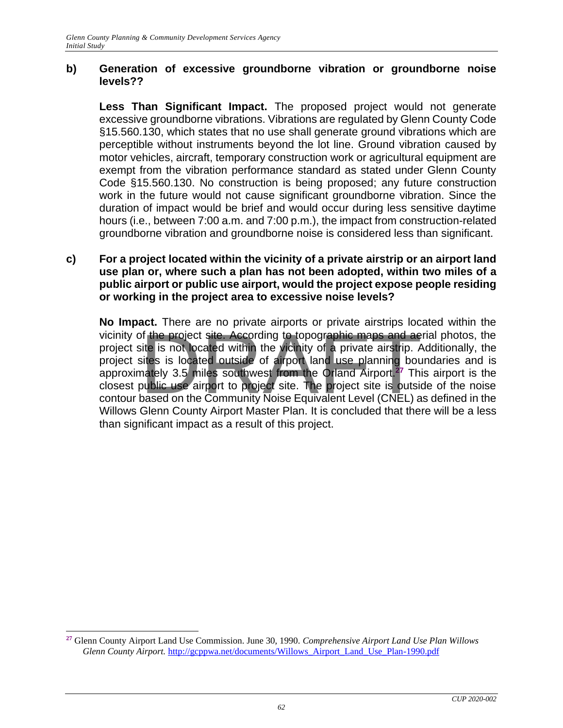**b) Generation of excessive groundborne vibration or groundborne noise levels??**

**Less Than Significant Impact.** The proposed project would not generate excessive groundborne vibrations. Vibrations are regulated by Glenn County Code §15.560.130, which states that no use shall generate ground vibrations which are perceptible without instruments beyond the lot line. Ground vibration caused by motor vehicles, aircraft, temporary construction work or agricultural equipment are exempt from the vibration performance standard as stated under Glenn County Code §15.560.130. No construction is being proposed; any future construction work in the future would not cause significant groundborne vibration. Since the duration of impact would be brief and would occur during less sensitive daytime hours (i.e., between 7:00 a.m. and 7:00 p.m.), the impact from construction-related groundborne vibration and groundborne noise is considered less than significant.

**c) For a project located within the vicinity of a private airstrip or an airport land use plan or, where such a plan has not been adopted, within two miles of a public airport or public use airport, would the project expose people residing or working in the project area to excessive noise levels?**

**No Impact.** There are no private airports or private airstrips located within the vicinity of the project site. According to topographic maps and aerial photos, the project site is not located within the vicinity of a private airstrip. Additionally, the project sites is located outside of airport land use planning boundaries and is approximately 3.5 miles southwest from the Orland Airport.[27] This airport is the closest public use airport to project site. The project site is outside of the noise contour based on the Community Noise Equivalent Level (CNEL) as defined in the Willows Glenn County Airport Master Plan. It is concluded that there will be a less than significant impact as a result of this project.

---

[27] Glenn County Airport Land Use Commission. June 30, 1990. *Comprehensive Airport Land Use Plan Willows Glenn County Airport.* http://gcppwa.net/documents/Willows_Airport_Land_Use_Plan-1990.pdf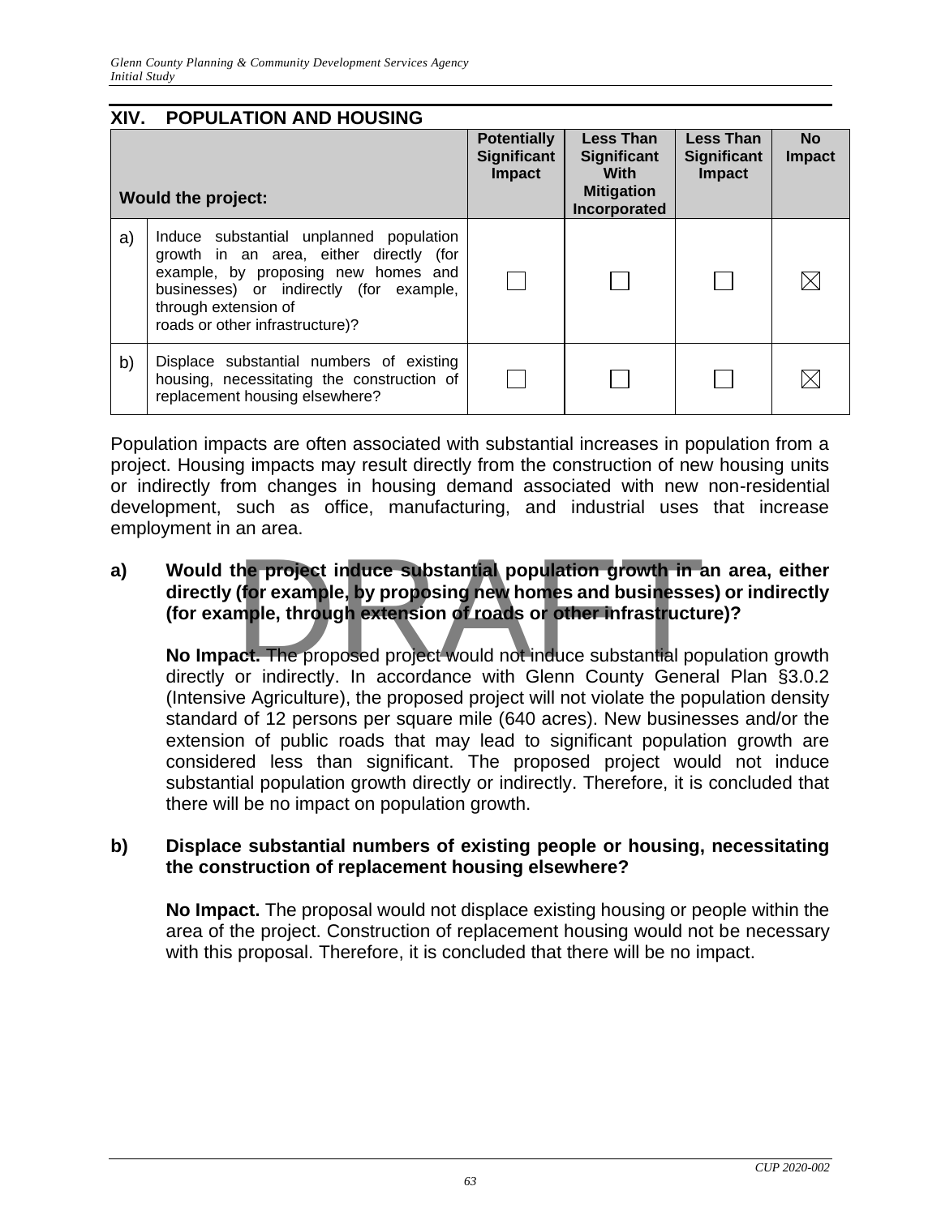## XIV. POPULATION AND HOUSING

| | Would the project: | Potentially Significant Impact | Less Than Significant With Mitigation Incorporated | Less Than Significant Impact | No Impact |
|---|---|---|---|---|---|
| a) | Induce substantial unplanned population growth in an area, either directly (for example, by proposing new homes and businesses) or indirectly (for example, through extension of roads or other infrastructure)? | ☐ | ☐ | ☐ | ☒ |
| b) | Displace substantial numbers of existing housing, necessitating the construction of replacement housing elsewhere? | ☐ | ☐ | ☐ | ☒ |

Population impacts are often associated with substantial increases in population from a project. Housing impacts may result directly from the construction of new housing units or indirectly from changes in housing demand associated with new non-residential development, such as office, manufacturing, and industrial uses that increase employment in an area.

**a) Would the project induce substantial population growth in an area, either directly (for example, by proposing new homes and businesses) or indirectly (for example, through extension of roads or other infrastructure)?**

**No Impact.** The proposed project would not induce substantial population growth directly or indirectly. In accordance with Glenn County General Plan §3.0.2 (Intensive Agriculture), the proposed project will not violate the population density standard of 12 persons per square mile (640 acres). New businesses and/or the extension of public roads that may lead to significant population growth are considered less than significant. The proposed project would not induce substantial population growth directly or indirectly. Therefore, it is concluded that there will be no impact on population growth.

**b) Displace substantial numbers of existing people or housing, necessitating the construction of replacement housing elsewhere?**

**No Impact.** The proposal would not displace existing housing or people within the area of the project. Construction of replacement housing would not be necessary with this proposal. Therefore, it is concluded that there will be no impact.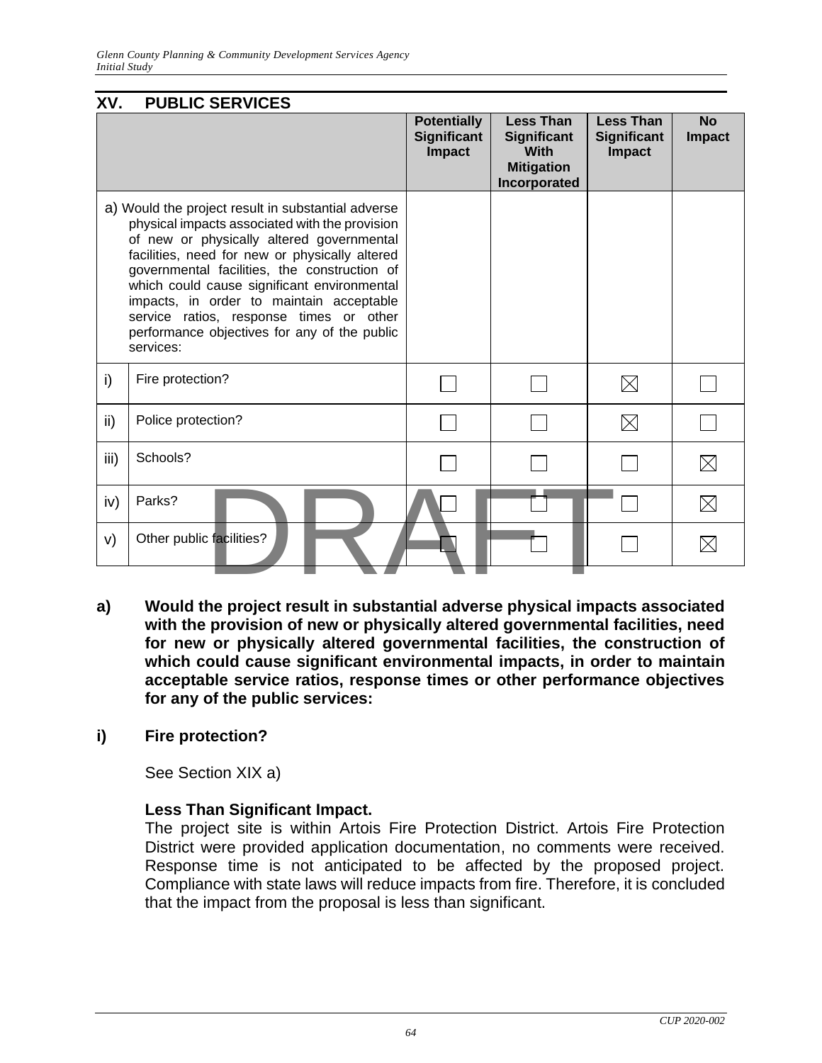## XV. PUBLIC SERVICES

| | | Potentially Significant Impact | Less Than Significant With Mitigation Incorporated | Less Than Significant Impact | No Impact |
|---|---|---|---|---|---|
| a) Would the project result in substantial adverse physical impacts associated with the provision of new or physically altered governmental facilities, need for new or physically altered governmental facilities, the construction of which could cause significant environmental impacts, in order to maintain acceptable service ratios, response times or other performance objectives for any of the public services: | | | | | |
| i) | Fire protection? | ☐ | ☐ | ☒ | ☐ |
| ii) | Police protection? | ☐ | ☐ | ☒ | ☐ |
| iii) | Schools? | ☐ | ☐ | ☐ | ☒ |
| iv) | Parks? | ☐ | ☐ | ☐ | ☒ |
| v) | Other public facilities? | ☐ | ☐ | ☐ | ☒ |

DRAFT

**a) Would the project result in substantial adverse physical impacts associated with the provision of new or physically altered governmental facilities, need for new or physically altered governmental facilities, the construction of which could cause significant environmental impacts, in order to maintain acceptable service ratios, response times or other performance objectives for any of the public services:**

**i) Fire protection?**

See Section XIX a)

**Less Than Significant Impact.**
The project site is within Artois Fire Protection District. Artois Fire Protection District were provided application documentation, no comments were received. Response time is not anticipated to be affected by the proposed project. Compliance with state laws will reduce impacts from fire. Therefore, it is concluded that the impact from the proposal is less than significant.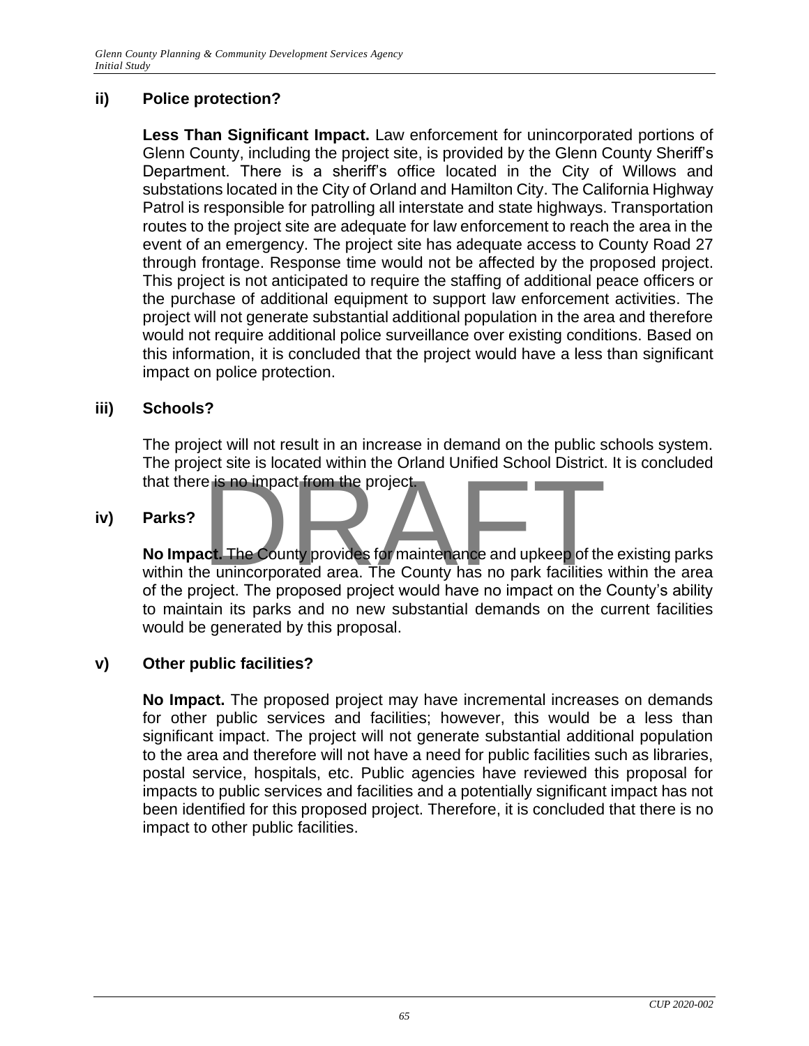## ii) Police protection?

**Less Than Significant Impact.** Law enforcement for unincorporated portions of Glenn County, including the project site, is provided by the Glenn County Sheriff's Department. There is a sheriff's office located in the City of Willows and substations located in the City of Orland and Hamilton City. The California Highway Patrol is responsible for patrolling all interstate and state highways. Transportation routes to the project site are adequate for law enforcement to reach the area in the event of an emergency. The project site has adequate access to County Road 27 through frontage. Response time would not be affected by the proposed project. This project is not anticipated to require the staffing of additional peace officers or the purchase of additional equipment to support law enforcement activities. The project will not generate substantial additional population in the area and therefore would not require additional police surveillance over existing conditions. Based on this information, it is concluded that the project would have a less than significant impact on police protection.

## iii) Schools?

The project will not result in an increase in demand on the public schools system. The project site is located within the Orland Unified School District. It is concluded that there is no impact from the project.

## iv) Parks?

**No Impact.** The County provides for maintenance and upkeep of the existing parks within the unincorporated area. The County has no park facilities within the area of the project. The proposed project would have no impact on the County's ability to maintain its parks and no new substantial demands on the current facilities would be generated by this proposal.

## v) Other public facilities?

**No Impact.** The proposed project may have incremental increases on demands for other public services and facilities; however, this would be a less than significant impact. The project will not generate substantial additional population to the area and therefore will not have a need for public facilities such as libraries, postal service, hospitals, etc. Public agencies have reviewed this proposal for impacts to public services and facilities and a potentially significant impact has not been identified for this proposed project. Therefore, it is concluded that there is no impact to other public facilities.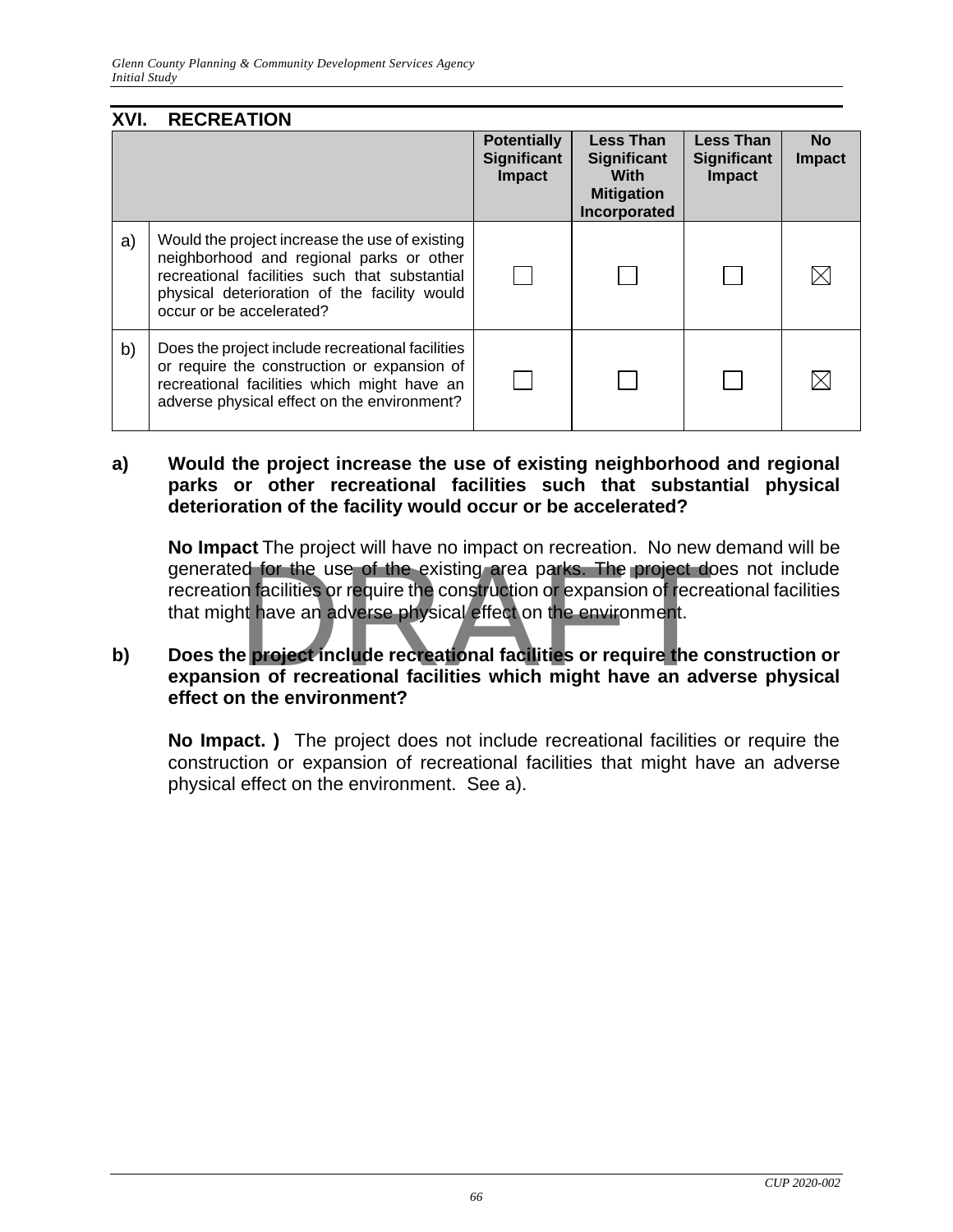## XVI. RECREATION

| | | Potentially Significant Impact | Less Than Significant With Mitigation Incorporated | Less Than Significant Impact | No Impact |
|---|---|---|---|---|---|
| a) | Would the project increase the use of existing neighborhood and regional parks or other recreational facilities such that substantial physical deterioration of the facility would occur or be accelerated? | ☐ | ☐ | ☐ | ☒ |
| b) | Does the project include recreational facilities or require the construction or expansion of recreational facilities which might have an adverse physical effect on the environment? | ☐ | ☐ | ☐ | ☒ |

**a) Would the project increase the use of existing neighborhood and regional parks or other recreational facilities such that substantial physical deterioration of the facility would occur or be accelerated?**

**No Impact** The project will have no impact on recreation. No new demand will be generated for the use of the existing area parks. The project does not include recreation facilities or require the construction or expansion of recreational facilities that might have an adverse physical effect on the environment.

**b) Does the project include recreational facilities or require the construction or expansion of recreational facilities which might have an adverse physical effect on the environment?**

**No Impact. )** The project does not include recreational facilities or require the construction or expansion of recreational facilities that might have an adverse physical effect on the environment. See a).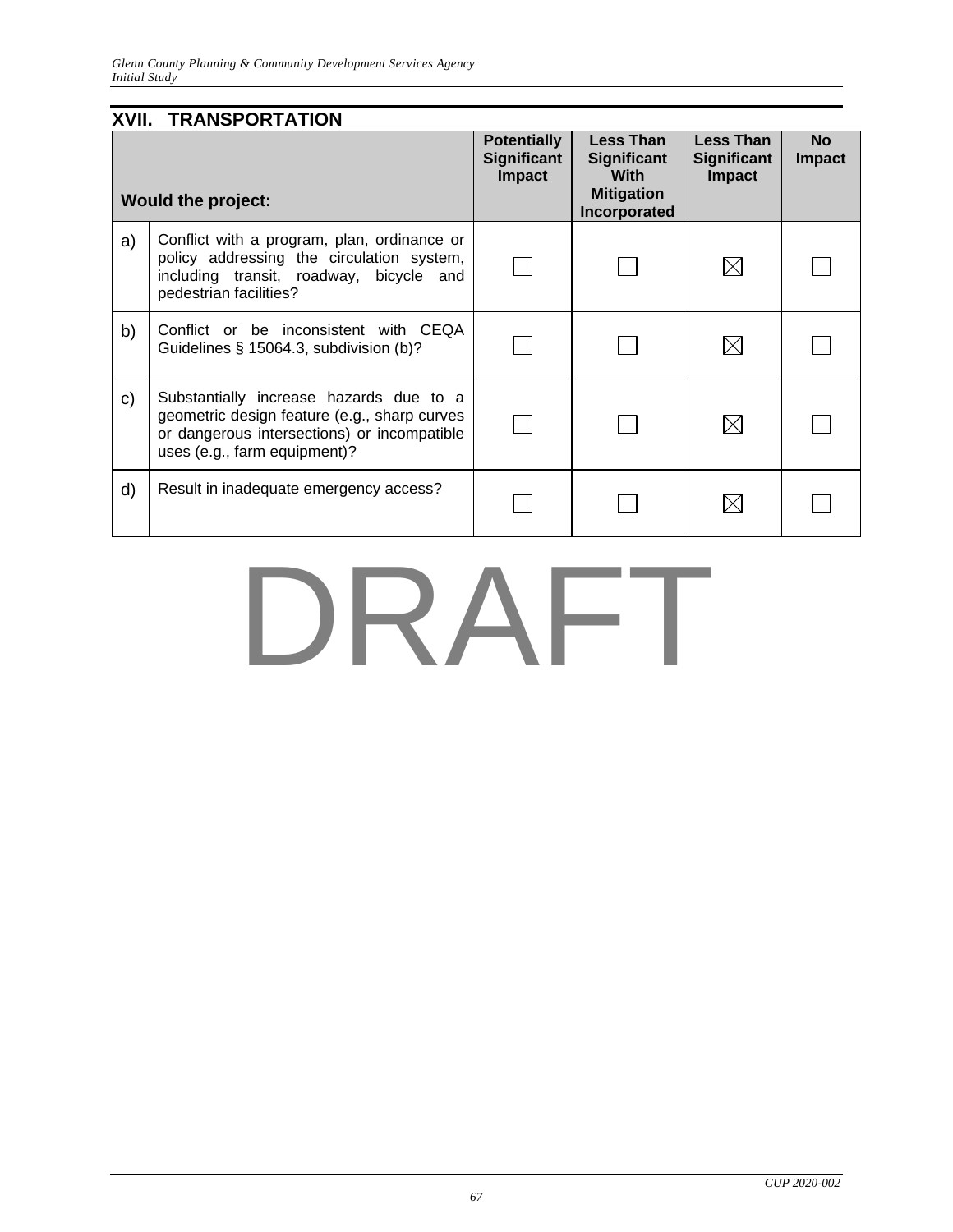## XVII. TRANSPORTATION

| | Would the project: | Potentially Significant Impact | Less Than Significant With Mitigation Incorporated | Less Than Significant Impact | No Impact |
|---|---|---|---|---|---|
| a) | Conflict with a program, plan, ordinance or policy addressing the circulation system, including transit, roadway, bicycle and pedestrian facilities? | ☐ | ☐ | ☒ | ☐ |
| b) | Conflict or be inconsistent with CEQA Guidelines § 15064.3, subdivision (b)? | ☐ | ☐ | ☒ | ☐ |
| c) | Substantially increase hazards due to a geometric design feature (e.g., sharp curves or dangerous intersections) or incompatible uses (e.g., farm equipment)? | ☐ | ☐ | ☒ | ☐ |
| d) | Result in inadequate emergency access? | ☐ | ☐ | ☒ | ☐ |

DRAFT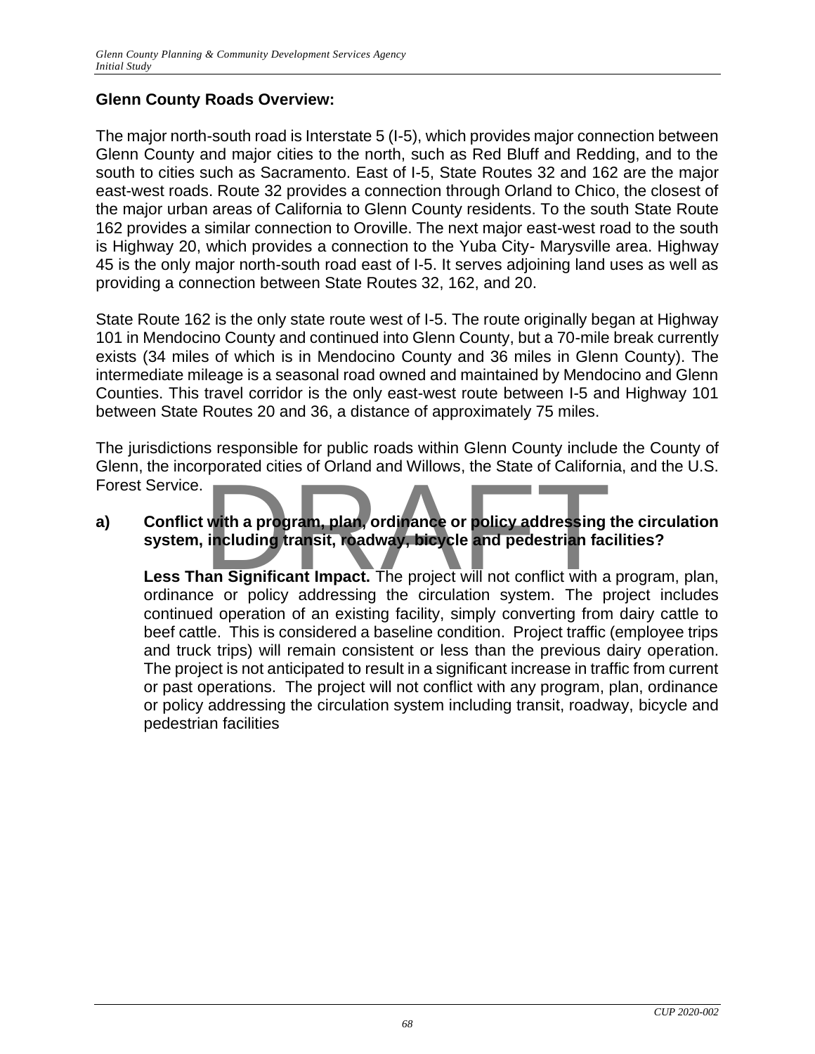**Glenn County Roads Overview:**

The major north-south road is Interstate 5 (I-5), which provides major connection between Glenn County and major cities to the north, such as Red Bluff and Redding, and to the south to cities such as Sacramento. East of I-5, State Routes 32 and 162 are the major east-west roads. Route 32 provides a connection through Orland to Chico, the closest of the major urban areas of California to Glenn County residents. To the south State Route 162 provides a similar connection to Oroville. The next major east-west road to the south is Highway 20, which provides a connection to the Yuba City- Marysville area. Highway 45 is the only major north-south road east of I-5. It serves adjoining land uses as well as providing a connection between State Routes 32, 162, and 20.

State Route 162 is the only state route west of I-5. The route originally began at Highway 101 in Mendocino County and continued into Glenn County, but a 70-mile break currently exists (34 miles of which is in Mendocino County and 36 miles in Glenn County). The intermediate mileage is a seasonal road owned and maintained by Mendocino and Glenn Counties. This travel corridor is the only east-west route between I-5 and Highway 101 between State Routes 20 and 36, a distance of approximately 75 miles.

The jurisdictions responsible for public roads within Glenn County include the County of Glenn, the incorporated cities of Orland and Willows, the State of California, and the U.S. Forest Service.

**a) Conflict with a program, plan, ordinance or policy addressing the circulation system, including transit, roadway, bicycle and pedestrian facilities?**

**Less Than Significant Impact.** The project will not conflict with a program, plan, ordinance or policy addressing the circulation system. The project includes continued operation of an existing facility, simply converting from dairy cattle to beef cattle. This is considered a baseline condition. Project traffic (employee trips and truck trips) will remain consistent or less than the previous dairy operation. The project is not anticipated to result in a significant increase in traffic from current or past operations. The project will not conflict with any program, plan, ordinance or policy addressing the circulation system including transit, roadway, bicycle and pedestrian facilities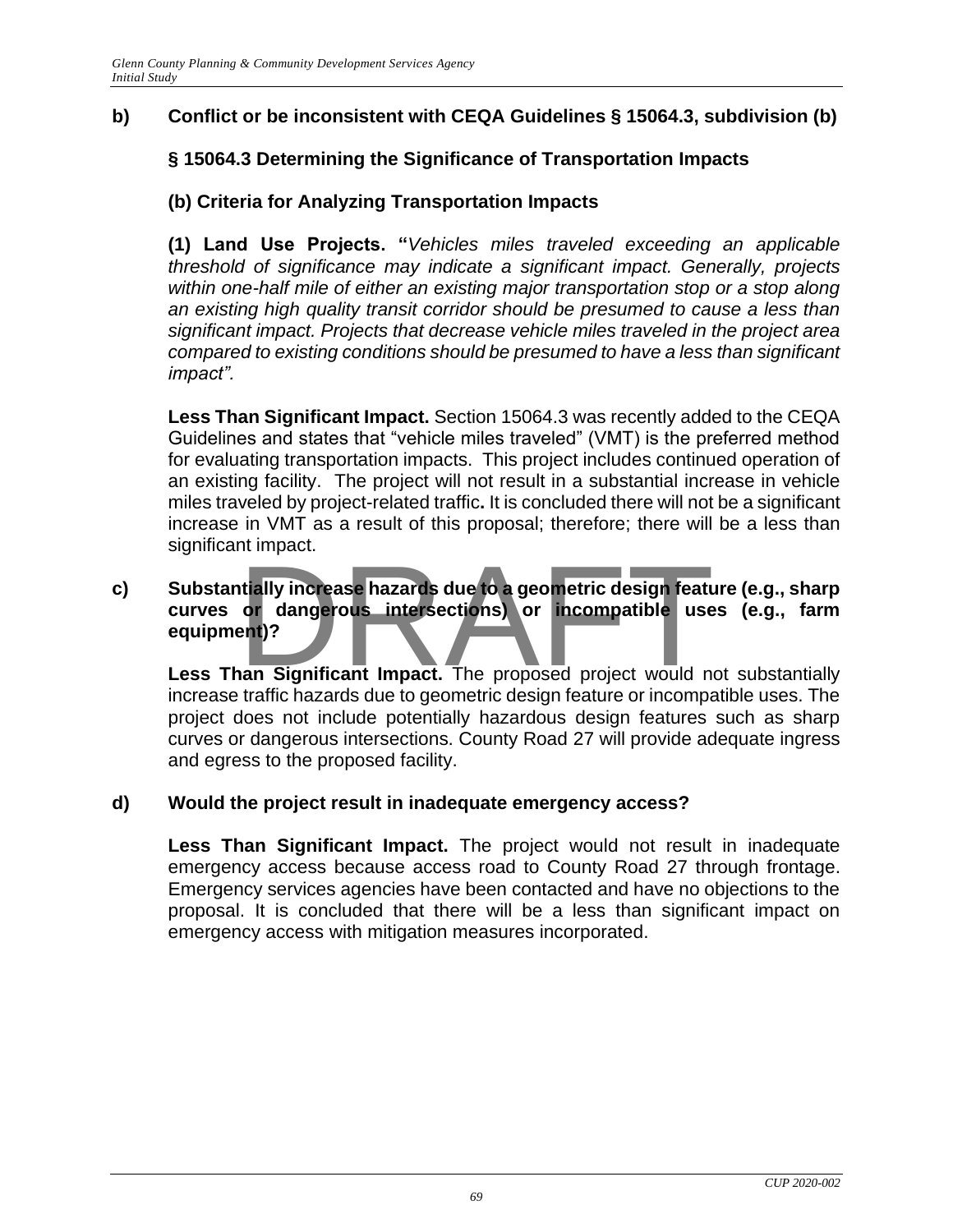**b) Conflict or be inconsistent with CEQA Guidelines § 15064.3, subdivision (b)**

**§ 15064.3 Determining the Significance of Transportation Impacts**

**(b) Criteria for Analyzing Transportation Impacts**

**(1) Land Use Projects. "***Vehicles miles traveled exceeding an applicable threshold of significance may indicate a significant impact. Generally, projects within one-half mile of either an existing major transportation stop or a stop along an existing high quality transit corridor should be presumed to cause a less than significant impact. Projects that decrease vehicle miles traveled in the project area compared to existing conditions should be presumed to have a less than significant impact".*

**Less Than Significant Impact.** Section 15064.3 was recently added to the CEQA Guidelines and states that "vehicle miles traveled" (VMT) is the preferred method for evaluating transportation impacts. This project includes continued operation of an existing facility. The project will not result in a substantial increase in vehicle miles traveled by project-related traffic**.** It is concluded there will not be a significant increase in VMT as a result of this proposal; therefore; there will be a less than significant impact.

**c) Substantially increase hazards due to a geometric design feature (e.g., sharp curves or dangerous intersections) or incompatible uses (e.g., farm equipment)?**

**Less Than Significant Impact.** The proposed project would not substantially increase traffic hazards due to geometric design feature or incompatible uses. The project does not include potentially hazardous design features such as sharp curves or dangerous intersections. County Road 27 will provide adequate ingress and egress to the proposed facility.

**d) Would the project result in inadequate emergency access?**

**Less Than Significant Impact.** The project would not result in inadequate emergency access because access road to County Road 27 through frontage. Emergency services agencies have been contacted and have no objections to the proposal. It is concluded that there will be a less than significant impact on emergency access with mitigation measures incorporated.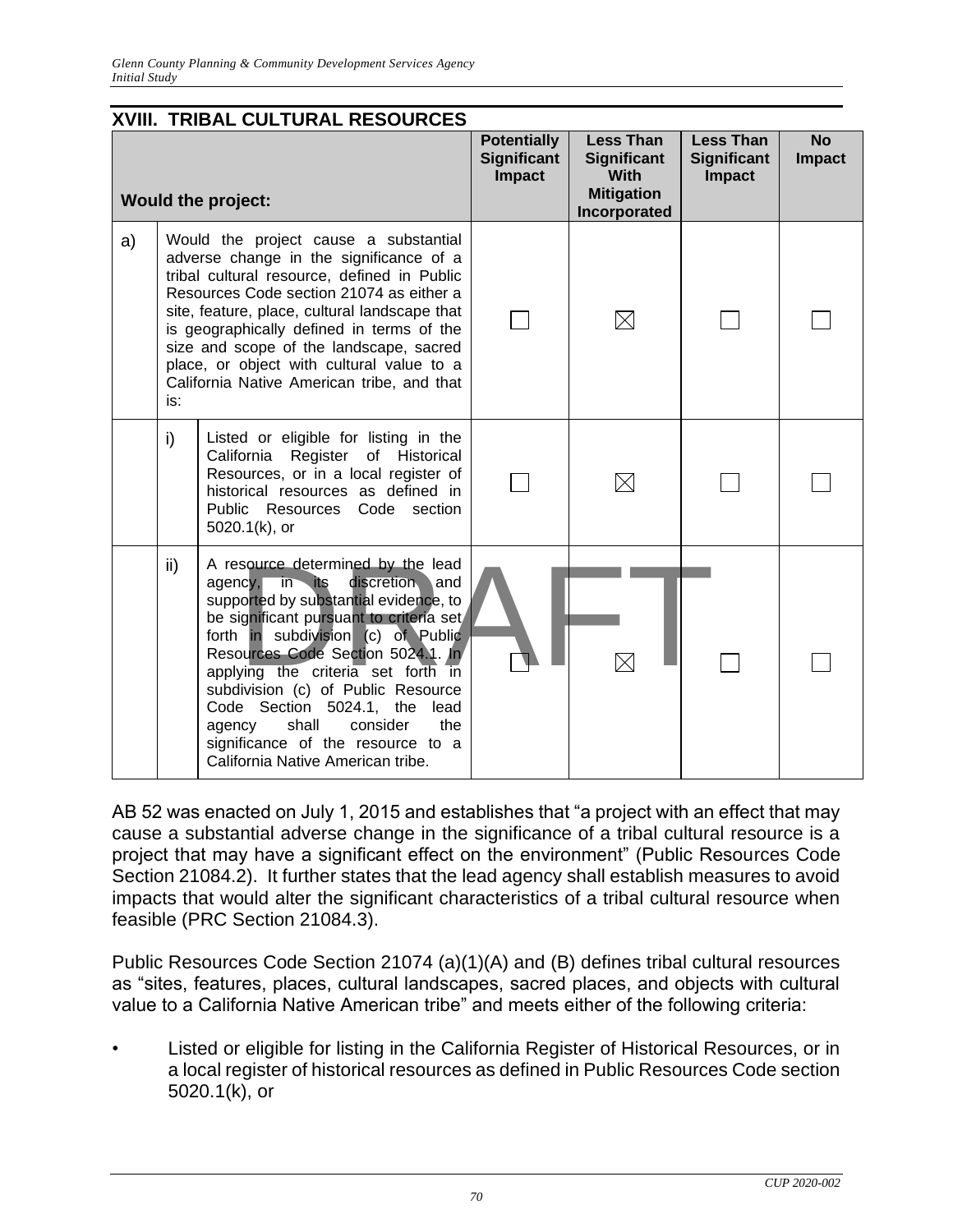## XVIII. TRIBAL CULTURAL RESOURCES

| Would the project: | | | Potentially Significant Impact | Less Than Significant With Mitigation Incorporated | Less Than Significant Impact | No Impact |
|---|---|---|---|---|---|---|
| a) | Would the project cause a substantial adverse change in the significance of a tribal cultural resource, defined in Public Resources Code section 21074 as either a site, feature, place, cultural landscape that is geographically defined in terms of the size and scope of the landscape, sacred place, or object with cultural value to a California Native American tribe, and that is: | | ☐ | ☒ | ☐ | ☐ |
| | i) | Listed or eligible for listing in the California Register of Historical Resources, or in a local register of historical resources as defined in Public Resources Code section 5020.1(k), or | ☐ | ☒ | ☐ | ☐ |
| | ii) | A resource determined by the lead agency, in its discretion and supported by substantial evidence, to be significant pursuant to criteria set forth in subdivision (c) of Public Resources Code Section 5024.1. In applying the criteria set forth in subdivision (c) of Public Resource Code Section 5024.1, the lead agency shall consider the significance of the resource to a California Native American tribe. | ☐ | ☒ | ☐ | ☐ |

AB 52 was enacted on July 1, 2015 and establishes that "a project with an effect that may cause a substantial adverse change in the significance of a tribal cultural resource is a project that may have a significant effect on the environment" (Public Resources Code Section 21084.2). It further states that the lead agency shall establish measures to avoid impacts that would alter the significant characteristics of a tribal cultural resource when feasible (PRC Section 21084.3).

Public Resources Code Section 21074 (a)(1)(A) and (B) defines tribal cultural resources as "sites, features, places, cultural landscapes, sacred places, and objects with cultural value to a California Native American tribe" and meets either of the following criteria:

- Listed or eligible for listing in the California Register of Historical Resources, or in a local register of historical resources as defined in Public Resources Code section 5020.1(k), or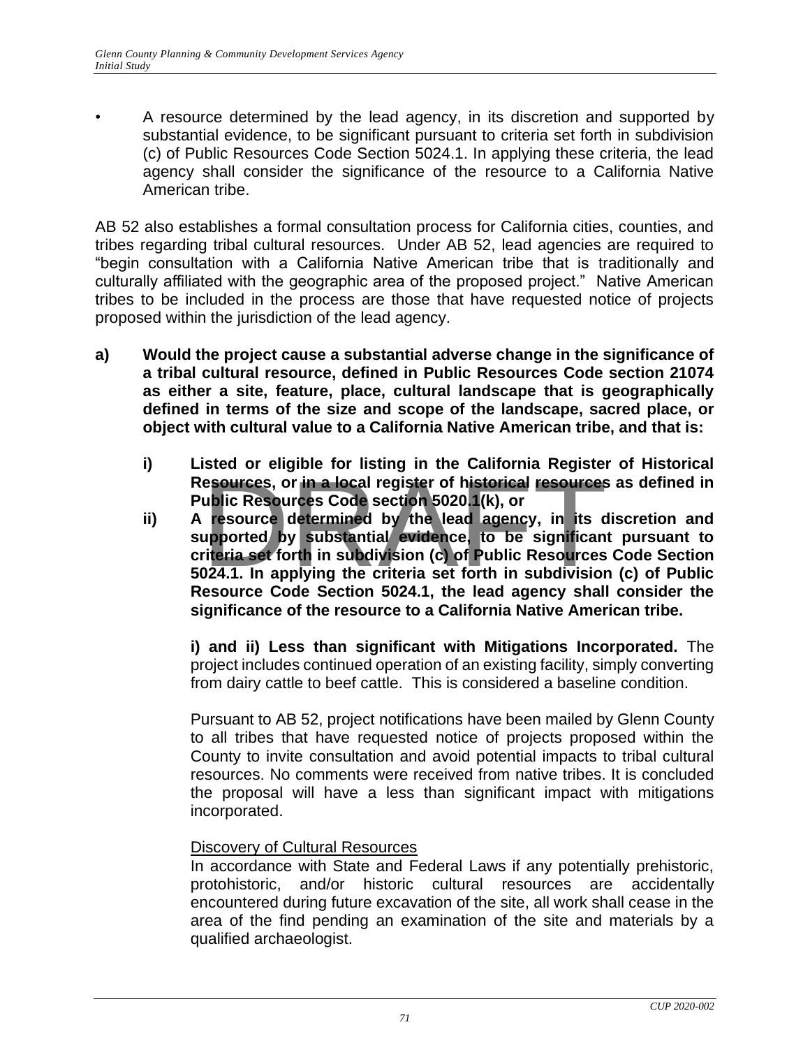- A resource determined by the lead agency, in its discretion and supported by substantial evidence, to be significant pursuant to criteria set forth in subdivision (c) of Public Resources Code Section 5024.1. In applying these criteria, the lead agency shall consider the significance of the resource to a California Native American tribe.

AB 52 also establishes a formal consultation process for California cities, counties, and tribes regarding tribal cultural resources. Under AB 52, lead agencies are required to "begin consultation with a California Native American tribe that is traditionally and culturally affiliated with the geographic area of the proposed project." Native American tribes to be included in the process are those that have requested notice of projects proposed within the jurisdiction of the lead agency.

**a) Would the project cause a substantial adverse change in the significance of a tribal cultural resource, defined in Public Resources Code section 21074 as either a site, feature, place, cultural landscape that is geographically defined in terms of the size and scope of the landscape, sacred place, or object with cultural value to a California Native American tribe, and that is:**

**i) Listed or eligible for listing in the California Register of Historical Resources, or in a local register of historical resources as defined in Public Resources Code section 5020.1(k), or**

**ii) A resource determined by the lead agency, in its discretion and supported by substantial evidence, to be significant pursuant to criteria set forth in subdivision (c) of Public Resources Code Section 5024.1. In applying the criteria set forth in subdivision (c) of Public Resource Code Section 5024.1, the lead agency shall consider the significance of the resource to a California Native American tribe.**

**i) and ii) Less than significant with Mitigations Incorporated.** The project includes continued operation of an existing facility, simply converting from dairy cattle to beef cattle. This is considered a baseline condition.

Pursuant to AB 52, project notifications have been mailed by Glenn County to all tribes that have requested notice of projects proposed within the County to invite consultation and avoid potential impacts to tribal cultural resources. No comments were received from native tribes. It is concluded the proposal will have a less than significant impact with mitigations incorporated.

Discovery of Cultural Resources

In accordance with State and Federal Laws if any potentially prehistoric, protohistoric, and/or historic cultural resources are accidentally encountered during future excavation of the site, all work shall cease in the area of the find pending an examination of the site and materials by a qualified archaeologist.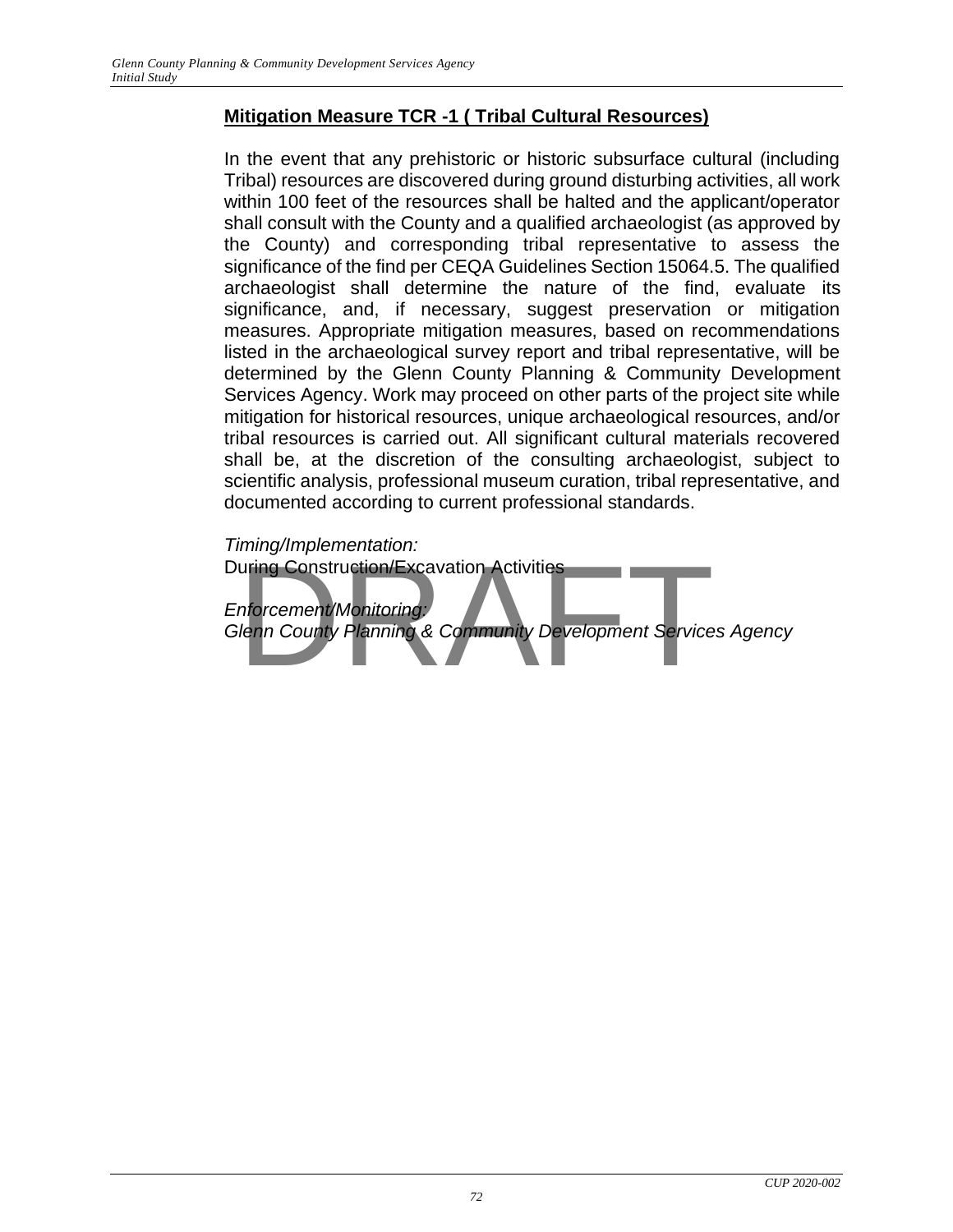**Mitigation Measure TCR -1 ( Tribal Cultural Resources)**

In the event that any prehistoric or historic subsurface cultural (including Tribal) resources are discovered during ground disturbing activities, all work within 100 feet of the resources shall be halted and the applicant/operator shall consult with the County and a qualified archaeologist (as approved by the County) and corresponding tribal representative to assess the significance of the find per CEQA Guidelines Section 15064.5. The qualified archaeologist shall determine the nature of the find, evaluate its significance, and, if necessary, suggest preservation or mitigation measures. Appropriate mitigation measures, based on recommendations listed in the archaeological survey report and tribal representative, will be determined by the Glenn County Planning & Community Development Services Agency. Work may proceed on other parts of the project site while mitigation for historical resources, unique archaeological resources, and/or tribal resources is carried out. All significant cultural materials recovered shall be, at the discretion of the consulting archaeologist, subject to scientific analysis, professional museum curation, tribal representative, and documented according to current professional standards.

*Timing/Implementation:*
During Construction/Excavation Activities

*Enforcement/Monitoring:*
*Glenn County Planning & Community Development Services Agency*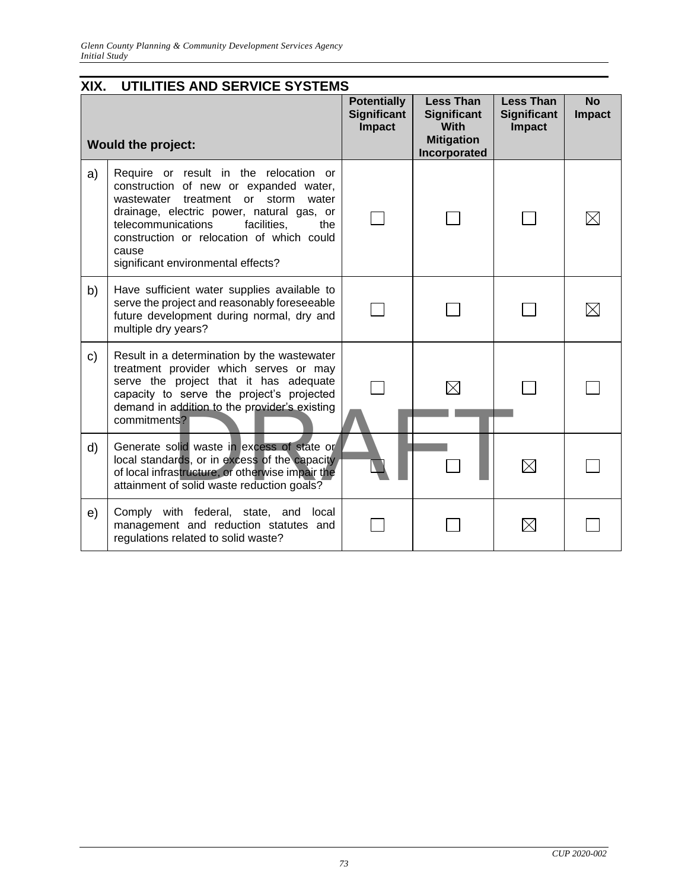## XIX. UTILITIES AND SERVICE SYSTEMS

| | Would the project: | Potentially Significant Impact | Less Than Significant With Mitigation Incorporated | Less Than Significant Impact | No Impact |
|---|---|---|---|---|---|
| a) | Require or result in the relocation or construction of new or expanded water, wastewater treatment or storm water drainage, electric power, natural gas, or telecommunications facilities, the construction or relocation of which could cause significant environmental effects? | ☐ | ☐ | ☐ | ☒ |
| b) | Have sufficient water supplies available to serve the project and reasonably foreseeable future development during normal, dry and multiple dry years? | ☐ | ☐ | ☐ | ☒ |
| c) | Result in a determination by the wastewater treatment provider which serves or may serve the project that it has adequate capacity to serve the project's projected demand in addition to the provider's existing commitments? | ☐ | ☒ | ☐ | ☐ |
| d) | Generate solid waste in excess of state or local standards, or in excess of the capacity of local infrastructure, or otherwise impair the attainment of solid waste reduction goals? | ☐ | ☐ | ☒ | ☐ |
| e) | Comply with federal, state, and local management and reduction statutes and regulations related to solid waste? | ☐ | ☐ | ☒ | ☐ |

DRAFT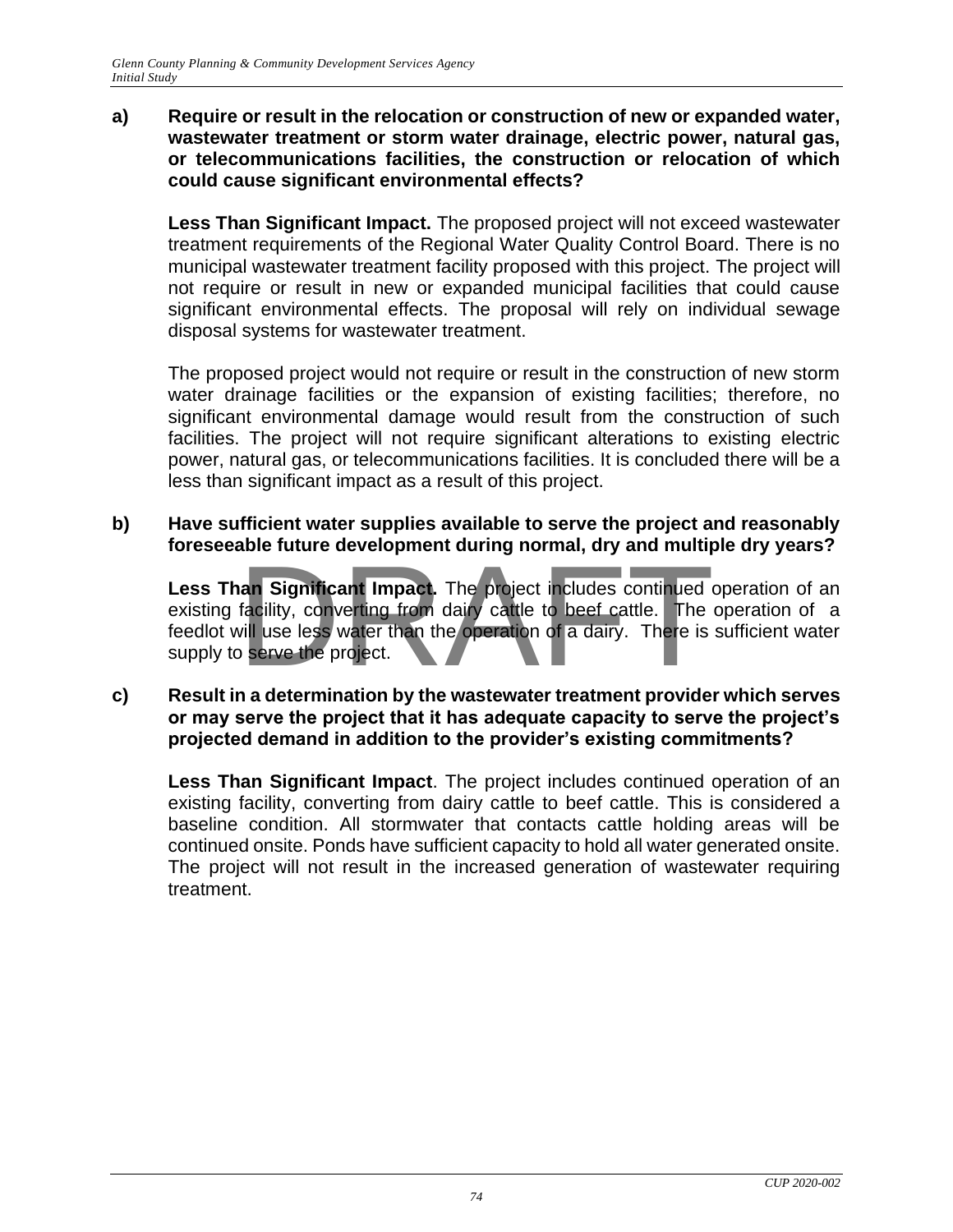**a) Require or result in the relocation or construction of new or expanded water, wastewater treatment or storm water drainage, electric power, natural gas, or telecommunications facilities, the construction or relocation of which could cause significant environmental effects?**

**Less Than Significant Impact.** The proposed project will not exceed wastewater treatment requirements of the Regional Water Quality Control Board. There is no municipal wastewater treatment facility proposed with this project. The project will not require or result in new or expanded municipal facilities that could cause significant environmental effects. The proposal will rely on individual sewage disposal systems for wastewater treatment.

The proposed project would not require or result in the construction of new storm water drainage facilities or the expansion of existing facilities; therefore, no significant environmental damage would result from the construction of such facilities. The project will not require significant alterations to existing electric power, natural gas, or telecommunications facilities. It is concluded there will be a less than significant impact as a result of this project.

**b) Have sufficient water supplies available to serve the project and reasonably foreseeable future development during normal, dry and multiple dry years?**

**Less Than Significant Impact.** The project includes continued operation of an existing facility, converting from dairy cattle to beef cattle. The operation of a feedlot will use less water than the operation of a dairy. There is sufficient water supply to serve the project.

**c) Result in a determination by the wastewater treatment provider which serves or may serve the project that it has adequate capacity to serve the project's projected demand in addition to the provider's existing commitments?**

**Less Than Significant Impact**. The project includes continued operation of an existing facility, converting from dairy cattle to beef cattle. This is considered a baseline condition. All stormwater that contacts cattle holding areas will be continued onsite. Ponds have sufficient capacity to hold all water generated onsite. The project will not result in the increased generation of wastewater requiring treatment.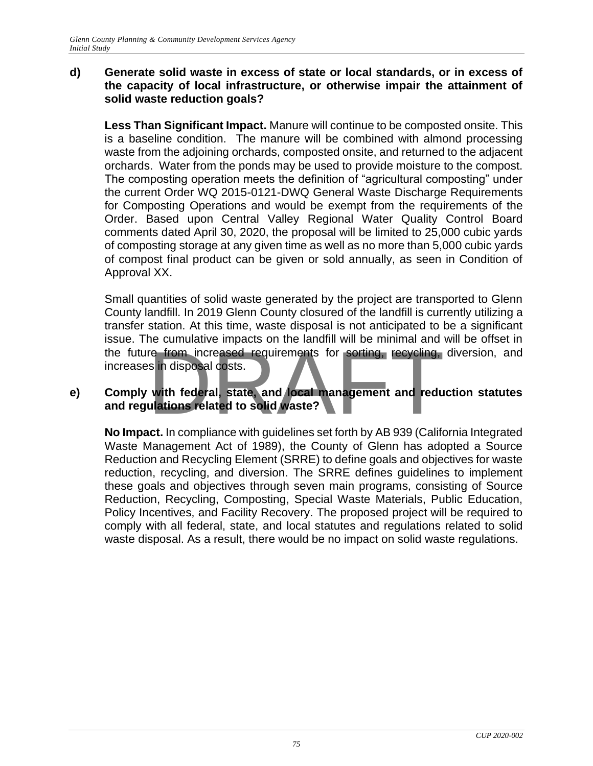**d) Generate solid waste in excess of state or local standards, or in excess of the capacity of local infrastructure, or otherwise impair the attainment of solid waste reduction goals?**

**Less Than Significant Impact.** Manure will continue to be composted onsite. This is a baseline condition. The manure will be combined with almond processing waste from the adjoining orchards, composted onsite, and returned to the adjacent orchards. Water from the ponds may be used to provide moisture to the compost. The composting operation meets the definition of "agricultural composting" under the current Order WQ 2015-0121-DWQ General Waste Discharge Requirements for Composting Operations and would be exempt from the requirements of the Order. Based upon Central Valley Regional Water Quality Control Board comments dated April 30, 2020, the proposal will be limited to 25,000 cubic yards of composting storage at any given time as well as no more than 5,000 cubic yards of compost final product can be given or sold annually, as seen in Condition of Approval XX.

Small quantities of solid waste generated by the project are transported to Glenn County landfill. In 2019 Glenn County closured of the landfill is currently utilizing a transfer station. At this time, waste disposal is not anticipated to be a significant issue. The cumulative impacts on the landfill will be minimal and will be offset in the future from increased requirements for sorting, recycling, diversion, and increases in disposal costs.

**e) Comply with federal, state, and local management and reduction statutes and regulations related to solid waste?**

**No Impact.** In compliance with guidelines set forth by AB 939 (California Integrated Waste Management Act of 1989), the County of Glenn has adopted a Source Reduction and Recycling Element (SRRE) to define goals and objectives for waste reduction, recycling, and diversion. The SRRE defines guidelines to implement these goals and objectives through seven main programs, consisting of Source Reduction, Recycling, Composting, Special Waste Materials, Public Education, Policy Incentives, and Facility Recovery. The proposed project will be required to comply with all federal, state, and local statutes and regulations related to solid waste disposal. As a result, there would be no impact on solid waste regulations.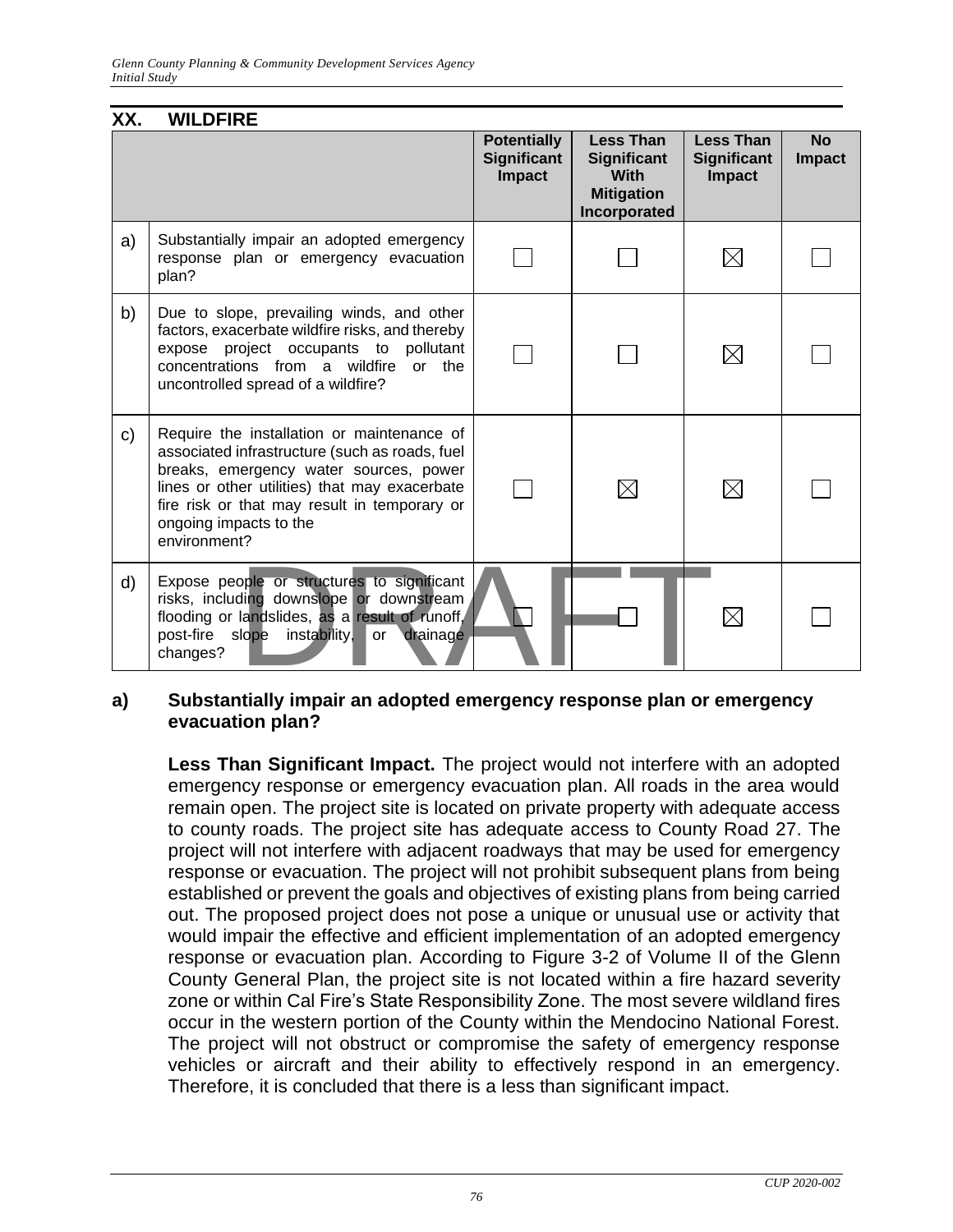## XX. WILDFIRE

| | | Potentially Significant Impact | Less Than Significant With Mitigation Incorporated | Less Than Significant Impact | No Impact |
|---|---|---|---|---|---|
| a) | Substantially impair an adopted emergency response plan or emergency evacuation plan? | ☐ | ☐ | ☒ | ☐ |
| b) | Due to slope, prevailing winds, and other factors, exacerbate wildfire risks, and thereby expose project occupants to pollutant concentrations from a wildfire or the uncontrolled spread of a wildfire? | ☐ | ☐ | ☒ | ☐ |
| c) | Require the installation or maintenance of associated infrastructure (such as roads, fuel breaks, emergency water sources, power lines or other utilities) that may exacerbate fire risk or that may result in temporary or ongoing impacts to the environment? | ☐ | ☒ | ☒ | ☐ |
| d) | Expose people or structures to significant risks, including downslope or downstream flooding or landslides, as a result of runoff, post-fire slope instability, or drainage changes? | ☐ | ☐ | ☒ | ☐ |

DRAFT

**a) Substantially impair an adopted emergency response plan or emergency evacuation plan?**

**Less Than Significant Impact.** The project would not interfere with an adopted emergency response or emergency evacuation plan. All roads in the area would remain open. The project site is located on private property with adequate access to county roads. The project site has adequate access to County Road 27. The project will not interfere with adjacent roadways that may be used for emergency response or evacuation. The project will not prohibit subsequent plans from being established or prevent the goals and objectives of existing plans from being carried out. The proposed project does not pose a unique or unusual use or activity that would impair the effective and efficient implementation of an adopted emergency response or evacuation plan. According to Figure 3-2 of Volume II of the Glenn County General Plan, the project site is not located within a fire hazard severity zone or within Cal Fire's State Responsibility Zone. The most severe wildland fires occur in the western portion of the County within the Mendocino National Forest. The project will not obstruct or compromise the safety of emergency response vehicles or aircraft and their ability to effectively respond in an emergency. Therefore, it is concluded that there is a less than significant impact.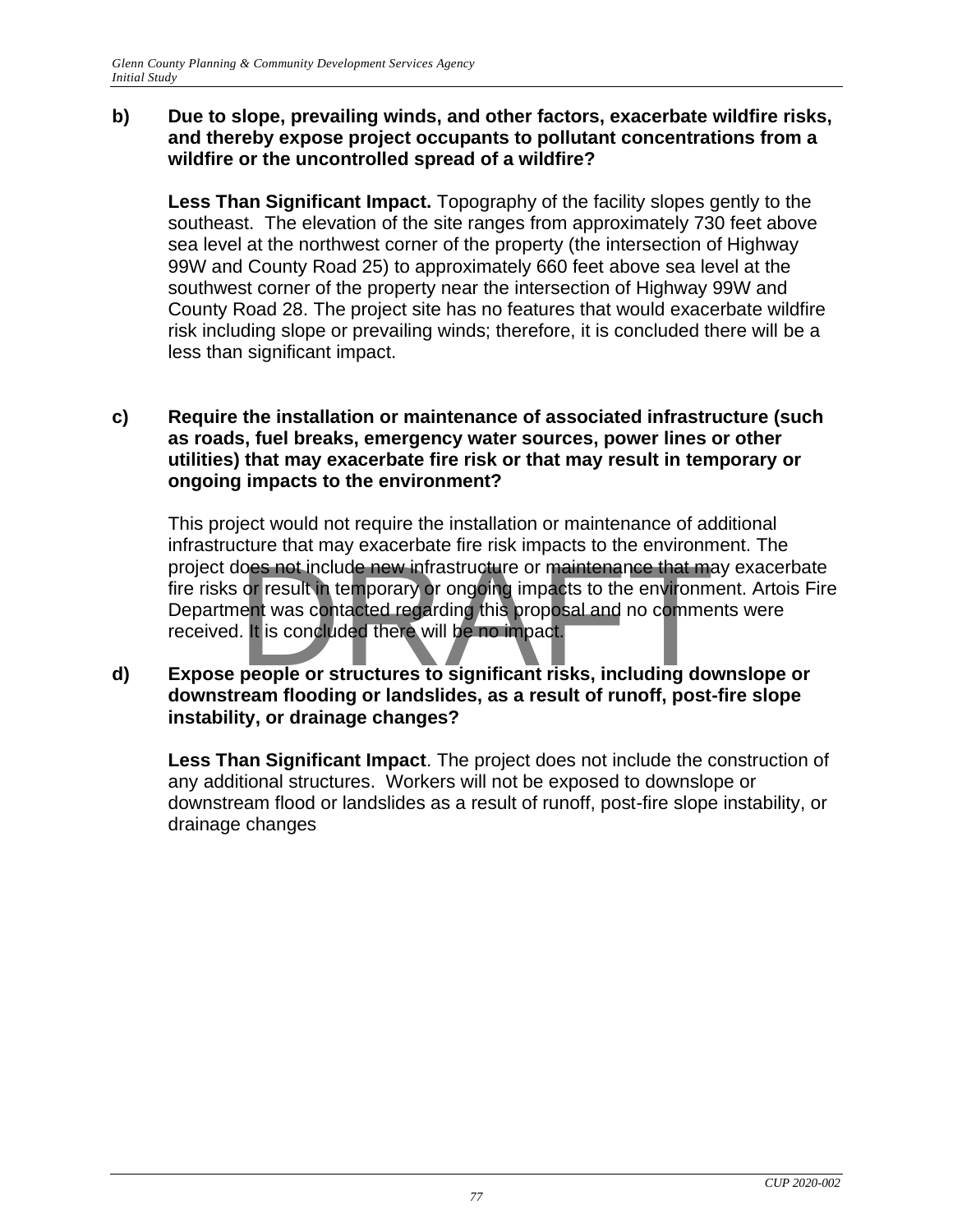**b) Due to slope, prevailing winds, and other factors, exacerbate wildfire risks, and thereby expose project occupants to pollutant concentrations from a wildfire or the uncontrolled spread of a wildfire?**

**Less Than Significant Impact.** Topography of the facility slopes gently to the southeast. The elevation of the site ranges from approximately 730 feet above sea level at the northwest corner of the property (the intersection of Highway 99W and County Road 25) to approximately 660 feet above sea level at the southwest corner of the property near the intersection of Highway 99W and County Road 28. The project site has no features that would exacerbate wildfire risk including slope or prevailing winds; therefore, it is concluded there will be a less than significant impact.

**c) Require the installation or maintenance of associated infrastructure (such as roads, fuel breaks, emergency water sources, power lines or other utilities) that may exacerbate fire risk or that may result in temporary or ongoing impacts to the environment?**

This project would not require the installation or maintenance of additional infrastructure that may exacerbate fire risk impacts to the environment. The project does not include new infrastructure or maintenance that may exacerbate fire risks or result in temporary or ongoing impacts to the environment. Artois Fire Department was contacted regarding this proposal and no comments were received. It is concluded there will be no impact.

**d) Expose people or structures to significant risks, including downslope or downstream flooding or landslides, as a result of runoff, post-fire slope instability, or drainage changes?**

**Less Than Significant Impact**. The project does not include the construction of any additional structures. Workers will not be exposed to downslope or downstream flood or landslides as a result of runoff, post-fire slope instability, or drainage changes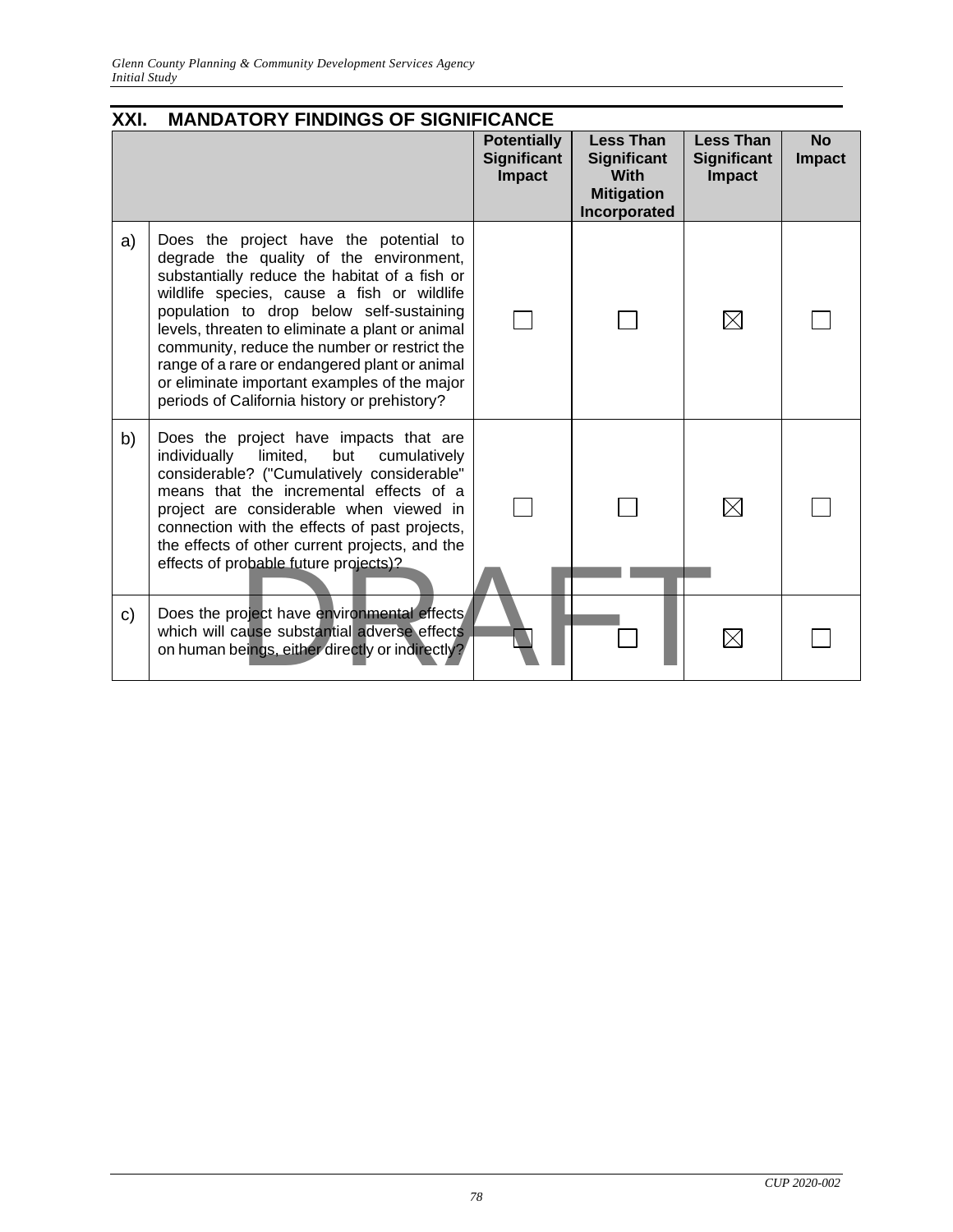## XXI. MANDATORY FINDINGS OF SIGNIFICANCE

| | | Potentially Significant Impact | Less Than Significant With Mitigation Incorporated | Less Than Significant Impact | No Impact |
|---|---|---|---|---|---|
| a) | Does the project have the potential to degrade the quality of the environment, substantially reduce the habitat of a fish or wildlife species, cause a fish or wildlife population to drop below self-sustaining levels, threaten to eliminate a plant or animal community, reduce the number or restrict the range of a rare or endangered plant or animal or eliminate important examples of the major periods of California history or prehistory? | ☐ | ☐ | ☒ | ☐ |
| b) | Does the project have impacts that are individually limited, but cumulatively considerable? ("Cumulatively considerable" means that the incremental effects of a project are considerable when viewed in connection with the effects of past projects, the effects of other current projects, and the effects of probable future projects)? | ☐ | ☐ | ☒ | ☐ |
| c) | Does the project have environmental effects which will cause substantial adverse effects on human beings, either directly or indirectly? | ☐ | ☐ | ☒ | ☐ |

DRAFT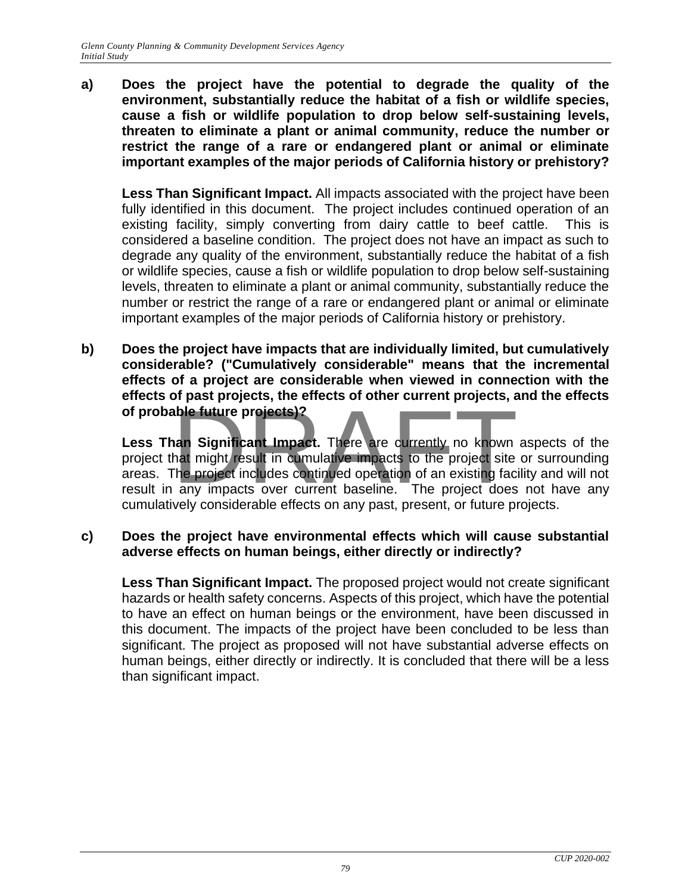**a) Does the project have the potential to degrade the quality of the environment, substantially reduce the habitat of a fish or wildlife species, cause a fish or wildlife population to drop below self-sustaining levels, threaten to eliminate a plant or animal community, reduce the number or restrict the range of a rare or endangered plant or animal or eliminate important examples of the major periods of California history or prehistory?**

**Less Than Significant Impact.** All impacts associated with the project have been fully identified in this document. The project includes continued operation of an existing facility, simply converting from dairy cattle to beef cattle. This is considered a baseline condition. The project does not have an impact as such to degrade any quality of the environment, substantially reduce the habitat of a fish or wildlife species, cause a fish or wildlife population to drop below self-sustaining levels, threaten to eliminate a plant or animal community, substantially reduce the number or restrict the range of a rare or endangered plant or animal or eliminate important examples of the major periods of California history or prehistory.

**b) Does the project have impacts that are individually limited, but cumulatively considerable? ("Cumulatively considerable" means that the incremental effects of a project are considerable when viewed in connection with the effects of past projects, the effects of other current projects, and the effects of probable future projects)?**

**Less Than Significant Impact.** There are currently no known aspects of the project that might result in cumulative impacts to the project site or surrounding areas. The project includes continued operation of an existing facility and will not result in any impacts over current baseline. The project does not have any cumulatively considerable effects on any past, present, or future projects.

**c) Does the project have environmental effects which will cause substantial adverse effects on human beings, either directly or indirectly?**

**Less Than Significant Impact.** The proposed project would not create significant hazards or health safety concerns. Aspects of this project, which have the potential to have an effect on human beings or the environment, have been discussed in this document. The impacts of the project have been concluded to be less than significant. The project as proposed will not have substantial adverse effects on human beings, either directly or indirectly. It is concluded that there will be a less than significant impact.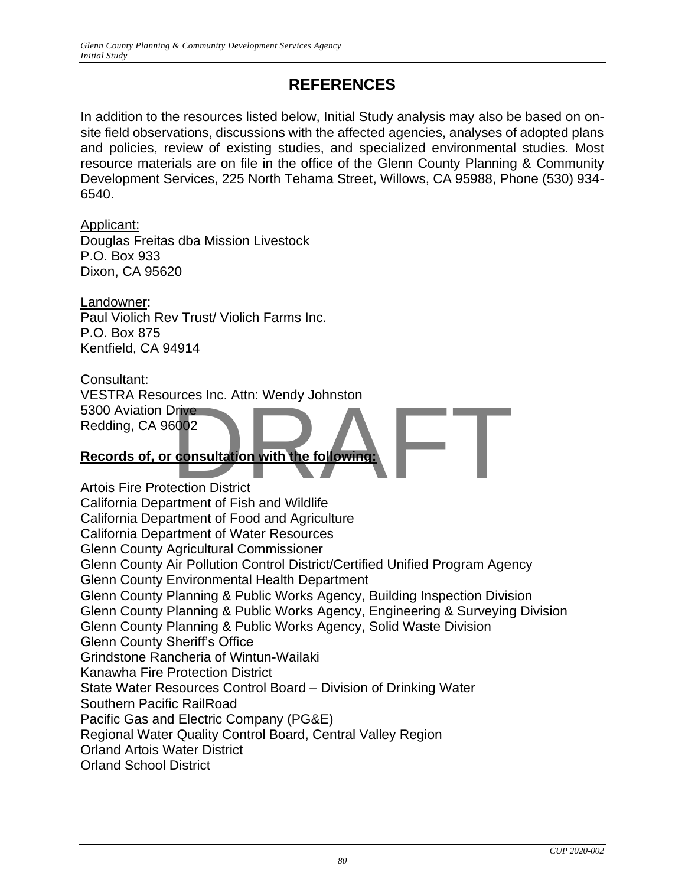# REFERENCES

In addition to the resources listed below, Initial Study analysis may also be based on on-site field observations, discussions with the affected agencies, analyses of adopted plans and policies, review of existing studies, and specialized environmental studies. Most resource materials are on file in the office of the Glenn County Planning & Community Development Services, 225 North Tehama Street, Willows, CA 95988, Phone (530) 934-6540.

Applicant:
Douglas Freitas dba Mission Livestock
P.O. Box 933
Dixon, CA 95620

Landowner:
Paul Violich Rev Trust/ Violich Farms Inc.
P.O. Box 875
Kentfield, CA 94914

Consultant:
VESTRA Resources Inc. Attn: Wendy Johnston
5300 Aviation Drive
Redding, CA 96002

**Records of, or consultation with the following:**

Artois Fire Protection District
California Department of Fish and Wildlife
California Department of Food and Agriculture
California Department of Water Resources
Glenn County Agricultural Commissioner
Glenn County Air Pollution Control District/Certified Unified Program Agency
Glenn County Environmental Health Department
Glenn County Planning & Public Works Agency, Building Inspection Division
Glenn County Planning & Public Works Agency, Engineering & Surveying Division
Glenn County Planning & Public Works Agency, Solid Waste Division
Glenn County Sheriff's Office
Grindstone Rancheria of Wintun-Wailaki
Kanawha Fire Protection District
State Water Resources Control Board – Division of Drinking Water
Southern Pacific RailRoad
Pacific Gas and Electric Company (PG&E)
Regional Water Quality Control Board, Central Valley Region
Orland Artois Water District
Orland School District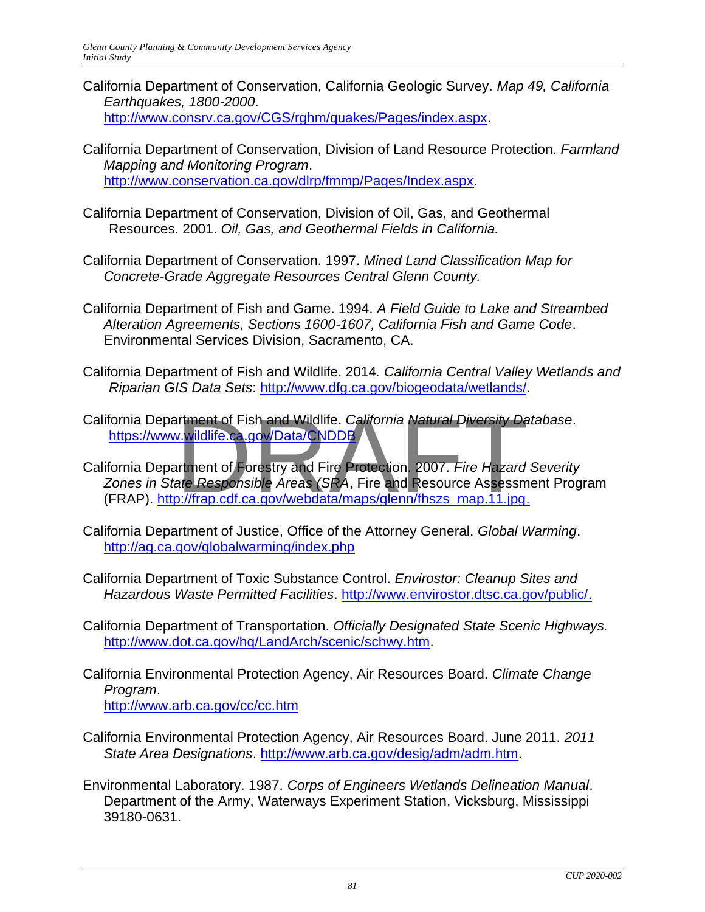California Department of Conservation, California Geologic Survey. *Map 49, California Earthquakes, 1800-2000*. http://www.consrv.ca.gov/CGS/rghm/quakes/Pages/index.aspx.

California Department of Conservation, Division of Land Resource Protection. *Farmland Mapping and Monitoring Program*. http://www.conservation.ca.gov/dlrp/fmmp/Pages/Index.aspx.

California Department of Conservation, Division of Oil, Gas, and Geothermal Resources. 2001. *Oil, Gas, and Geothermal Fields in California.*

California Department of Conservation. 1997. *Mined Land Classification Map for Concrete-Grade Aggregate Resources Central Glenn County.*

California Department of Fish and Game. 1994. *A Field Guide to Lake and Streambed Alteration Agreements, Sections 1600-1607, California Fish and Game Code*. Environmental Services Division, Sacramento, CA.

California Department of Fish and Wildlife. 2014*. California Central Valley Wetlands and Riparian GIS Data Sets*: http://www.dfg.ca.gov/biogeodata/wetlands/.

California Department of Fish and Wildlife. *California Natural Diversity Database*. https://www.wildlife.ca.gov/Data/CNDDB

California Department of Forestry and Fire Protection. 2007. *Fire Hazard Severity Zones in State Responsible Areas (SRA*, Fire and Resource Assessment Program (FRAP). http://frap.cdf.ca.gov/webdata/maps/glenn/fhszs_map.11.jpg.

California Department of Justice, Office of the Attorney General. *Global Warming*. http://ag.ca.gov/globalwarming/index.php

California Department of Toxic Substance Control. *Envirostor: Cleanup Sites and Hazardous Waste Permitted Facilities*. http://www.envirostor.dtsc.ca.gov/public/.

California Department of Transportation. *Officially Designated State Scenic Highways.* http://www.dot.ca.gov/hq/LandArch/scenic/schwy.htm.

California Environmental Protection Agency, Air Resources Board. *Climate Change Program*. http://www.arb.ca.gov/cc/cc.htm

California Environmental Protection Agency, Air Resources Board. June 2011. *2011 State Area Designations*. http://www.arb.ca.gov/desig/adm/adm.htm.

Environmental Laboratory. 1987. *Corps of Engineers Wetlands Delineation Manual*. Department of the Army, Waterways Experiment Station, Vicksburg, Mississippi 39180-0631.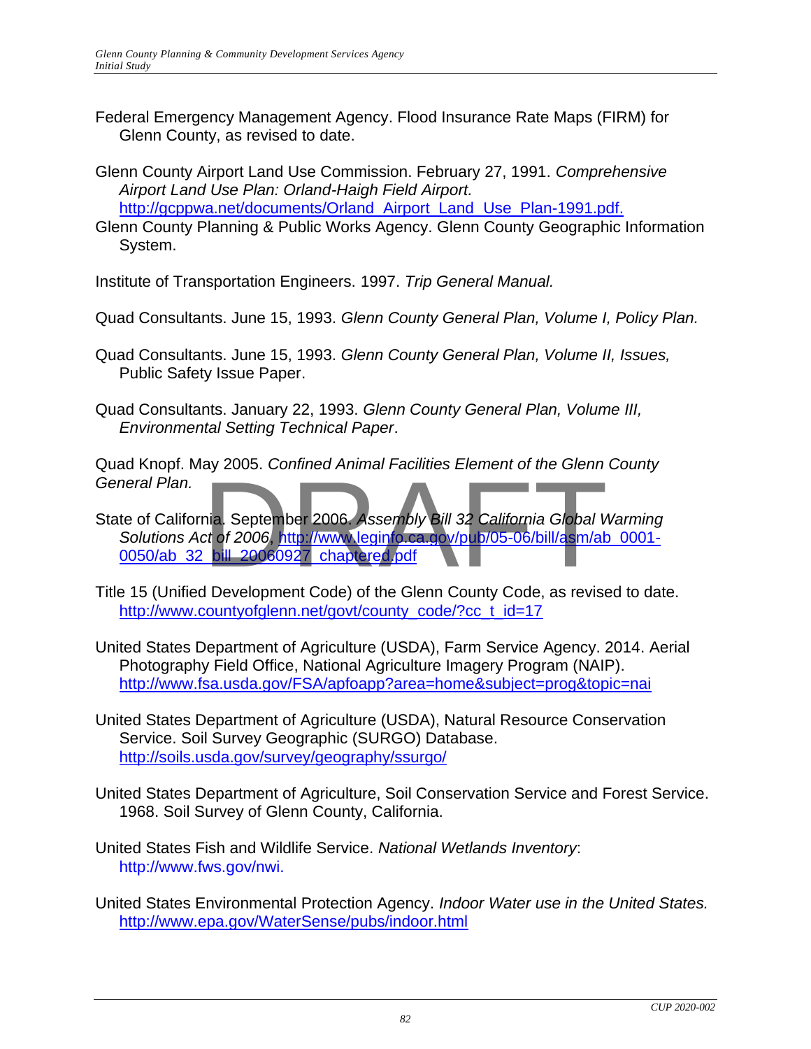Federal Emergency Management Agency. Flood Insurance Rate Maps (FIRM) for Glenn County, as revised to date.

Glenn County Airport Land Use Commission. February 27, 1991. *Comprehensive Airport Land Use Plan: Orland-Haigh Field Airport.* http://gcppwa.net/documents/Orland_Airport_Land_Use_Plan-1991.pdf.

Glenn County Planning & Public Works Agency. Glenn County Geographic Information System.

Institute of Transportation Engineers. 1997. *Trip General Manual.*

Quad Consultants. June 15, 1993. *Glenn County General Plan, Volume I, Policy Plan.*

Quad Consultants. June 15, 1993. *Glenn County General Plan, Volume II, Issues,* Public Safety Issue Paper.

Quad Consultants. January 22, 1993. *Glenn County General Plan, Volume III, Environmental Setting Technical Paper*.

Quad Knopf. May 2005. *Confined Animal Facilities Element of the Glenn County General Plan.*

State of California. September 2006. *Assembly Bill 32 California Global Warming Solutions Act of 2006*, http://www.leginfo.ca.gov/pub/05-06/bill/asm/ab_0001-0050/ab_32_bill_20060927_chaptered.pdf

Title 15 (Unified Development Code) of the Glenn County Code, as revised to date. http://www.countyofglenn.net/govt/county_code/?cc_t_id=17

United States Department of Agriculture (USDA), Farm Service Agency. 2014. Aerial Photography Field Office, National Agriculture Imagery Program (NAIP). http://www.fsa.usda.gov/FSA/apfoapp?area=home&subject=prog&topic=nai

United States Department of Agriculture (USDA), Natural Resource Conservation Service. Soil Survey Geographic (SURGO) Database. http://soils.usda.gov/survey/geography/ssurgo/

United States Department of Agriculture, Soil Conservation Service and Forest Service. 1968. Soil Survey of Glenn County, California.

United States Fish and Wildlife Service. *National Wetlands Inventory*: http://www.fws.gov/nwi.

United States Environmental Protection Agency. *Indoor Water use in the United States.* http://www.epa.gov/WaterSense/pubs/indoor.html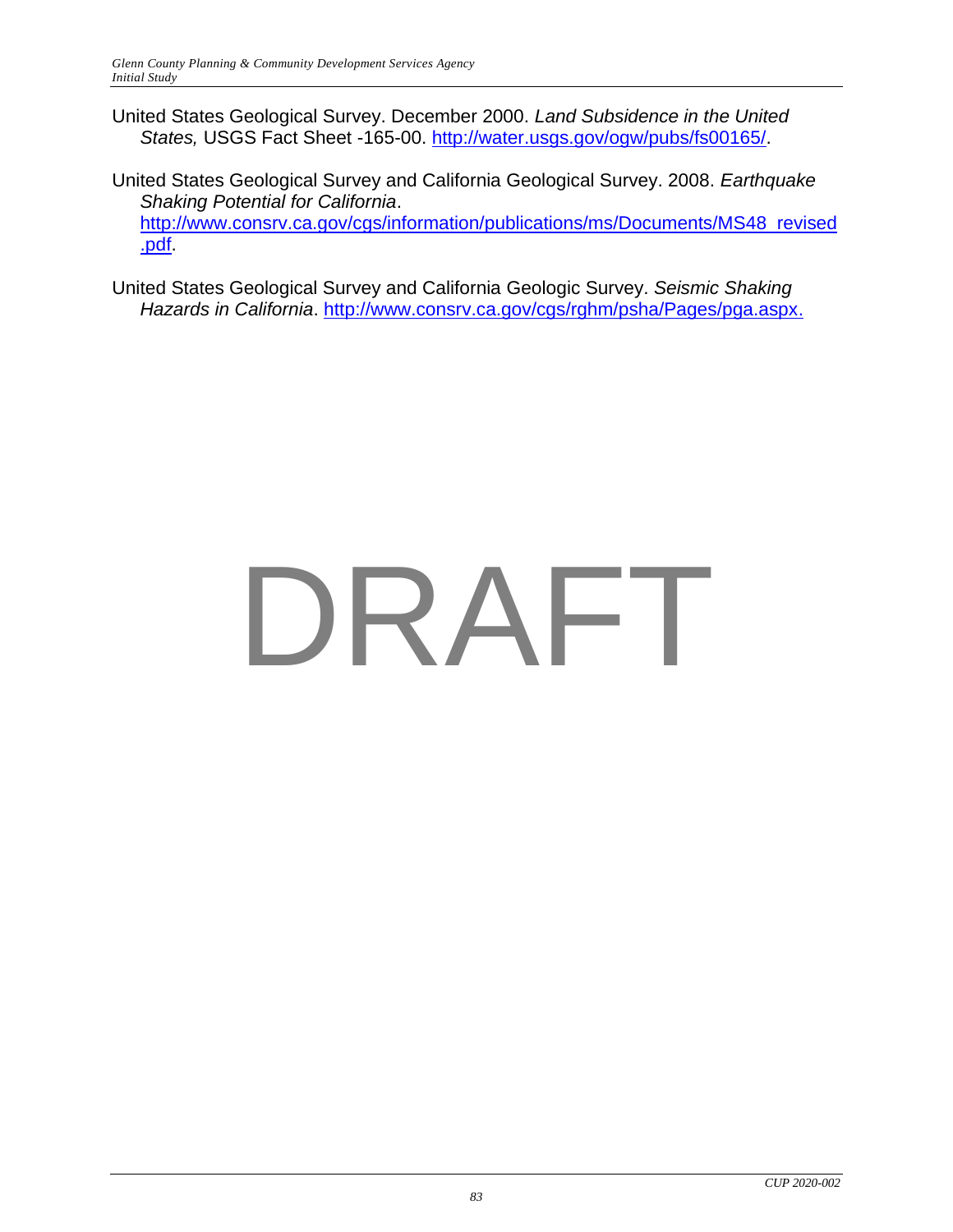United States Geological Survey. December 2000. *Land Subsidence in the United States,* USGS Fact Sheet -165-00. http://water.usgs.gov/ogw/pubs/fs00165/.

United States Geological Survey and California Geological Survey. 2008. *Earthquake Shaking Potential for California*. http://www.consrv.ca.gov/cgs/information/publications/ms/Documents/MS48_revised.pdf.

United States Geological Survey and California Geologic Survey. *Seismic Shaking Hazards in California*. http://www.consrv.ca.gov/cgs/rghm/psha/Pages/pga.aspx.

DRAFT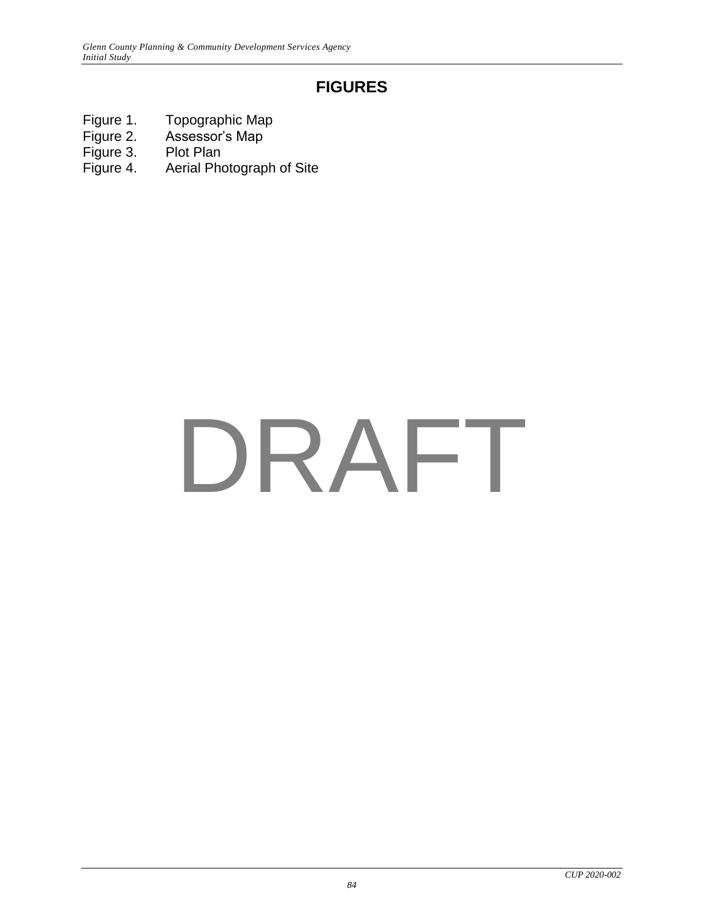# FIGURES

Figure 1. Topographic Map
Figure 2. Assessor's Map
Figure 3. Plot Plan
Figure 4. Aerial Photograph of Site

DRAFT